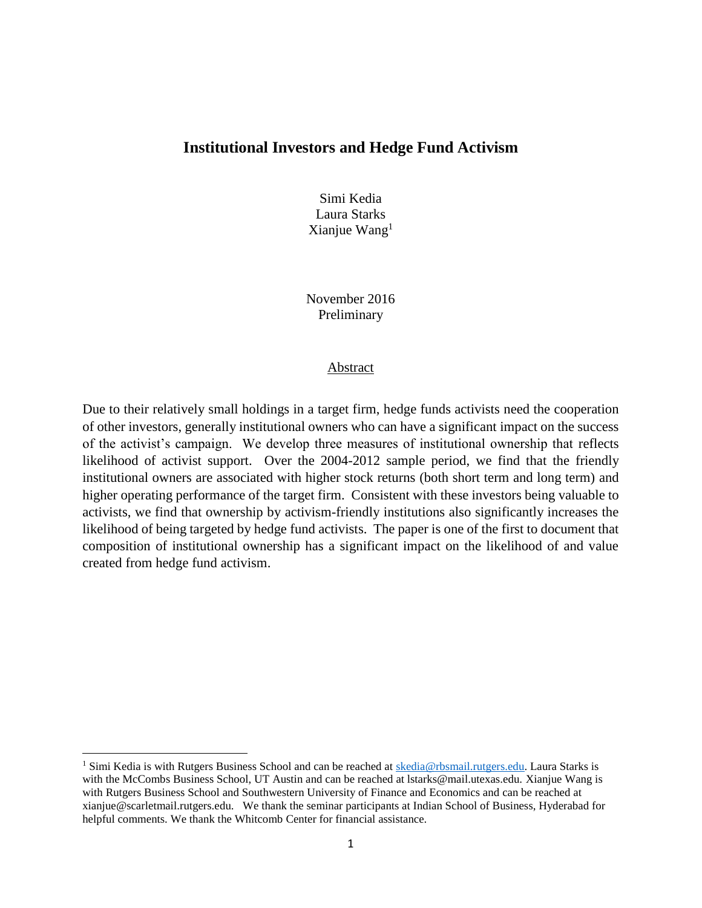# Institutional Investors and Hedge Fund Activism

Simi Kedia
Laura Starks
Xianjue Wang[1]

November 2016
Preliminary

## Abstract

Due to their relatively small holdings in a target firm, hedge funds activists need the cooperation of other investors, generally institutional owners who can have a significant impact on the success of the activist's campaign. We develop three measures of institutional ownership that reflects likelihood of activist support. Over the 2004-2012 sample period, we find that the friendly institutional owners are associated with higher stock returns (both short term and long term) and higher operating performance of the target firm. Consistent with these investors being valuable to activists, we find that ownership by activism-friendly institutions also significantly increases the likelihood of being targeted by hedge fund activists. The paper is one of the first to document that composition of institutional ownership has a significant impact on the likelihood of and value created from hedge fund activism.

---

[1] Simi Kedia is with Rutgers Business School and can be reached at skedia@rbsmail.rutgers.edu. Laura Starks is with the McCombs Business School, UT Austin and can be reached at lstarks@mail.utexas.edu. Xianjue Wang is with Rutgers Business School and Southwestern University of Finance and Economics and can be reached at xianjue@scarletmail.rutgers.edu. We thank the seminar participants at Indian School of Business, Hyderabad for helpful comments. We thank the Whitcomb Center for financial assistance.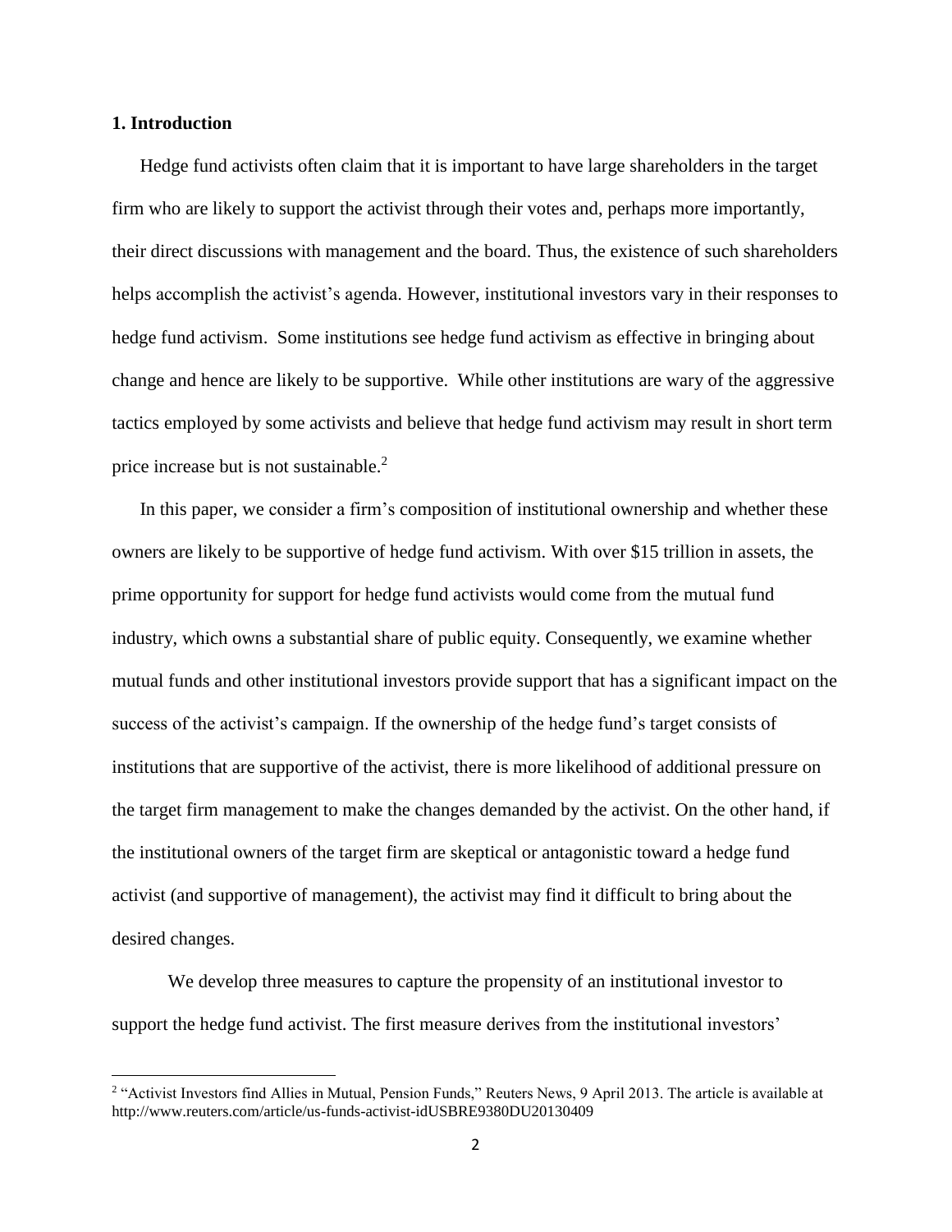## 1. Introduction

Hedge fund activists often claim that it is important to have large shareholders in the target firm who are likely to support the activist through their votes and, perhaps more importantly, their direct discussions with management and the board. Thus, the existence of such shareholders helps accomplish the activist's agenda. However, institutional investors vary in their responses to hedge fund activism. Some institutions see hedge fund activism as effective in bringing about change and hence are likely to be supportive. While other institutions are wary of the aggressive tactics employed by some activists and believe that hedge fund activism may result in short term price increase but is not sustainable.[2]

In this paper, we consider a firm's composition of institutional ownership and whether these owners are likely to be supportive of hedge fund activism. With over $15 trillion in assets, the prime opportunity for support for hedge fund activists would come from the mutual fund industry, which owns a substantial share of public equity. Consequently, we examine whether mutual funds and other institutional investors provide support that has a significant impact on the success of the activist's campaign. If the ownership of the hedge fund's target consists of institutions that are supportive of the activist, there is more likelihood of additional pressure on the target firm management to make the changes demanded by the activist. On the other hand, if the institutional owners of the target firm are skeptical or antagonistic toward a hedge fund activist (and supportive of management), the activist may find it difficult to bring about the desired changes.

We develop three measures to capture the propensity of an institutional investor to support the hedge fund activist. The first measure derives from the institutional investors'

[2] "Activist Investors find Allies in Mutual, Pension Funds," Reuters News, 9 April 2013. The article is available at http://www.reuters.com/article/us-funds-activist-idUSBRE9380DU20130409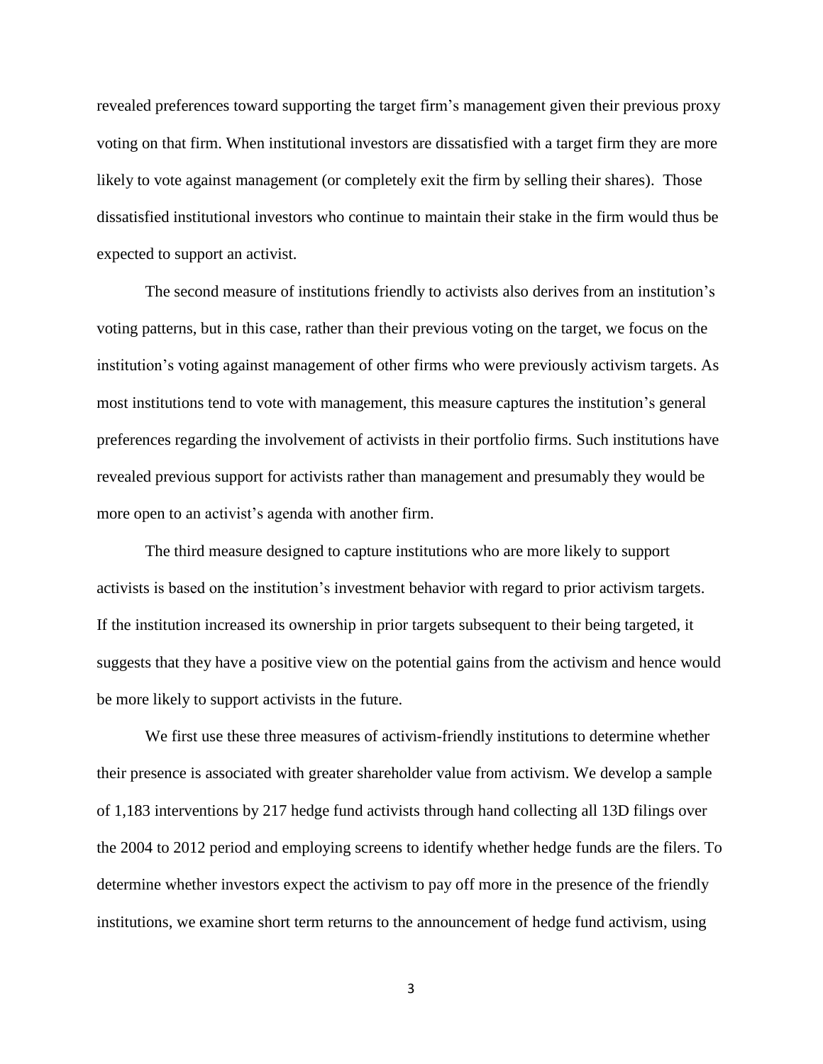revealed preferences toward supporting the target firm's management given their previous proxy voting on that firm. When institutional investors are dissatisfied with a target firm they are more likely to vote against management (or completely exit the firm by selling their shares). Those dissatisfied institutional investors who continue to maintain their stake in the firm would thus be expected to support an activist.

The second measure of institutions friendly to activists also derives from an institution's voting patterns, but in this case, rather than their previous voting on the target, we focus on the institution's voting against management of other firms who were previously activism targets. As most institutions tend to vote with management, this measure captures the institution's general preferences regarding the involvement of activists in their portfolio firms. Such institutions have revealed previous support for activists rather than management and presumably they would be more open to an activist's agenda with another firm.

The third measure designed to capture institutions who are more likely to support activists is based on the institution's investment behavior with regard to prior activism targets. If the institution increased its ownership in prior targets subsequent to their being targeted, it suggests that they have a positive view on the potential gains from the activism and hence would be more likely to support activists in the future.

We first use these three measures of activism-friendly institutions to determine whether their presence is associated with greater shareholder value from activism. We develop a sample of 1,183 interventions by 217 hedge fund activists through hand collecting all 13D filings over the 2004 to 2012 period and employing screens to identify whether hedge funds are the filers. To determine whether investors expect the activism to pay off more in the presence of the friendly institutions, we examine short term returns to the announcement of hedge fund activism, using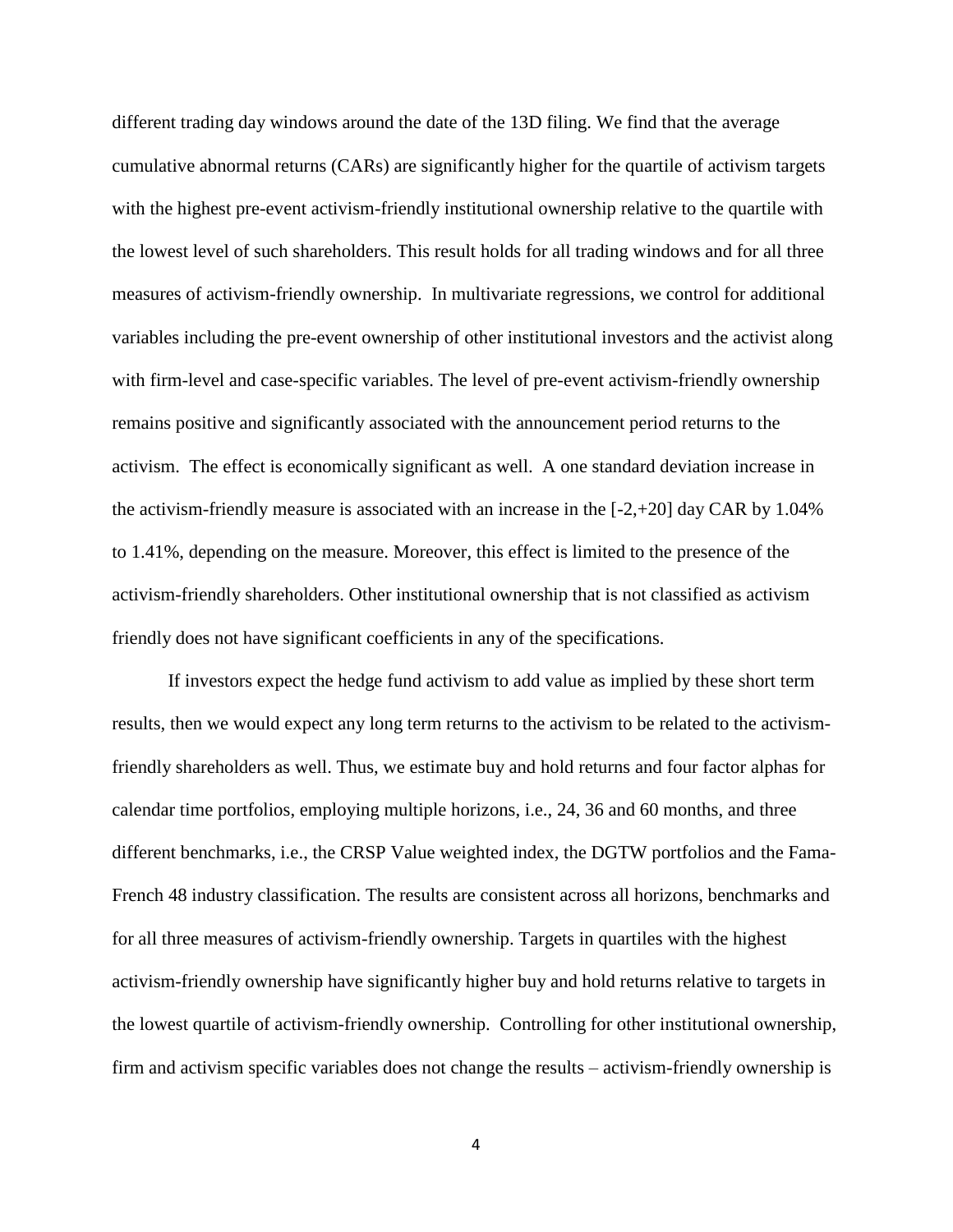different trading day windows around the date of the 13D filing. We find that the average cumulative abnormal returns (CARs) are significantly higher for the quartile of activism targets with the highest pre-event activism-friendly institutional ownership relative to the quartile with the lowest level of such shareholders. This result holds for all trading windows and for all three measures of activism-friendly ownership. In multivariate regressions, we control for additional variables including the pre-event ownership of other institutional investors and the activist along with firm-level and case-specific variables. The level of pre-event activism-friendly ownership remains positive and significantly associated with the announcement period returns to the activism. The effect is economically significant as well. A one standard deviation increase in the activism-friendly measure is associated with an increase in the [-2,+20] day CAR by 1.04% to 1.41%, depending on the measure. Moreover, this effect is limited to the presence of the activism-friendly shareholders. Other institutional ownership that is not classified as activism friendly does not have significant coefficients in any of the specifications.

If investors expect the hedge fund activism to add value as implied by these short term results, then we would expect any long term returns to the activism to be related to the activism-friendly shareholders as well. Thus, we estimate buy and hold returns and four factor alphas for calendar time portfolios, employing multiple horizons, i.e., 24, 36 and 60 months, and three different benchmarks, i.e., the CRSP Value weighted index, the DGTW portfolios and the Fama-French 48 industry classification. The results are consistent across all horizons, benchmarks and for all three measures of activism-friendly ownership. Targets in quartiles with the highest activism-friendly ownership have significantly higher buy and hold returns relative to targets in the lowest quartile of activism-friendly ownership. Controlling for other institutional ownership, firm and activism specific variables does not change the results – activism-friendly ownership is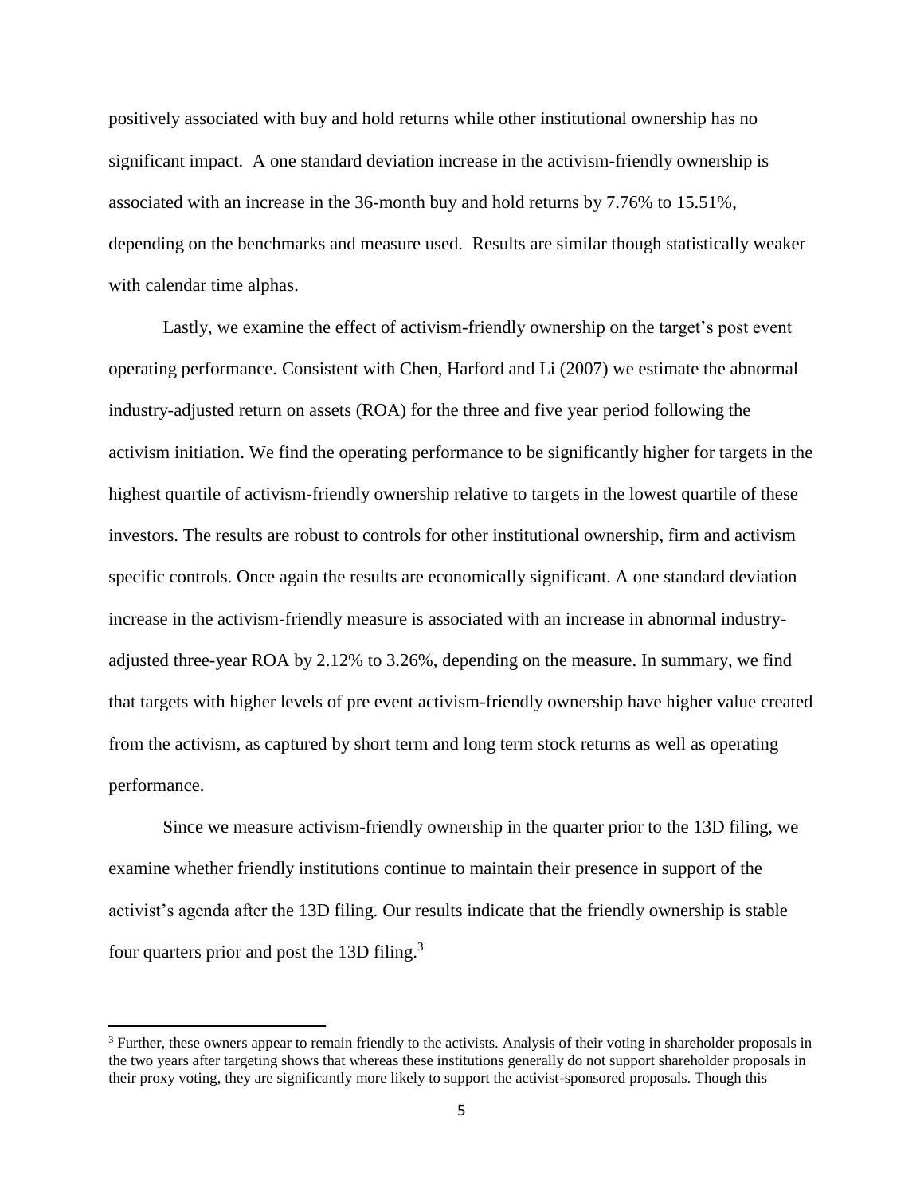positively associated with buy and hold returns while other institutional ownership has no significant impact. A one standard deviation increase in the activism-friendly ownership is associated with an increase in the 36-month buy and hold returns by 7.76% to 15.51%, depending on the benchmarks and measure used. Results are similar though statistically weaker with calendar time alphas.

Lastly, we examine the effect of activism-friendly ownership on the target's post event operating performance. Consistent with Chen, Harford and Li (2007) we estimate the abnormal industry-adjusted return on assets (ROA) for the three and five year period following the activism initiation. We find the operating performance to be significantly higher for targets in the highest quartile of activism-friendly ownership relative to targets in the lowest quartile of these investors. The results are robust to controls for other institutional ownership, firm and activism specific controls. Once again the results are economically significant. A one standard deviation increase in the activism-friendly measure is associated with an increase in abnormal industry-adjusted three-year ROA by 2.12% to 3.26%, depending on the measure. In summary, we find that targets with higher levels of pre event activism-friendly ownership have higher value created from the activism, as captured by short term and long term stock returns as well as operating performance.

Since we measure activism-friendly ownership in the quarter prior to the 13D filing, we examine whether friendly institutions continue to maintain their presence in support of the activist's agenda after the 13D filing. Our results indicate that the friendly ownership is stable four quarters prior and post the 13D filing.[3]

[3] Further, these owners appear to remain friendly to the activists. Analysis of their voting in shareholder proposals in the two years after targeting shows that whereas these institutions generally do not support shareholder proposals in their proxy voting, they are significantly more likely to support the activist-sponsored proposals. Though this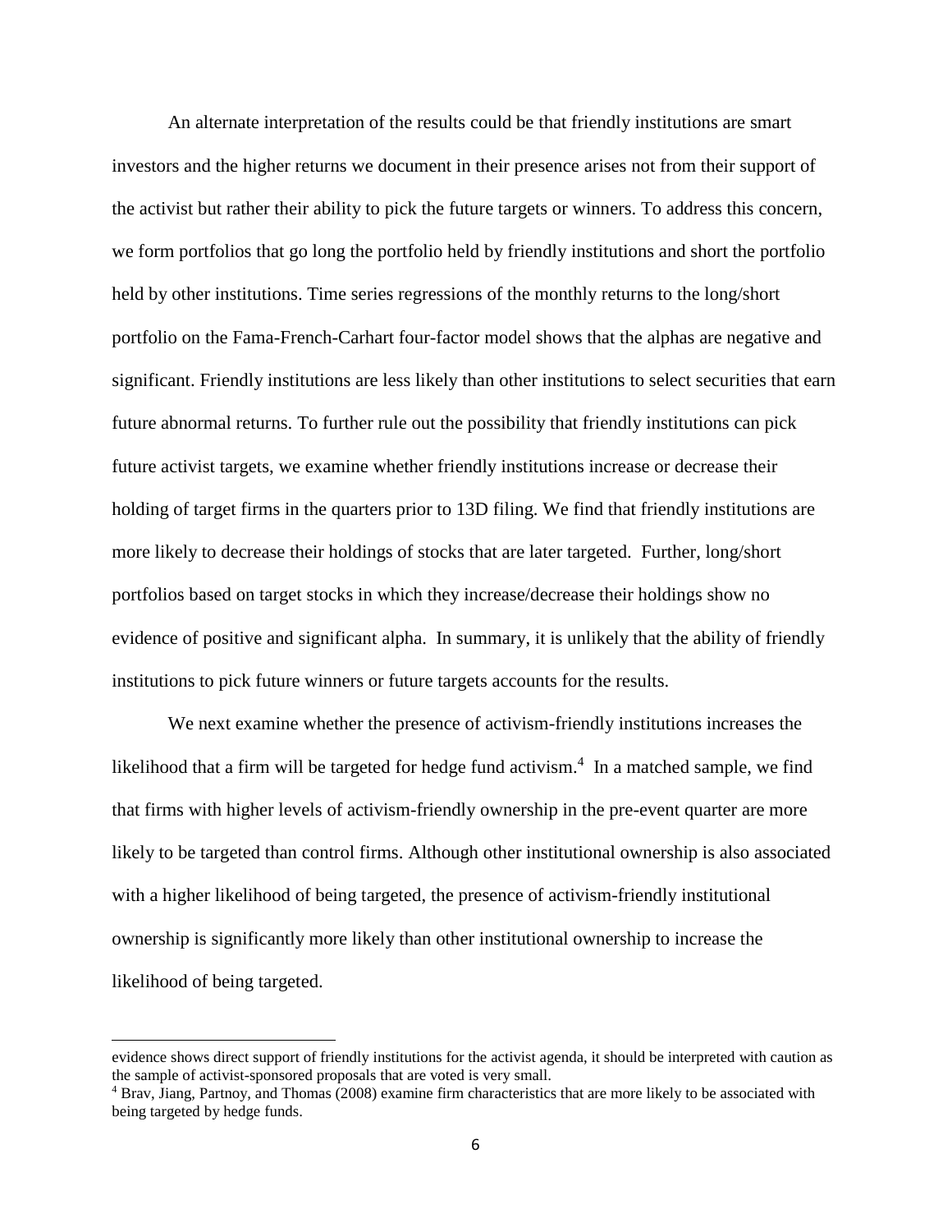An alternate interpretation of the results could be that friendly institutions are smart investors and the higher returns we document in their presence arises not from their support of the activist but rather their ability to pick the future targets or winners. To address this concern, we form portfolios that go long the portfolio held by friendly institutions and short the portfolio held by other institutions. Time series regressions of the monthly returns to the long/short portfolio on the Fama-French-Carhart four-factor model shows that the alphas are negative and significant. Friendly institutions are less likely than other institutions to select securities that earn future abnormal returns. To further rule out the possibility that friendly institutions can pick future activist targets, we examine whether friendly institutions increase or decrease their holding of target firms in the quarters prior to 13D filing. We find that friendly institutions are more likely to decrease their holdings of stocks that are later targeted. Further, long/short portfolios based on target stocks in which they increase/decrease their holdings show no evidence of positive and significant alpha. In summary, it is unlikely that the ability of friendly institutions to pick future winners or future targets accounts for the results.

We next examine whether the presence of activism-friendly institutions increases the likelihood that a firm will be targeted for hedge fund activism.[4] In a matched sample, we find that firms with higher levels of activism-friendly ownership in the pre-event quarter are more likely to be targeted than control firms. Although other institutional ownership is also associated with a higher likelihood of being targeted, the presence of activism-friendly institutional ownership is significantly more likely than other institutional ownership to increase the likelihood of being targeted.

---

evidence shows direct support of friendly institutions for the activist agenda, it should be interpreted with caution as the sample of activist-sponsored proposals that are voted is very small.

[4] Brav, Jiang, Partnoy, and Thomas (2008) examine firm characteristics that are more likely to be associated with being targeted by hedge funds.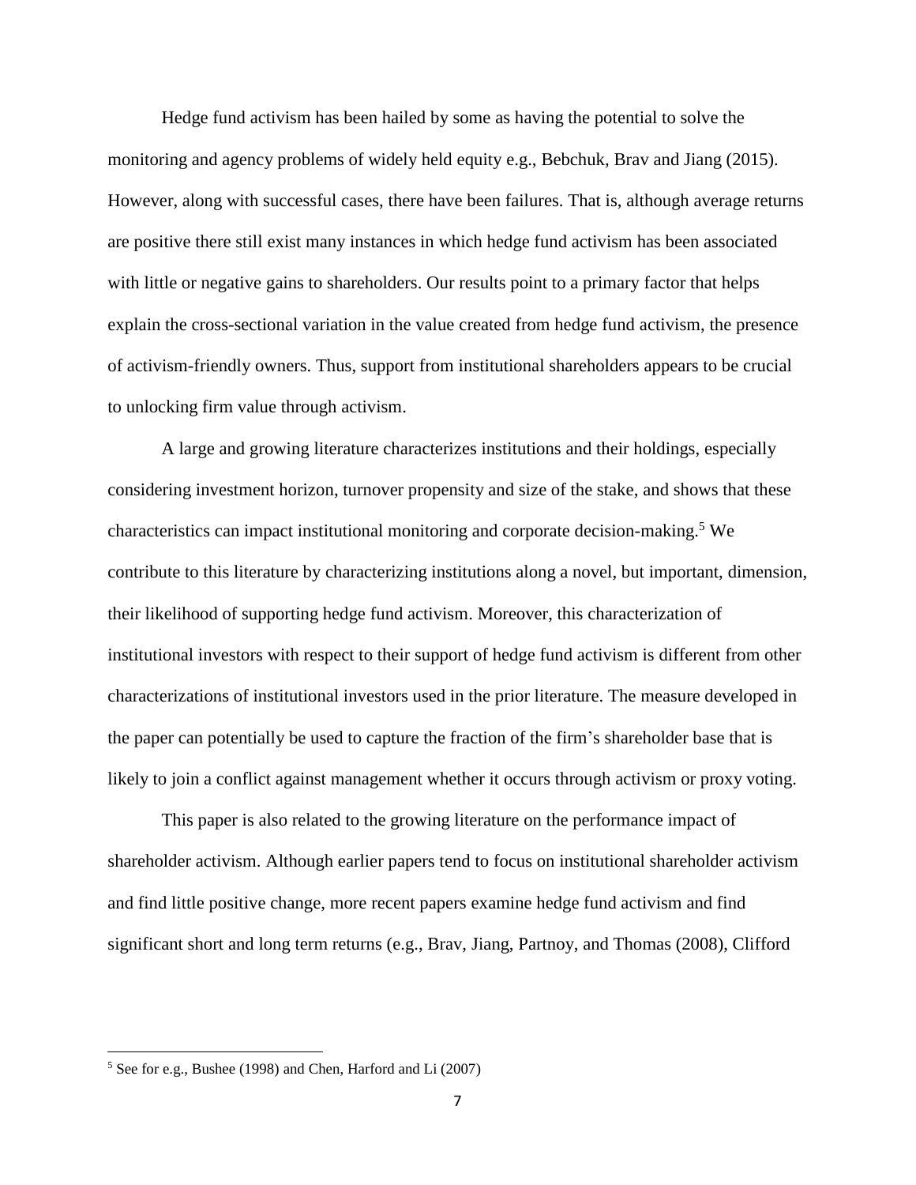Hedge fund activism has been hailed by some as having the potential to solve the monitoring and agency problems of widely held equity e.g., Bebchuk, Brav and Jiang (2015). However, along with successful cases, there have been failures. That is, although average returns are positive there still exist many instances in which hedge fund activism has been associated with little or negative gains to shareholders. Our results point to a primary factor that helps explain the cross-sectional variation in the value created from hedge fund activism, the presence of activism-friendly owners. Thus, support from institutional shareholders appears to be crucial to unlocking firm value through activism.

A large and growing literature characterizes institutions and their holdings, especially considering investment horizon, turnover propensity and size of the stake, and shows that these characteristics can impact institutional monitoring and corporate decision-making.[5] We contribute to this literature by characterizing institutions along a novel, but important, dimension, their likelihood of supporting hedge fund activism. Moreover, this characterization of institutional investors with respect to their support of hedge fund activism is different from other characterizations of institutional investors used in the prior literature. The measure developed in the paper can potentially be used to capture the fraction of the firm's shareholder base that is likely to join a conflict against management whether it occurs through activism or proxy voting.

This paper is also related to the growing literature on the performance impact of shareholder activism. Although earlier papers tend to focus on institutional shareholder activism and find little positive change, more recent papers examine hedge fund activism and find significant short and long term returns (e.g., Brav, Jiang, Partnoy, and Thomas (2008), Clifford

[5] See for e.g., Bushee (1998) and Chen, Harford and Li (2007)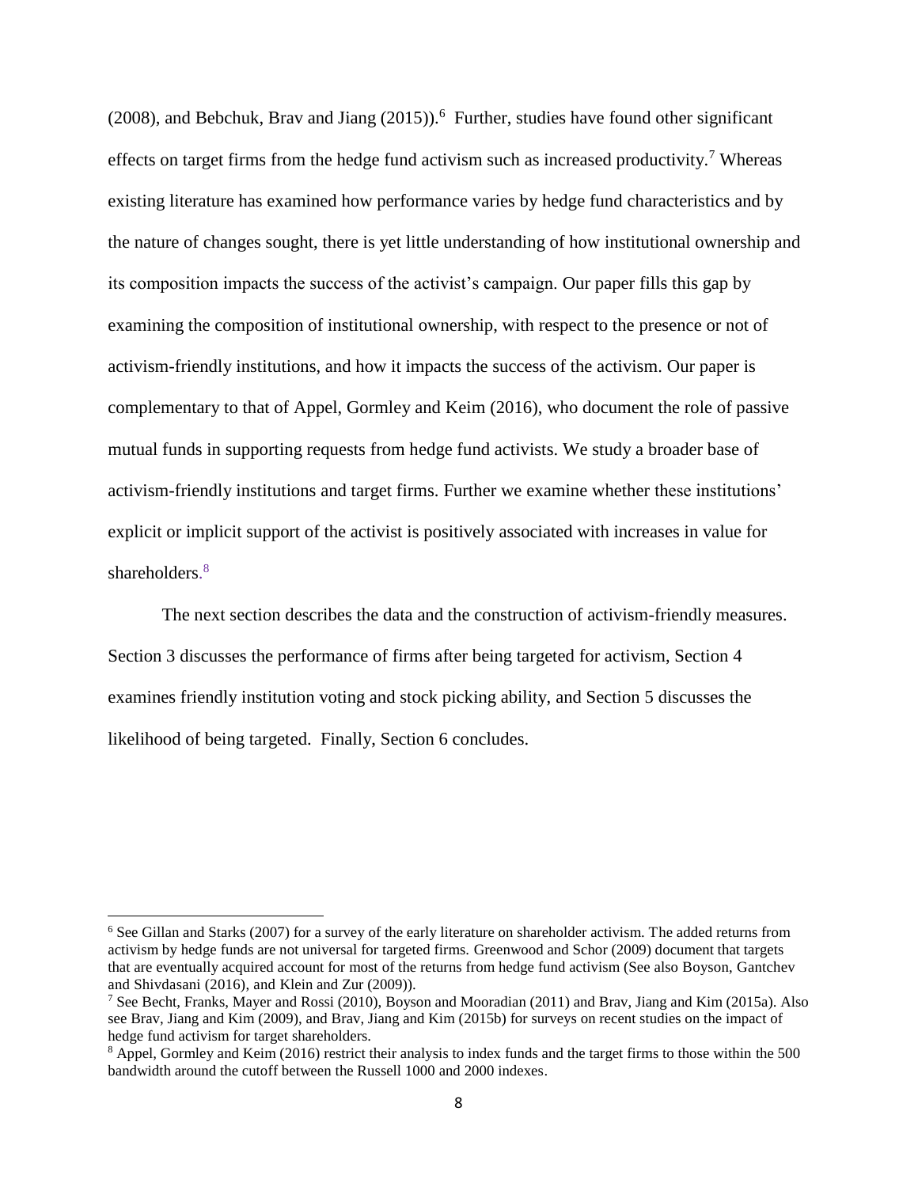(2008), and Bebchuk, Brav and Jiang (2015)).[6] Further, studies have found other significant effects on target firms from the hedge fund activism such as increased productivity.[7] Whereas existing literature has examined how performance varies by hedge fund characteristics and by the nature of changes sought, there is yet little understanding of how institutional ownership and its composition impacts the success of the activist's campaign. Our paper fills this gap by examining the composition of institutional ownership, with respect to the presence or not of activism-friendly institutions, and how it impacts the success of the activism. Our paper is complementary to that of Appel, Gormley and Keim (2016), who document the role of passive mutual funds in supporting requests from hedge fund activists. We study a broader base of activism-friendly institutions and target firms. Further we examine whether these institutions' explicit or implicit support of the activist is positively associated with increases in value for shareholders.[8]

The next section describes the data and the construction of activism-friendly measures. Section 3 discusses the performance of firms after being targeted for activism, Section 4 examines friendly institution voting and stock picking ability, and Section 5 discusses the likelihood of being targeted. Finally, Section 6 concludes.

---

[6] See Gillan and Starks (2007) for a survey of the early literature on shareholder activism. The added returns from activism by hedge funds are not universal for targeted firms. Greenwood and Schor (2009) document that targets that are eventually acquired account for most of the returns from hedge fund activism (See also Boyson, Gantchev and Shivdasani (2016), and Klein and Zur (2009)).

[7] See Becht, Franks, Mayer and Rossi (2010), Boyson and Mooradian (2011) and Brav, Jiang and Kim (2015a). Also see Brav, Jiang and Kim (2009), and Brav, Jiang and Kim (2015b) for surveys on recent studies on the impact of hedge fund activism for target shareholders.

[8] Appel, Gormley and Keim (2016) restrict their analysis to index funds and the target firms to those within the 500 bandwidth around the cutoff between the Russell 1000 and 2000 indexes.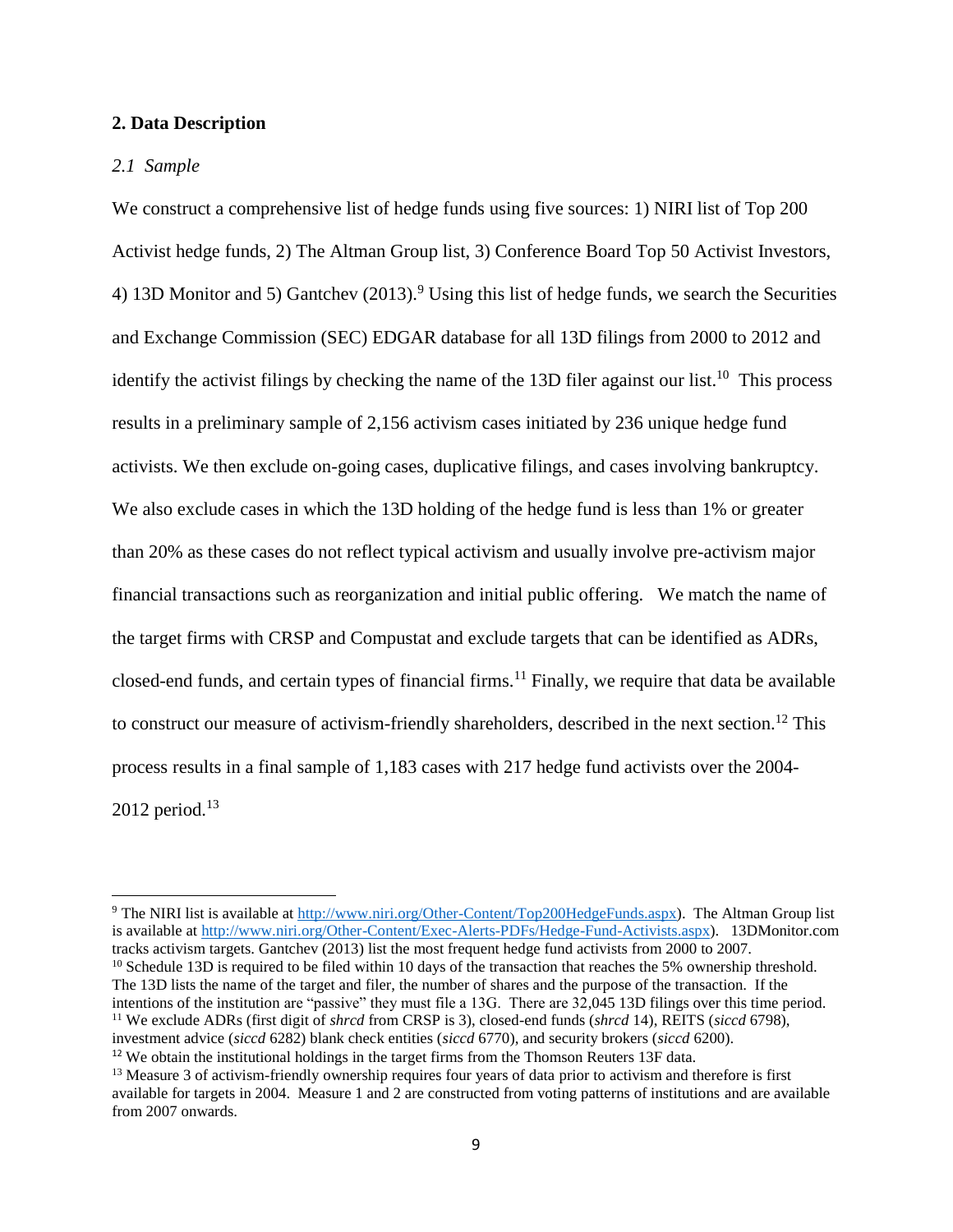## 2. Data Description

### *2.1 Sample*

We construct a comprehensive list of hedge funds using five sources: 1) NIRI list of Top 200 Activist hedge funds, 2) The Altman Group list, 3) Conference Board Top 50 Activist Investors, 4) 13D Monitor and 5) Gantchev (2013).[9] Using this list of hedge funds, we search the Securities and Exchange Commission (SEC) EDGAR database for all 13D filings from 2000 to 2012 and identify the activist filings by checking the name of the 13D filer against our list.[10] This process results in a preliminary sample of 2,156 activism cases initiated by 236 unique hedge fund activists. We then exclude on-going cases, duplicative filings, and cases involving bankruptcy. We also exclude cases in which the 13D holding of the hedge fund is less than 1% or greater than 20% as these cases do not reflect typical activism and usually involve pre-activism major financial transactions such as reorganization and initial public offering. We match the name of the target firms with CRSP and Compustat and exclude targets that can be identified as ADRs, closed-end funds, and certain types of financial firms.[11] Finally, we require that data be available to construct our measure of activism-friendly shareholders, described in the next section.[12] This process results in a final sample of 1,183 cases with 217 hedge fund activists over the 2004-2012 period.[13]

---

[9] The NIRI list is available at http://www.niri.org/Other-Content/Top200HedgeFunds.aspx). The Altman Group list is available at http://www.niri.org/Other-Content/Exec-Alerts-PDFs/Hedge-Fund-Activists.aspx). 13DMonitor.com tracks activism targets. Gantchev (2013) list the most frequent hedge fund activists from 2000 to 2007.

[10] Schedule 13D is required to be filed within 10 days of the transaction that reaches the 5% ownership threshold. The 13D lists the name of the target and filer, the number of shares and the purpose of the transaction. If the intentions of the institution are "passive" they must file a 13G. There are 32,045 13D filings over this time period.

[11] We exclude ADRs (first digit of *shrcd* from CRSP is 3), closed-end funds (*shrcd* 14), REITS (*siccd* 6798), investment advice (*siccd* 6282) blank check entities (*siccd* 6770), and security brokers (*siccd* 6200).

[12] We obtain the institutional holdings in the target firms from the Thomson Reuters 13F data.

[13] Measure 3 of activism-friendly ownership requires four years of data prior to activism and therefore is first available for targets in 2004. Measure 1 and 2 are constructed from voting patterns of institutions and are available from 2007 onwards.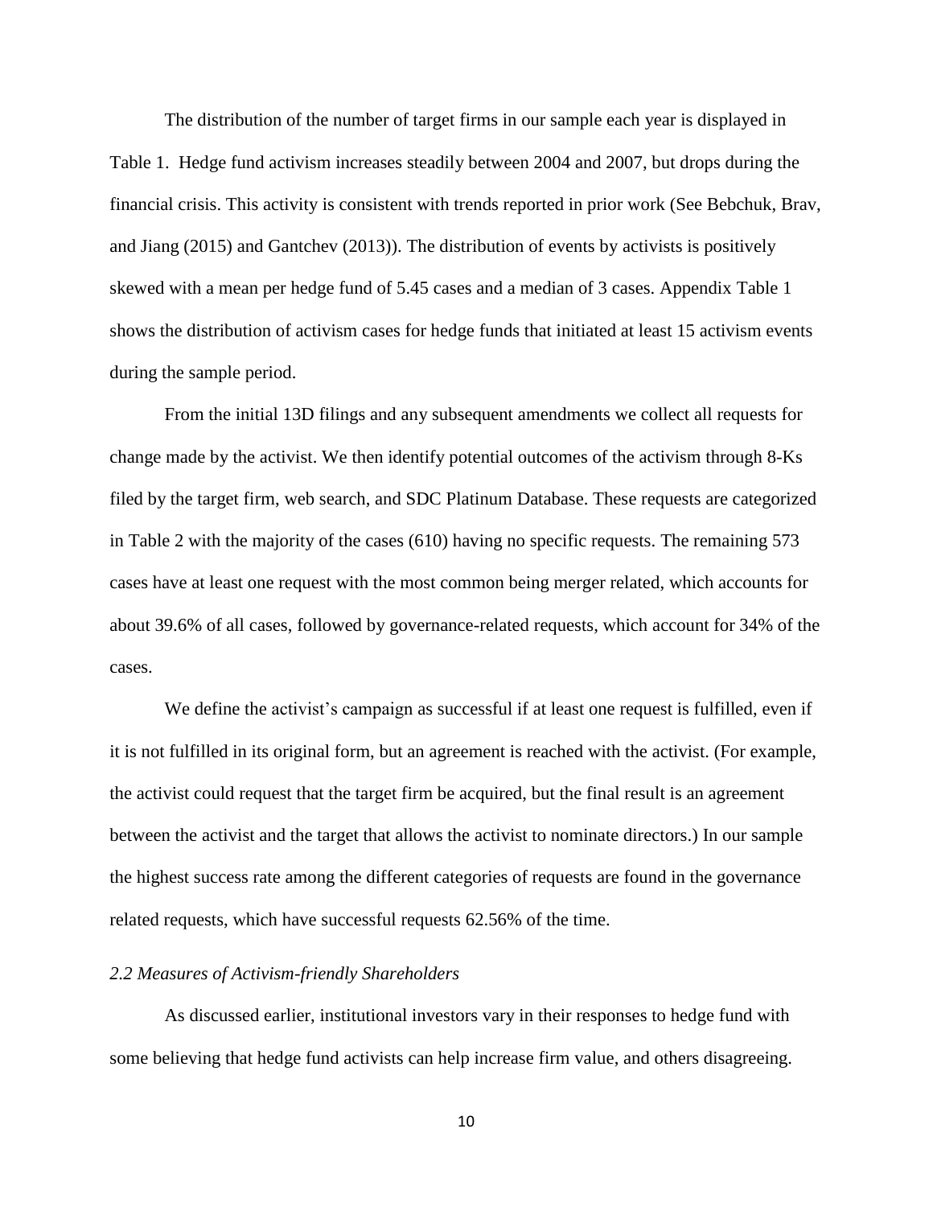The distribution of the number of target firms in our sample each year is displayed in Table 1. Hedge fund activism increases steadily between 2004 and 2007, but drops during the financial crisis. This activity is consistent with trends reported in prior work (See Bebchuk, Brav, and Jiang (2015) and Gantchev (2013)). The distribution of events by activists is positively skewed with a mean per hedge fund of 5.45 cases and a median of 3 cases. Appendix Table 1 shows the distribution of activism cases for hedge funds that initiated at least 15 activism events during the sample period.

From the initial 13D filings and any subsequent amendments we collect all requests for change made by the activist. We then identify potential outcomes of the activism through 8-Ks filed by the target firm, web search, and SDC Platinum Database. These requests are categorized in Table 2 with the majority of the cases (610) having no specific requests. The remaining 573 cases have at least one request with the most common being merger related, which accounts for about 39.6% of all cases, followed by governance-related requests, which account for 34% of the cases.

We define the activist's campaign as successful if at least one request is fulfilled, even if it is not fulfilled in its original form, but an agreement is reached with the activist. (For example, the activist could request that the target firm be acquired, but the final result is an agreement between the activist and the target that allows the activist to nominate directors.) In our sample the highest success rate among the different categories of requests are found in the governance related requests, which have successful requests 62.56% of the time.

### *2.2 Measures of Activism-friendly Shareholders*

As discussed earlier, institutional investors vary in their responses to hedge fund with some believing that hedge fund activists can help increase firm value, and others disagreeing.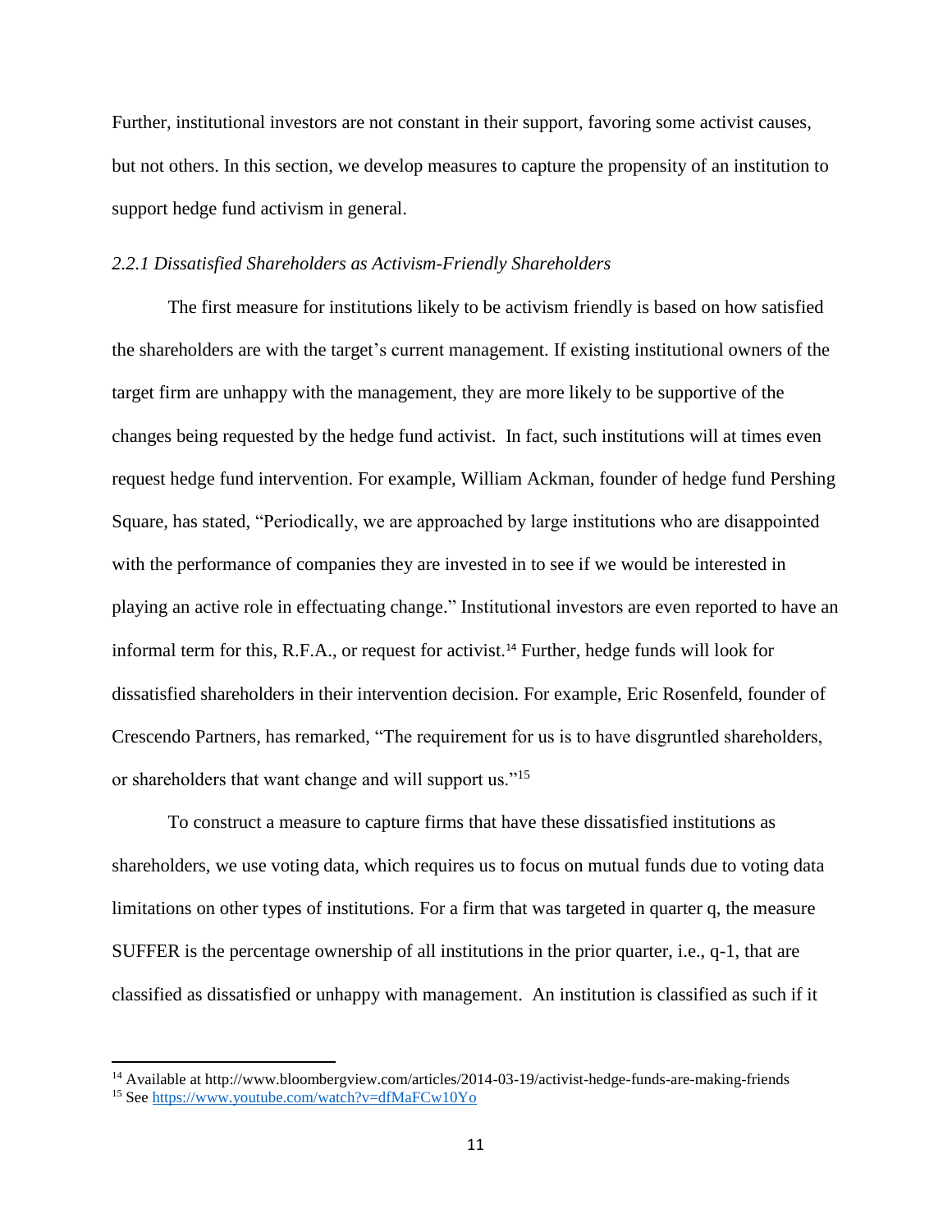Further, institutional investors are not constant in their support, favoring some activist causes, but not others. In this section, we develop measures to capture the propensity of an institution to support hedge fund activism in general.

### *2.2.1 Dissatisfied Shareholders as Activism-Friendly Shareholders*

The first measure for institutions likely to be activism friendly is based on how satisfied the shareholders are with the target's current management. If existing institutional owners of the target firm are unhappy with the management, they are more likely to be supportive of the changes being requested by the hedge fund activist. In fact, such institutions will at times even request hedge fund intervention. For example, William Ackman, founder of hedge fund Pershing Square, has stated, "Periodically, we are approached by large institutions who are disappointed with the performance of companies they are invested in to see if we would be interested in playing an active role in effectuating change." Institutional investors are even reported to have an informal term for this, R.F.A., or request for activist.[14] Further, hedge funds will look for dissatisfied shareholders in their intervention decision. For example, Eric Rosenfeld, founder of Crescendo Partners, has remarked, "The requirement for us is to have disgruntled shareholders, or shareholders that want change and will support us."[15]

To construct a measure to capture firms that have these dissatisfied institutions as shareholders, we use voting data, which requires us to focus on mutual funds due to voting data limitations on other types of institutions. For a firm that was targeted in quarter q, the measure SUFFER is the percentage ownership of all institutions in the prior quarter, i.e., q-1, that are classified as dissatisfied or unhappy with management. An institution is classified as such if it

---

[14] Available at http://www.bloombergview.com/articles/2014-03-19/activist-hedge-funds-are-making-friends

[15] See https://www.youtube.com/watch?v=dfMaFCw10Yo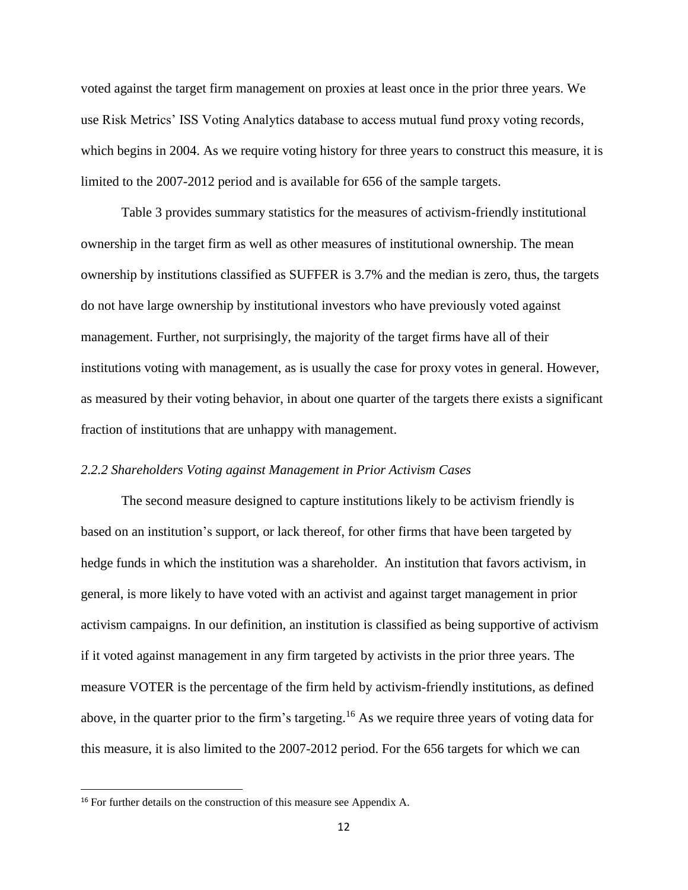voted against the target firm management on proxies at least once in the prior three years. We use Risk Metrics' ISS Voting Analytics database to access mutual fund proxy voting records, which begins in 2004. As we require voting history for three years to construct this measure, it is limited to the 2007-2012 period and is available for 656 of the sample targets.

Table 3 provides summary statistics for the measures of activism-friendly institutional ownership in the target firm as well as other measures of institutional ownership. The mean ownership by institutions classified as SUFFER is 3.7% and the median is zero, thus, the targets do not have large ownership by institutional investors who have previously voted against management. Further, not surprisingly, the majority of the target firms have all of their institutions voting with management, as is usually the case for proxy votes in general. However, as measured by their voting behavior, in about one quarter of the targets there exists a significant fraction of institutions that are unhappy with management.

### *2.2.2 Shareholders Voting against Management in Prior Activism Cases*

The second measure designed to capture institutions likely to be activism friendly is based on an institution's support, or lack thereof, for other firms that have been targeted by hedge funds in which the institution was a shareholder. An institution that favors activism, in general, is more likely to have voted with an activist and against target management in prior activism campaigns. In our definition, an institution is classified as being supportive of activism if it voted against management in any firm targeted by activists in the prior three years. The measure VOTER is the percentage of the firm held by activism-friendly institutions, as defined above, in the quarter prior to the firm's targeting.[16] As we require three years of voting data for this measure, it is also limited to the 2007-2012 period. For the 656 targets for which we can

[16] For further details on the construction of this measure see Appendix A.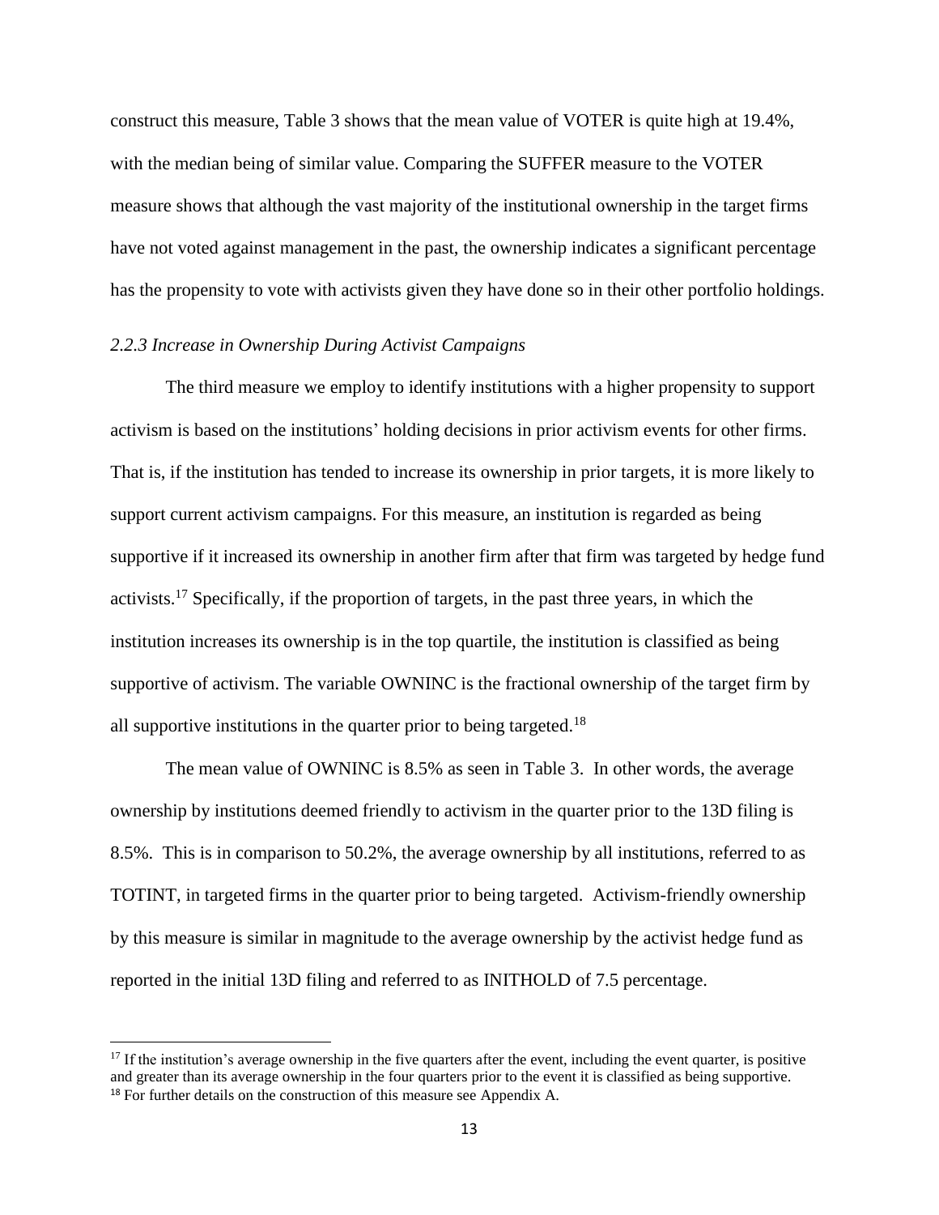construct this measure, Table 3 shows that the mean value of VOTER is quite high at 19.4%, with the median being of similar value. Comparing the SUFFER measure to the VOTER measure shows that although the vast majority of the institutional ownership in the target firms have not voted against management in the past, the ownership indicates a significant percentage has the propensity to vote with activists given they have done so in their other portfolio holdings.

### *2.2.3 Increase in Ownership During Activist Campaigns*

The third measure we employ to identify institutions with a higher propensity to support activism is based on the institutions' holding decisions in prior activism events for other firms. That is, if the institution has tended to increase its ownership in prior targets, it is more likely to support current activism campaigns. For this measure, an institution is regarded as being supportive if it increased its ownership in another firm after that firm was targeted by hedge fund activists.[17] Specifically, if the proportion of targets, in the past three years, in which the institution increases its ownership is in the top quartile, the institution is classified as being supportive of activism. The variable OWNINC is the fractional ownership of the target firm by all supportive institutions in the quarter prior to being targeted.[18]

The mean value of OWNINC is 8.5% as seen in Table 3. In other words, the average ownership by institutions deemed friendly to activism in the quarter prior to the 13D filing is 8.5%. This is in comparison to 50.2%, the average ownership by all institutions, referred to as TOTINT, in targeted firms in the quarter prior to being targeted. Activism-friendly ownership by this measure is similar in magnitude to the average ownership by the activist hedge fund as reported in the initial 13D filing and referred to as INITHOLD of 7.5 percentage.

---

[17] If the institution's average ownership in the five quarters after the event, including the event quarter, is positive and greater than its average ownership in the four quarters prior to the event it is classified as being supportive.

[18] For further details on the construction of this measure see Appendix A.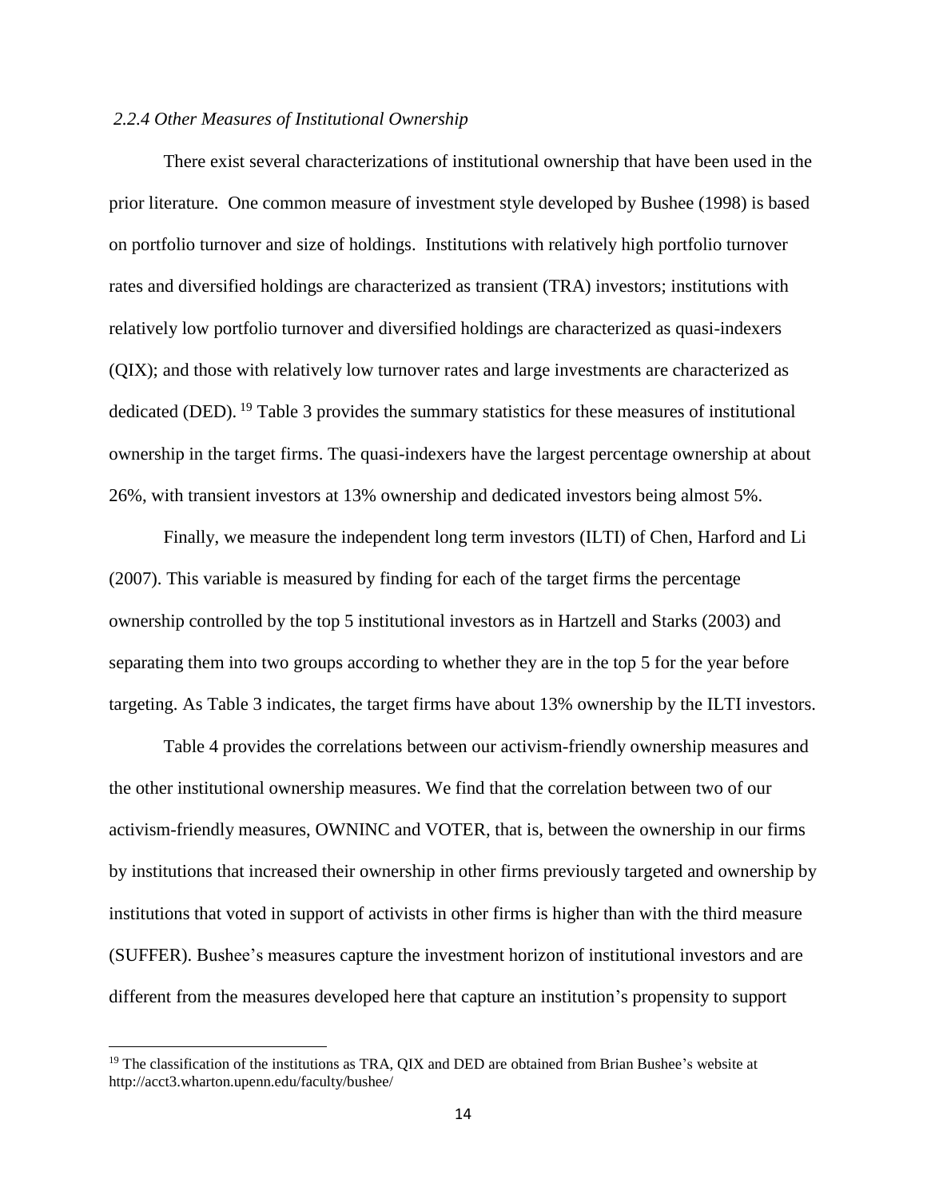### *2.2.4 Other Measures of Institutional Ownership*

There exist several characterizations of institutional ownership that have been used in the prior literature. One common measure of investment style developed by Bushee (1998) is based on portfolio turnover and size of holdings. Institutions with relatively high portfolio turnover rates and diversified holdings are characterized as transient (TRA) investors; institutions with relatively low portfolio turnover and diversified holdings are characterized as quasi-indexers (QIX); and those with relatively low turnover rates and large investments are characterized as dedicated (DED). [19] Table 3 provides the summary statistics for these measures of institutional ownership in the target firms. The quasi-indexers have the largest percentage ownership at about 26%, with transient investors at 13% ownership and dedicated investors being almost 5%.

Finally, we measure the independent long term investors (ILTI) of Chen, Harford and Li (2007). This variable is measured by finding for each of the target firms the percentage ownership controlled by the top 5 institutional investors as in Hartzell and Starks (2003) and separating them into two groups according to whether they are in the top 5 for the year before targeting. As Table 3 indicates, the target firms have about 13% ownership by the ILTI investors.

Table 4 provides the correlations between our activism-friendly ownership measures and the other institutional ownership measures. We find that the correlation between two of our activism-friendly measures, OWNINC and VOTER, that is, between the ownership in our firms by institutions that increased their ownership in other firms previously targeted and ownership by institutions that voted in support of activists in other firms is higher than with the third measure (SUFFER). Bushee's measures capture the investment horizon of institutional investors and are different from the measures developed here that capture an institution's propensity to support

---

[19] The classification of the institutions as TRA, QIX and DED are obtained from Brian Bushee's website at http://acct3.wharton.upenn.edu/faculty/bushee/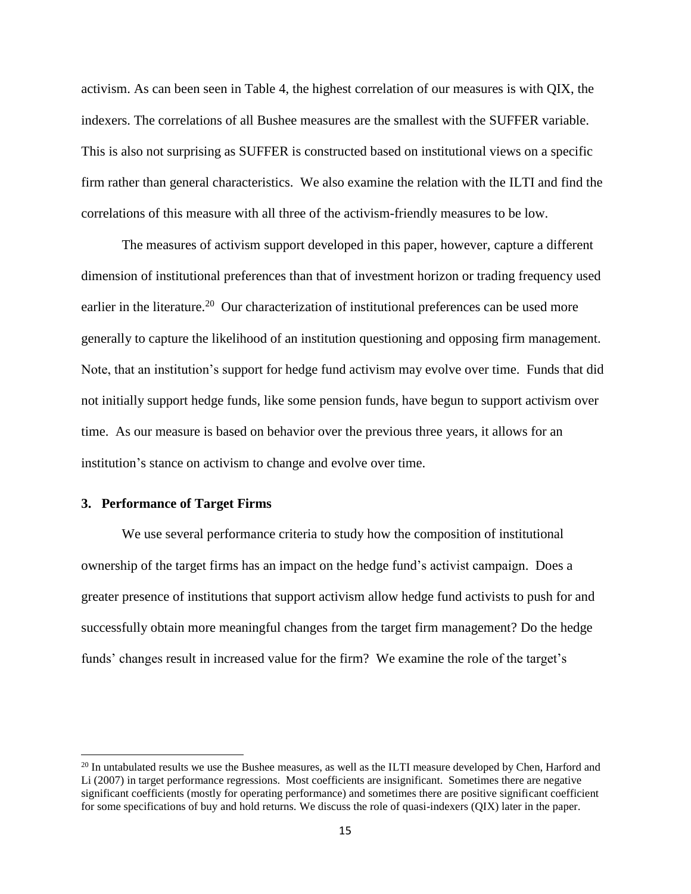activism. As can been seen in Table 4, the highest correlation of our measures is with QIX, the indexers. The correlations of all Bushee measures are the smallest with the SUFFER variable. This is also not surprising as SUFFER is constructed based on institutional views on a specific firm rather than general characteristics. We also examine the relation with the ILTI and find the correlations of this measure with all three of the activism-friendly measures to be low.

The measures of activism support developed in this paper, however, capture a different dimension of institutional preferences than that of investment horizon or trading frequency used earlier in the literature.[20] Our characterization of institutional preferences can be used more generally to capture the likelihood of an institution questioning and opposing firm management. Note, that an institution's support for hedge fund activism may evolve over time. Funds that did not initially support hedge funds, like some pension funds, have begun to support activism over time. As our measure is based on behavior over the previous three years, it allows for an institution's stance on activism to change and evolve over time.

## 3. Performance of Target Firms

We use several performance criteria to study how the composition of institutional ownership of the target firms has an impact on the hedge fund's activist campaign. Does a greater presence of institutions that support activism allow hedge fund activists to push for and successfully obtain more meaningful changes from the target firm management? Do the hedge funds' changes result in increased value for the firm? We examine the role of the target's

[20] In untabulated results we use the Bushee measures, as well as the ILTI measure developed by Chen, Harford and Li (2007) in target performance regressions. Most coefficients are insignificant. Sometimes there are negative significant coefficients (mostly for operating performance) and sometimes there are positive significant coefficient for some specifications of buy and hold returns. We discuss the role of quasi-indexers (QIX) later in the paper.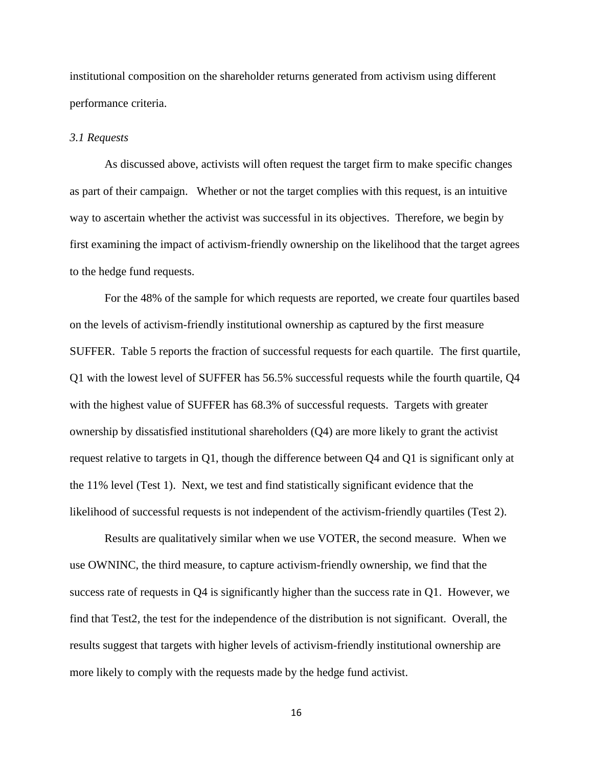institutional composition on the shareholder returns generated from activism using different performance criteria.

### *3.1 Requests*

As discussed above, activists will often request the target firm to make specific changes as part of their campaign. Whether or not the target complies with this request, is an intuitive way to ascertain whether the activist was successful in its objectives. Therefore, we begin by first examining the impact of activism-friendly ownership on the likelihood that the target agrees to the hedge fund requests.

For the 48% of the sample for which requests are reported, we create four quartiles based on the levels of activism-friendly institutional ownership as captured by the first measure SUFFER. Table 5 reports the fraction of successful requests for each quartile. The first quartile, Q1 with the lowest level of SUFFER has 56.5% successful requests while the fourth quartile, Q4 with the highest value of SUFFER has 68.3% of successful requests. Targets with greater ownership by dissatisfied institutional shareholders (Q4) are more likely to grant the activist request relative to targets in Q1, though the difference between Q4 and Q1 is significant only at the 11% level (Test 1). Next, we test and find statistically significant evidence that the likelihood of successful requests is not independent of the activism-friendly quartiles (Test 2).

Results are qualitatively similar when we use VOTER, the second measure. When we use OWNINC, the third measure, to capture activism-friendly ownership, we find that the success rate of requests in Q4 is significantly higher than the success rate in Q1. However, we find that Test2, the test for the independence of the distribution is not significant. Overall, the results suggest that targets with higher levels of activism-friendly institutional ownership are more likely to comply with the requests made by the hedge fund activist.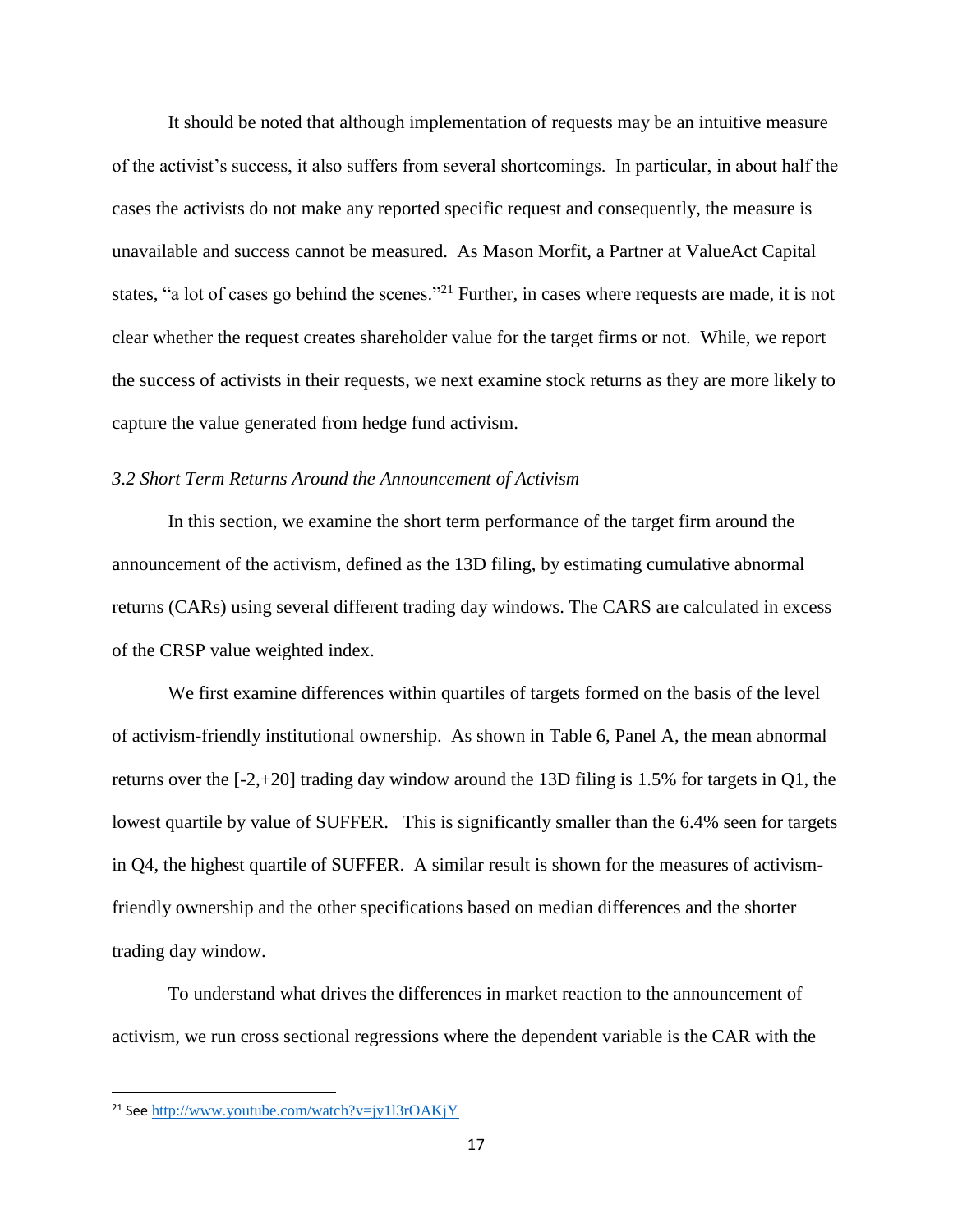It should be noted that although implementation of requests may be an intuitive measure of the activist's success, it also suffers from several shortcomings. In particular, in about half the cases the activists do not make any reported specific request and consequently, the measure is unavailable and success cannot be measured. As Mason Morfit, a Partner at ValueAct Capital states, "a lot of cases go behind the scenes."[21] Further, in cases where requests are made, it is not clear whether the request creates shareholder value for the target firms or not. While, we report the success of activists in their requests, we next examine stock returns as they are more likely to capture the value generated from hedge fund activism.

### *3.2 Short Term Returns Around the Announcement of Activism*

In this section, we examine the short term performance of the target firm around the announcement of the activism, defined as the 13D filing, by estimating cumulative abnormal returns (CARs) using several different trading day windows. The CARS are calculated in excess of the CRSP value weighted index.

We first examine differences within quartiles of targets formed on the basis of the level of activism-friendly institutional ownership. As shown in Table 6, Panel A, the mean abnormal returns over the [-2,+20] trading day window around the 13D filing is 1.5% for targets in Q1, the lowest quartile by value of SUFFER. This is significantly smaller than the 6.4% seen for targets in Q4, the highest quartile of SUFFER. A similar result is shown for the measures of activism-friendly ownership and the other specifications based on median differences and the shorter trading day window.

To understand what drives the differences in market reaction to the announcement of activism, we run cross sectional regressions where the dependent variable is the CAR with the

---

[21] See http://www.youtube.com/watch?v=jy1l3rOAKjY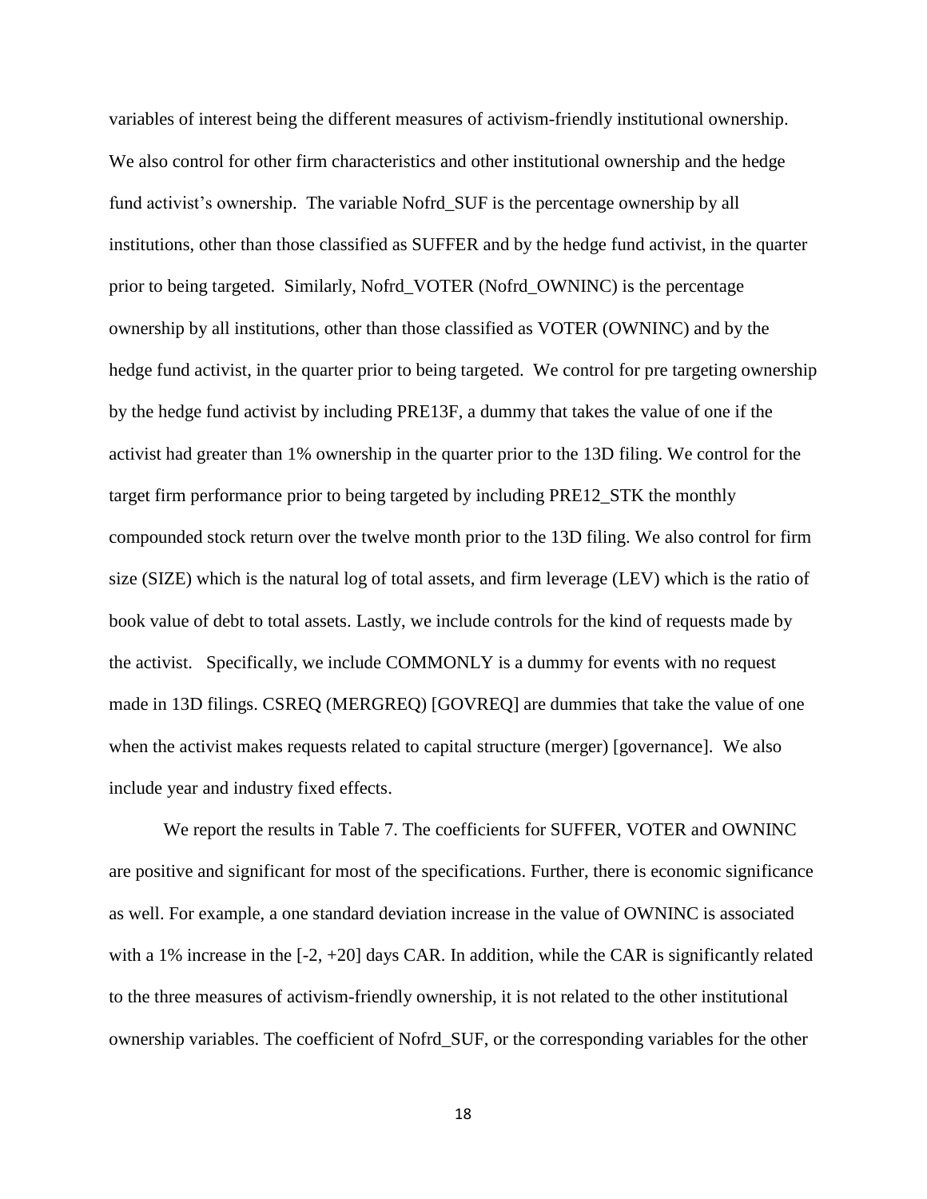variables of interest being the different measures of activism-friendly institutional ownership. We also control for other firm characteristics and other institutional ownership and the hedge fund activist's ownership. The variable Nofrd_SUF is the percentage ownership by all institutions, other than those classified as SUFFER and by the hedge fund activist, in the quarter prior to being targeted. Similarly, Nofrd_VOTER (Nofrd_OWNINC) is the percentage ownership by all institutions, other than those classified as VOTER (OWNINC) and by the hedge fund activist, in the quarter prior to being targeted. We control for pre targeting ownership by the hedge fund activist by including PRE13F, a dummy that takes the value of one if the activist had greater than 1% ownership in the quarter prior to the 13D filing. We control for the target firm performance prior to being targeted by including PRE12_STK the monthly compounded stock return over the twelve month prior to the 13D filing. We also control for firm size (SIZE) which is the natural log of total assets, and firm leverage (LEV) which is the ratio of book value of debt to total assets. Lastly, we include controls for the kind of requests made by the activist. Specifically, we include COMMONLY is a dummy for events with no request made in 13D filings. CSREQ (MERGREQ) [GOVREQ] are dummies that take the value of one when the activist makes requests related to capital structure (merger) [governance]. We also include year and industry fixed effects.

We report the results in Table 7. The coefficients for SUFFER, VOTER and OWNINC are positive and significant for most of the specifications. Further, there is economic significance as well. For example, a one standard deviation increase in the value of OWNINC is associated with a 1% increase in the [-2, +20] days CAR. In addition, while the CAR is significantly related to the three measures of activism-friendly ownership, it is not related to the other institutional ownership variables. The coefficient of Nofrd_SUF, or the corresponding variables for the other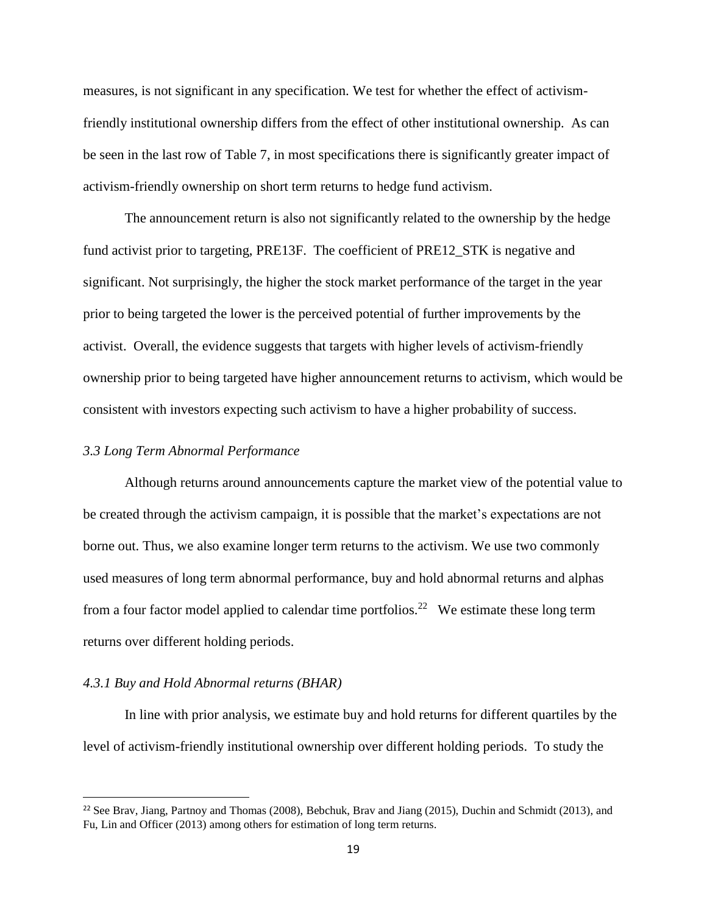measures, is not significant in any specification. We test for whether the effect of activism-friendly institutional ownership differs from the effect of other institutional ownership. As can be seen in the last row of Table 7, in most specifications there is significantly greater impact of activism-friendly ownership on short term returns to hedge fund activism.

The announcement return is also not significantly related to the ownership by the hedge fund activist prior to targeting, PRE13F. The coefficient of PRE12_STK is negative and significant. Not surprisingly, the higher the stock market performance of the target in the year prior to being targeted the lower is the perceived potential of further improvements by the activist. Overall, the evidence suggests that targets with higher levels of activism-friendly ownership prior to being targeted have higher announcement returns to activism, which would be consistent with investors expecting such activism to have a higher probability of success.

### *3.3 Long Term Abnormal Performance*

Although returns around announcements capture the market view of the potential value to be created through the activism campaign, it is possible that the market's expectations are not borne out. Thus, we also examine longer term returns to the activism. We use two commonly used measures of long term abnormal performance, buy and hold abnormal returns and alphas from a four factor model applied to calendar time portfolios.[22] We estimate these long term returns over different holding periods.

#### *4.3.1 Buy and Hold Abnormal returns (BHAR)*

In line with prior analysis, we estimate buy and hold returns for different quartiles by the level of activism-friendly institutional ownership over different holding periods. To study the

---

[22] See Brav, Jiang, Partnoy and Thomas (2008), Bebchuk, Brav and Jiang (2015), Duchin and Schmidt (2013), and Fu, Lin and Officer (2013) among others for estimation of long term returns.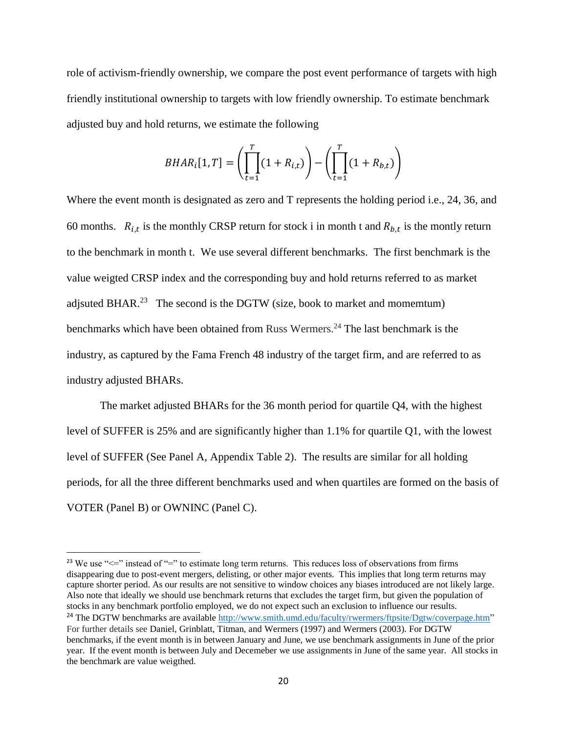role of activism-friendly ownership, we compare the post event performance of targets with high friendly institutional ownership to targets with low friendly ownership. To estimate benchmark adjusted buy and hold returns, we estimate the following

$$BHAR_i[1,T] = \left(\prod_{t=1}^{T}(1 + R_{i,t})\right) - \left(\prod_{t=1}^{T}(1 + R_{b,t})\right)$$

Where the event month is designated as zero and T represents the holding period i.e., 24, 36, and 60 months. $R_{i,t}$ is the monthly CRSP return for stock i in month t and $R_{b,t}$ is the montly return to the benchmark in month t. We use several different benchmarks. The first benchmark is the value weigted CRSP index and the corresponding buy and hold returns referred to as market adjsuted BHAR.[23] The second is the DGTW (size, book to market and momemtum) benchmarks which have been obtained from Russ Wermers.[24] The last benchmark is the industry, as captured by the Fama French 48 industry of the target firm, and are referred to as industry adjusted BHARs.

The market adjusted BHARs for the 36 month period for quartile Q4, with the highest level of SUFFER is 25% and are significantly higher than 1.1% for quartile Q1, with the lowest level of SUFFER (See Panel A, Appendix Table 2). The results are similar for all holding periods, for all the three different benchmarks used and when quartiles are formed on the basis of VOTER (Panel B) or OWNINC (Panel C).

---

[23] We use "<=" instead of "=" to estimate long term returns. This reduces loss of observations from firms disappearing due to post-event mergers, delisting, or other major events. This implies that long term returns may capture shorter period. As our results are not sensitive to window choices any biases introduced are not likely large. Also note that ideally we should use benchmark returns that excludes the target firm, but given the population of stocks in any benchmark portfolio employed, we do not expect such an exclusion to influence our results.

[24] The DGTW benchmarks are available http://www.smith.umd.edu/faculty/rwermers/ftpsite/Dgtw/coverpage.htm" For further details see Daniel, Grinblatt, Titman, and Wermers (1997) and Wermers (2003). For DGTW benchmarks, if the event month is in between January and June, we use benchmark assignments in June of the prior year. If the event month is between July and Decemeber we use assignments in June of the same year. All stocks in the benchmark are value weigthed.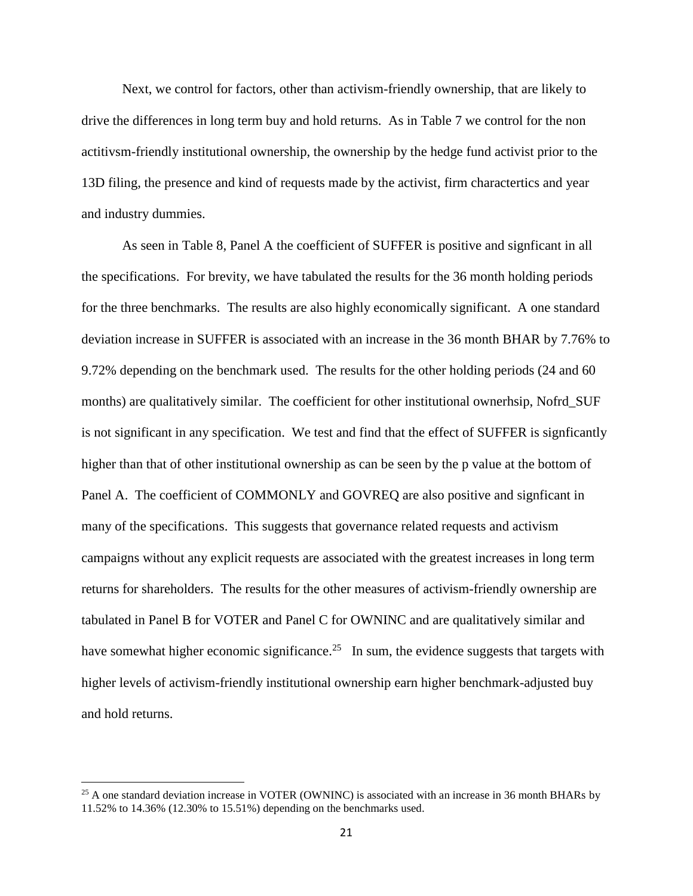Next, we control for factors, other than activism-friendly ownership, that are likely to drive the differences in long term buy and hold returns. As in Table 7 we control for the non actitivsm-friendly institutional ownership, the ownership by the hedge fund activist prior to the 13D filing, the presence and kind of requests made by the activist, firm charactertics and year and industry dummies.

As seen in Table 8, Panel A the coefficient of SUFFER is positive and signficant in all the specifications. For brevity, we have tabulated the results for the 36 month holding periods for the three benchmarks. The results are also highly economically significant. A one standard deviation increase in SUFFER is associated with an increase in the 36 month BHAR by 7.76% to 9.72% depending on the benchmark used. The results for the other holding periods (24 and 60 months) are qualitatively similar. The coefficient for other institutional ownerhsip, Nofrd_SUF is not significant in any specification. We test and find that the effect of SUFFER is signficantly higher than that of other institutional ownership as can be seen by the p value at the bottom of Panel A. The coefficient of COMMONLY and GOVREQ are also positive and signficant in many of the specifications. This suggests that governance related requests and activism campaigns without any explicit requests are associated with the greatest increases in long term returns for shareholders. The results for the other measures of activism-friendly ownership are tabulated in Panel B for VOTER and Panel C for OWNINC and are qualitatively similar and have somewhat higher economic significance.[25] In sum, the evidence suggests that targets with higher levels of activism-friendly institutional ownership earn higher benchmark-adjusted buy and hold returns.

[25] A one standard deviation increase in VOTER (OWNINC) is associated with an increase in 36 month BHARs by 11.52% to 14.36% (12.30% to 15.51%) depending on the benchmarks used.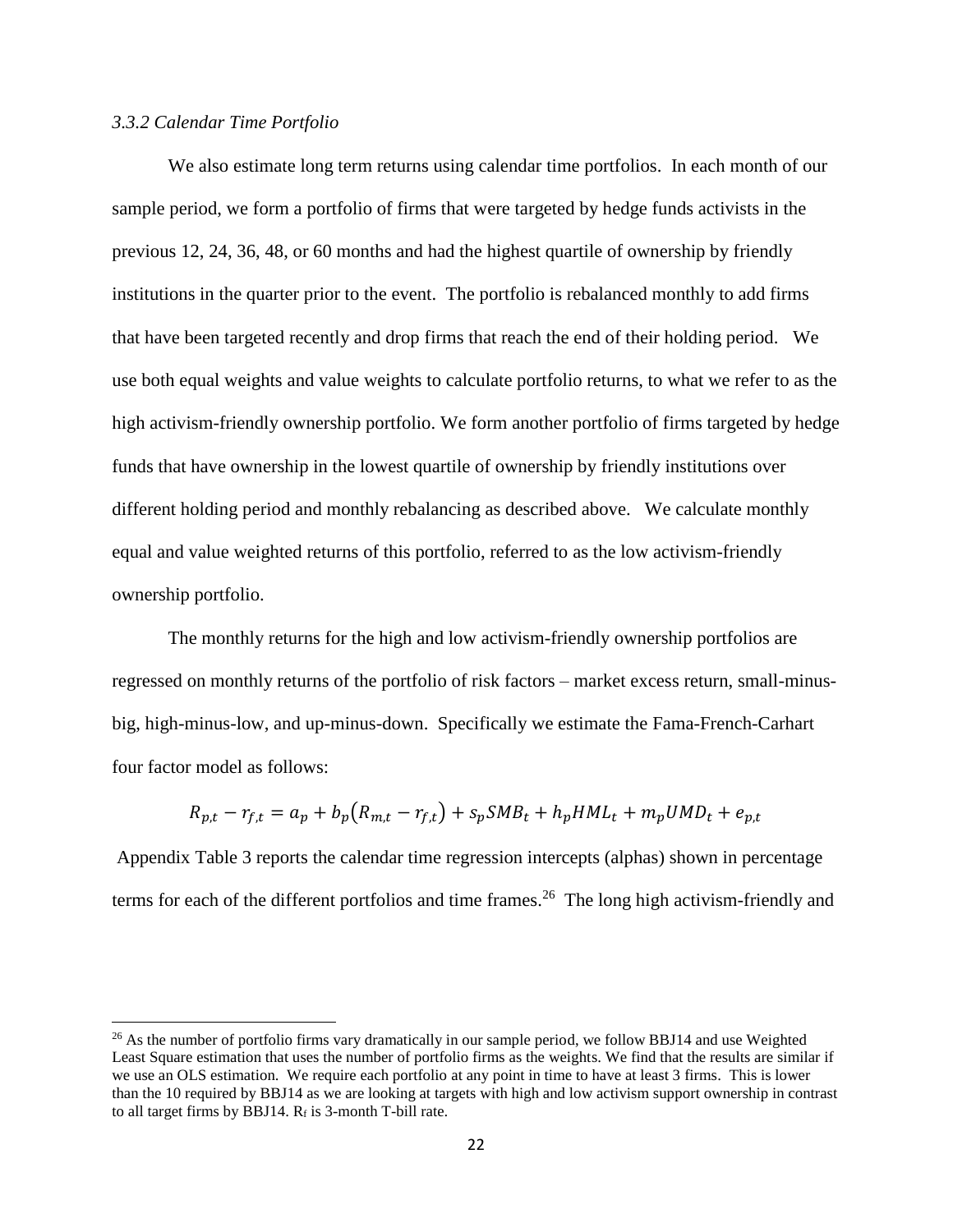### *3.3.2 Calendar Time Portfolio*

We also estimate long term returns using calendar time portfolios. In each month of our sample period, we form a portfolio of firms that were targeted by hedge funds activists in the previous 12, 24, 36, 48, or 60 months and had the highest quartile of ownership by friendly institutions in the quarter prior to the event. The portfolio is rebalanced monthly to add firms that have been targeted recently and drop firms that reach the end of their holding period. We use both equal weights and value weights to calculate portfolio returns, to what we refer to as the high activism-friendly ownership portfolio. We form another portfolio of firms targeted by hedge funds that have ownership in the lowest quartile of ownership by friendly institutions over different holding period and monthly rebalancing as described above. We calculate monthly equal and value weighted returns of this portfolio, referred to as the low activism-friendly ownership portfolio.

The monthly returns for the high and low activism-friendly ownership portfolios are regressed on monthly returns of the portfolio of risk factors – market excess return, small-minus-big, high-minus-low, and up-minus-down. Specifically we estimate the Fama-French-Carhart four factor model as follows:

$$R_{p,t} - r_{f,t} = a_p + b_p(R_{m,t} - r_{f,t}) + s_p SMB_t + h_p HML_t + m_p UMD_t + e_{p,t}$$

Appendix Table 3 reports the calendar time regression intercepts (alphas) shown in percentage terms for each of the different portfolios and time frames.[26] The long high activism-friendly and

[26] As the number of portfolio firms vary dramatically in our sample period, we follow BBJ14 and use Weighted Least Square estimation that uses the number of portfolio firms as the weights. We find that the results are similar if we use an OLS estimation. We require each portfolio at any point in time to have at least 3 firms. This is lower than the 10 required by BBJ14 as we are looking at targets with high and low activism support ownership in contrast to all target firms by BBJ14. $R_f$ is 3-month T-bill rate.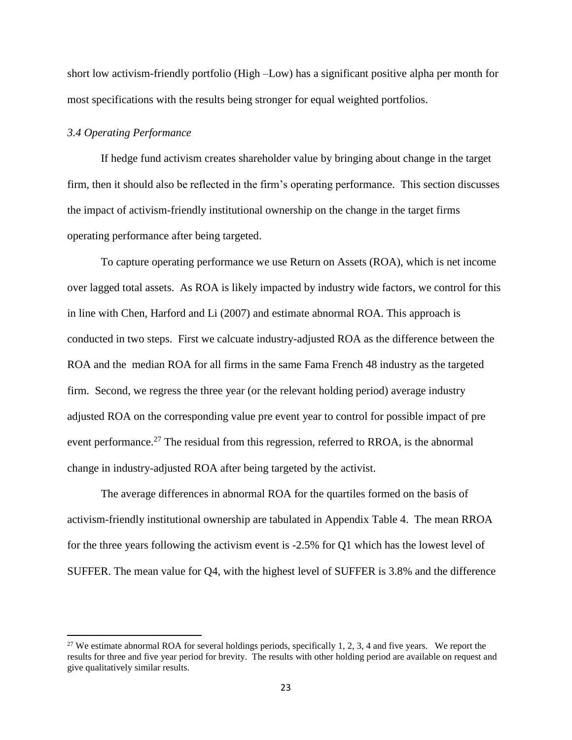short low activism-friendly portfolio (High –Low) has a significant positive alpha per month for most specifications with the results being stronger for equal weighted portfolios.

### *3.4 Operating Performance*

If hedge fund activism creates shareholder value by bringing about change in the target firm, then it should also be reflected in the firm's operating performance. This section discusses the impact of activism-friendly institutional ownership on the change in the target firms operating performance after being targeted.

To capture operating performance we use Return on Assets (ROA), which is net income over lagged total assets. As ROA is likely impacted by industry wide factors, we control for this in line with Chen, Harford and Li (2007) and estimate abnormal ROA. This approach is conducted in two steps. First we calcuate industry-adjusted ROA as the difference between the ROA and the median ROA for all firms in the same Fama French 48 industry as the targeted firm. Second, we regress the three year (or the relevant holding period) average industry adjusted ROA on the corresponding value pre event year to control for possible impact of pre event performance.[27] The residual from this regression, referred to RROA, is the abnormal change in industry-adjusted ROA after being targeted by the activist.

The average differences in abnormal ROA for the quartiles formed on the basis of activism-friendly institutional ownership are tabulated in Appendix Table 4. The mean RROA for the three years following the activism event is -2.5% for Q1 which has the lowest level of SUFFER. The mean value for Q4, with the highest level of SUFFER is 3.8% and the difference

---

[27] We estimate abnormal ROA for several holdings periods, specifically 1, 2, 3, 4 and five years. We report the results for three and five year period for brevity. The results with other holding period are available on request and give qualitatively similar results.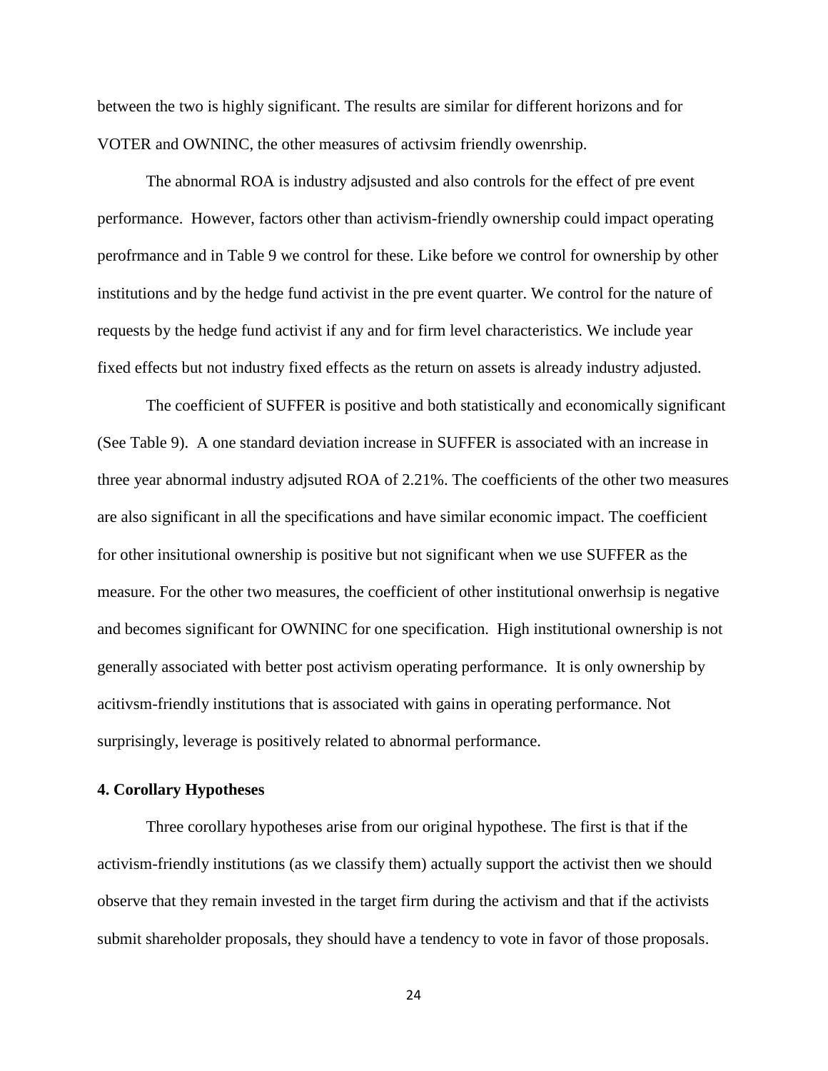between the two is highly significant. The results are similar for different horizons and for VOTER and OWNINC, the other measures of activsim friendly owenrship.

The abnormal ROA is industry adjsusted and also controls for the effect of pre event performance. However, factors other than activism-friendly ownership could impact operating perofrmance and in Table 9 we control for these. Like before we control for ownership by other institutions and by the hedge fund activist in the pre event quarter. We control for the nature of requests by the hedge fund activist if any and for firm level characteristics. We include year fixed effects but not industry fixed effects as the return on assets is already industry adjusted.

The coefficient of SUFFER is positive and both statistically and economically significant (See Table 9). A one standard deviation increase in SUFFER is associated with an increase in three year abnormal industry adjsuted ROA of 2.21%. The coefficients of the other two measures are also significant in all the specifications and have similar economic impact. The coefficient for other insitutional ownership is positive but not significant when we use SUFFER as the measure. For the other two measures, the coefficient of other institutional onwerhsip is negative and becomes significant for OWNINC for one specification. High institutional ownership is not generally associated with better post activism operating performance. It is only ownership by acitivsm-friendly institutions that is associated with gains in operating performance. Not surprisingly, leverage is positively related to abnormal performance.

**4. Corollary Hypotheses**

Three corollary hypotheses arise from our original hypothese. The first is that if the activism-friendly institutions (as we classify them) actually support the activist then we should observe that they remain invested in the target firm during the activism and that if the activists submit shareholder proposals, they should have a tendency to vote in favor of those proposals.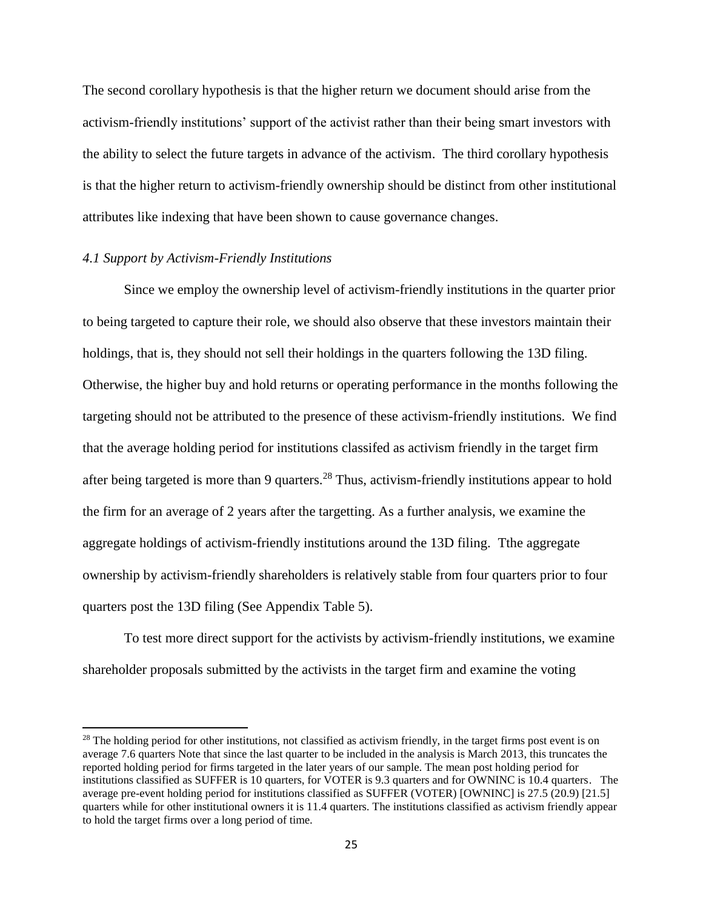The second corollary hypothesis is that the higher return we document should arise from the activism-friendly institutions' support of the activist rather than their being smart investors with the ability to select the future targets in advance of the activism. The third corollary hypothesis is that the higher return to activism-friendly ownership should be distinct from other institutional attributes like indexing that have been shown to cause governance changes.

*4.1 Support by Activism-Friendly Institutions*

Since we employ the ownership level of activism-friendly institutions in the quarter prior to being targeted to capture their role, we should also observe that these investors maintain their holdings, that is, they should not sell their holdings in the quarters following the 13D filing. Otherwise, the higher buy and hold returns or operating performance in the months following the targeting should not be attributed to the presence of these activism-friendly institutions. We find that the average holding period for institutions classifed as activism friendly in the target firm after being targeted is more than 9 quarters.[28] Thus, activism-friendly institutions appear to hold the firm for an average of 2 years after the targetting. As a further analysis, we examine the aggregate holdings of activism-friendly institutions around the 13D filing. Tthe aggregate ownership by activism-friendly shareholders is relatively stable from four quarters prior to four quarters post the 13D filing (See Appendix Table 5).

To test more direct support for the activists by activism-friendly institutions, we examine shareholder proposals submitted by the activists in the target firm and examine the voting

---

[28] The holding period for other institutions, not classified as activism friendly, in the target firms post event is on average 7.6 quarters Note that since the last quarter to be included in the analysis is March 2013, this truncates the reported holding period for firms targeted in the later years of our sample. The mean post holding period for institutions classified as SUFFER is 10 quarters, for VOTER is 9.3 quarters and for OWNINC is 10.4 quarters. The average pre-event holding period for institutions classified as SUFFER (VOTER) [OWNINC] is 27.5 (20.9) [21.5] quarters while for other institutional owners it is 11.4 quarters. The institutions classified as activism friendly appear to hold the target firms over a long period of time.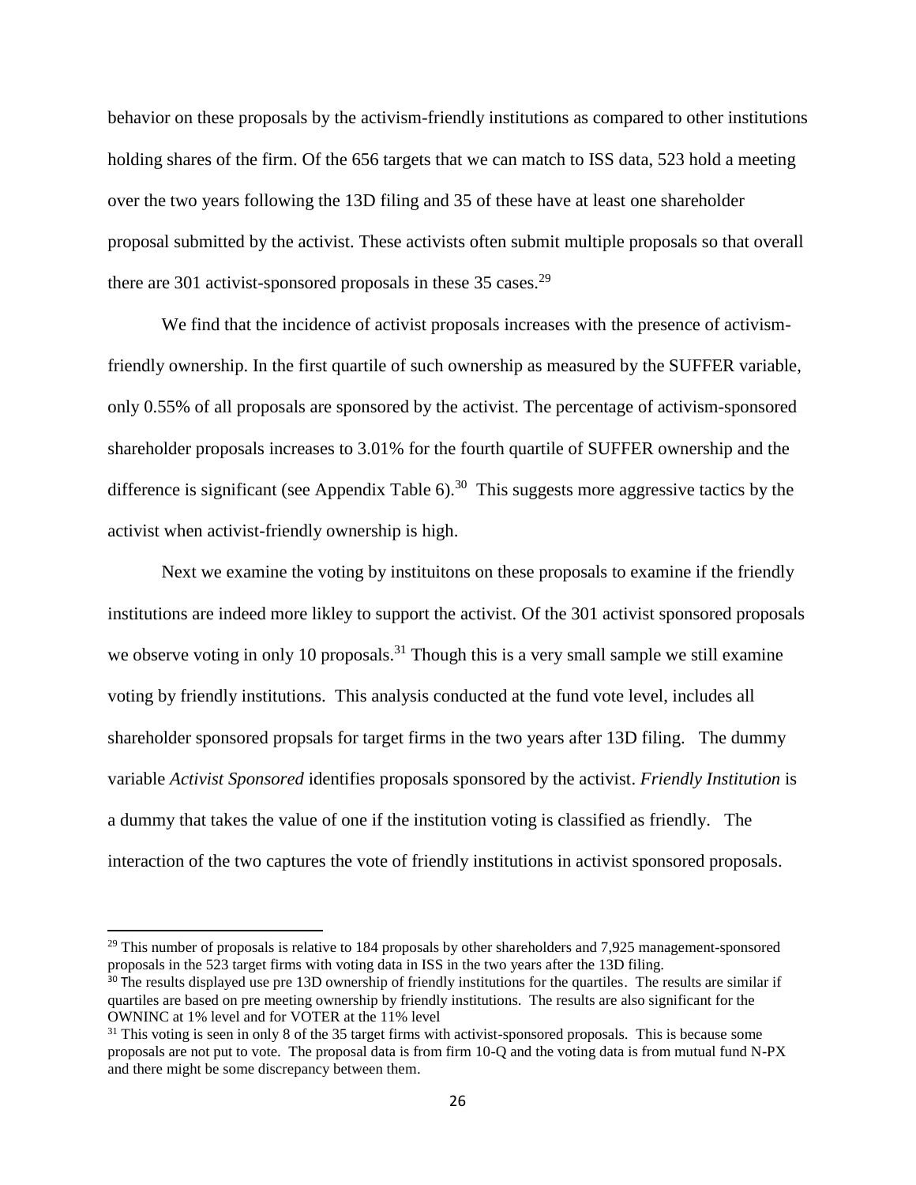behavior on these proposals by the activism-friendly institutions as compared to other institutions holding shares of the firm. Of the 656 targets that we can match to ISS data, 523 hold a meeting over the two years following the 13D filing and 35 of these have at least one shareholder proposal submitted by the activist. These activists often submit multiple proposals so that overall there are 301 activist-sponsored proposals in these 35 cases.[29]

We find that the incidence of activist proposals increases with the presence of activism-friendly ownership. In the first quartile of such ownership as measured by the SUFFER variable, only 0.55% of all proposals are sponsored by the activist. The percentage of activism-sponsored shareholder proposals increases to 3.01% for the fourth quartile of SUFFER ownership and the difference is significant (see Appendix Table 6).[30] This suggests more aggressive tactics by the activist when activist-friendly ownership is high.

Next we examine the voting by instituitons on these proposals to examine if the friendly institutions are indeed more likley to support the activist. Of the 301 activist sponsored proposals we observe voting in only 10 proposals.[31] Though this is a very small sample we still examine voting by friendly institutions. This analysis conducted at the fund vote level, includes all shareholder sponsored propsals for target firms in the two years after 13D filing. The dummy variable *Activist Sponsored* identifies proposals sponsored by the activist. *Friendly Institution* is a dummy that takes the value of one if the institution voting is classified as friendly. The interaction of the two captures the vote of friendly institutions in activist sponsored proposals.

---

[29] This number of proposals is relative to 184 proposals by other shareholders and 7,925 management-sponsored proposals in the 523 target firms with voting data in ISS in the two years after the 13D filing.

[30] The results displayed use pre 13D ownership of friendly institutions for the quartiles. The results are similar if quartiles are based on pre meeting ownership by friendly institutions. The results are also significant for the OWNINC at 1% level and for VOTER at the 11% level

[31] This voting is seen in only 8 of the 35 target firms with activist-sponsored proposals. This is because some proposals are not put to vote. The proposal data is from firm 10-Q and the voting data is from mutual fund N-PX and there might be some discrepancy between them.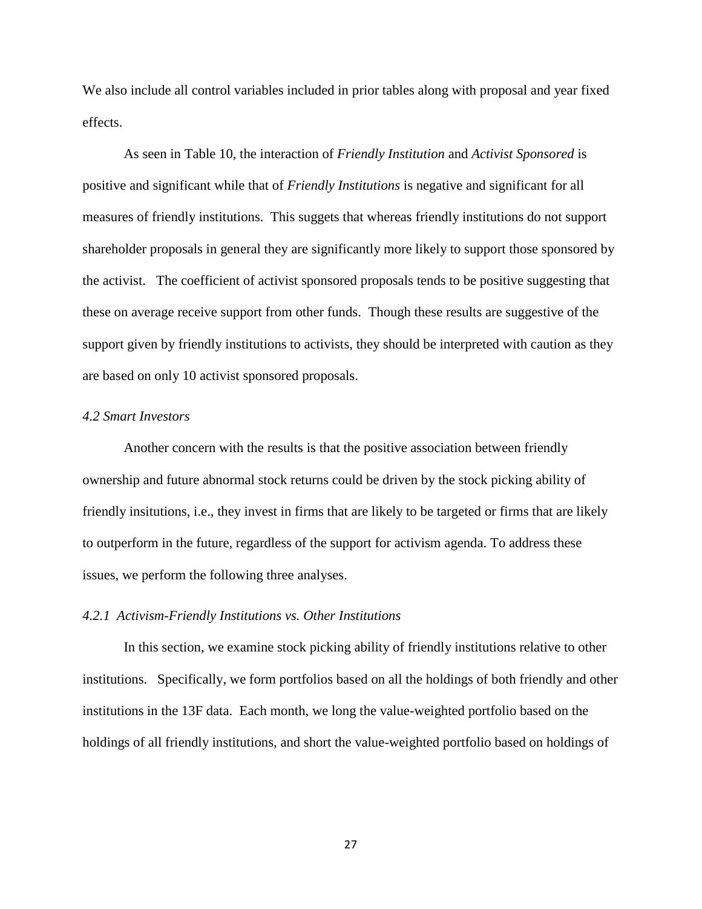We also include all control variables included in prior tables along with proposal and year fixed effects.

As seen in Table 10, the interaction of *Friendly Institution* and *Activist Sponsored* is positive and significant while that of *Friendly Institutions* is negative and significant for all measures of friendly institutions. This suggets that whereas friendly institutions do not support shareholder proposals in general they are significantly more likely to support those sponsored by the activist. The coefficient of activist sponsored proposals tends to be positive suggesting that these on average receive support from other funds. Though these results are suggestive of the support given by friendly institutions to activists, they should be interpreted with caution as they are based on only 10 activist sponsored proposals.

### *4.2 Smart Investors*

Another concern with the results is that the positive association between friendly ownership and future abnormal stock returns could be driven by the stock picking ability of friendly insitutions, i.e., they invest in firms that are likely to be targeted or firms that are likely to outperform in the future, regardless of the support for activism agenda. To address these issues, we perform the following three analyses.

#### *4.2.1 Activism-Friendly Institutions vs. Other Institutions*

In this section, we examine stock picking ability of friendly institutions relative to other institutions. Specifically, we form portfolios based on all the holdings of both friendly and other institutions in the 13F data. Each month, we long the value-weighted portfolio based on the holdings of all friendly institutions, and short the value-weighted portfolio based on holdings of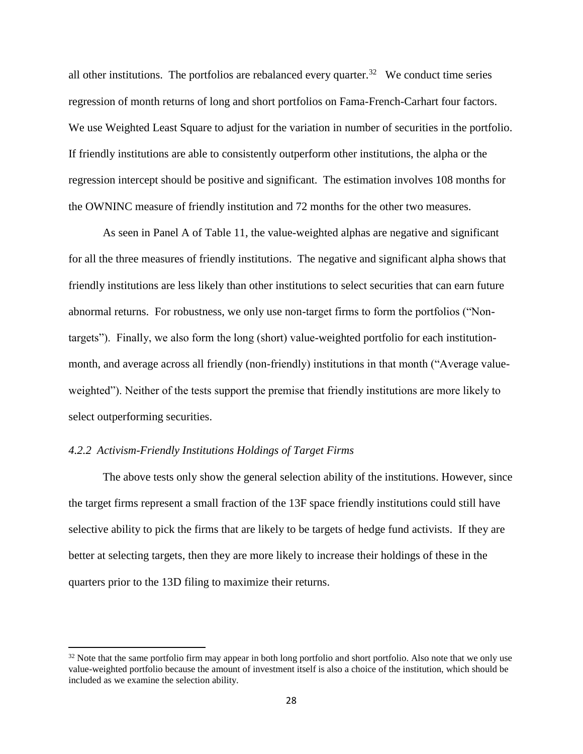all other institutions. The portfolios are rebalanced every quarter.[32] We conduct time series regression of month returns of long and short portfolios on Fama-French-Carhart four factors. We use Weighted Least Square to adjust for the variation in number of securities in the portfolio. If friendly institutions are able to consistently outperform other institutions, the alpha or the regression intercept should be positive and significant. The estimation involves 108 months for the OWNINC measure of friendly institution and 72 months for the other two measures.

As seen in Panel A of Table 11, the value-weighted alphas are negative and significant for all the three measures of friendly institutions. The negative and significant alpha shows that friendly institutions are less likely than other institutions to select securities that can earn future abnormal returns. For robustness, we only use non-target firms to form the portfolios ("Non-targets"). Finally, we also form the long (short) value-weighted portfolio for each institution-month, and average across all friendly (non-friendly) institutions in that month ("Average value-weighted"). Neither of the tests support the premise that friendly institutions are more likely to select outperforming securities.

### *4.2.2 Activism-Friendly Institutions Holdings of Target Firms*

The above tests only show the general selection ability of the institutions. However, since the target firms represent a small fraction of the 13F space friendly institutions could still have selective ability to pick the firms that are likely to be targets of hedge fund activists. If they are better at selecting targets, then they are more likely to increase their holdings of these in the quarters prior to the 13D filing to maximize their returns.

[32] Note that the same portfolio firm may appear in both long portfolio and short portfolio. Also note that we only use value-weighted portfolio because the amount of investment itself is also a choice of the institution, which should be included as we examine the selection ability.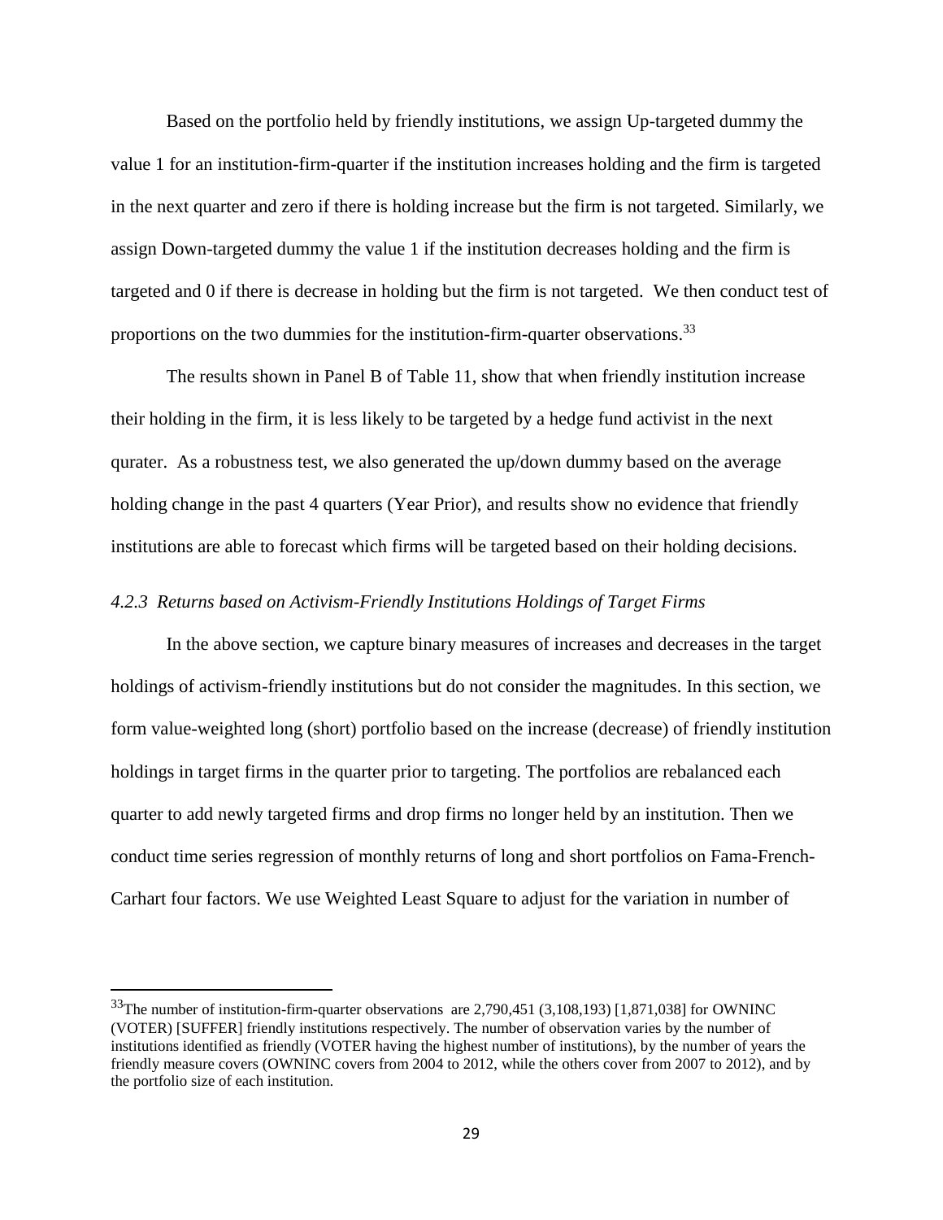Based on the portfolio held by friendly institutions, we assign Up-targeted dummy the value 1 for an institution-firm-quarter if the institution increases holding and the firm is targeted in the next quarter and zero if there is holding increase but the firm is not targeted. Similarly, we assign Down-targeted dummy the value 1 if the institution decreases holding and the firm is targeted and 0 if there is decrease in holding but the firm is not targeted. We then conduct test of proportions on the two dummies for the institution-firm-quarter observations.[33]

The results shown in Panel B of Table 11, show that when friendly institution increase their holding in the firm, it is less likely to be targeted by a hedge fund activist in the next qurater. As a robustness test, we also generated the up/down dummy based on the average holding change in the past 4 quarters (Year Prior), and results show no evidence that friendly institutions are able to forecast which firms will be targeted based on their holding decisions.

#### *4.2.3 Returns based on Activism-Friendly Institutions Holdings of Target Firms*

In the above section, we capture binary measures of increases and decreases in the target holdings of activism-friendly institutions but do not consider the magnitudes. In this section, we form value-weighted long (short) portfolio based on the increase (decrease) of friendly institution holdings in target firms in the quarter prior to targeting. The portfolios are rebalanced each quarter to add newly targeted firms and drop firms no longer held by an institution. Then we conduct time series regression of monthly returns of long and short portfolios on Fama-French-Carhart four factors. We use Weighted Least Square to adjust for the variation in number of

---

[33] The number of institution-firm-quarter observations are 2,790,451 (3,108,193) [1,871,038] for OWNINC (VOTER) [SUFFER] friendly institutions respectively. The number of observation varies by the number of institutions identified as friendly (VOTER having the highest number of institutions), by the number of years the friendly measure covers (OWNINC covers from 2004 to 2012, while the others cover from 2007 to 2012), and by the portfolio size of each institution.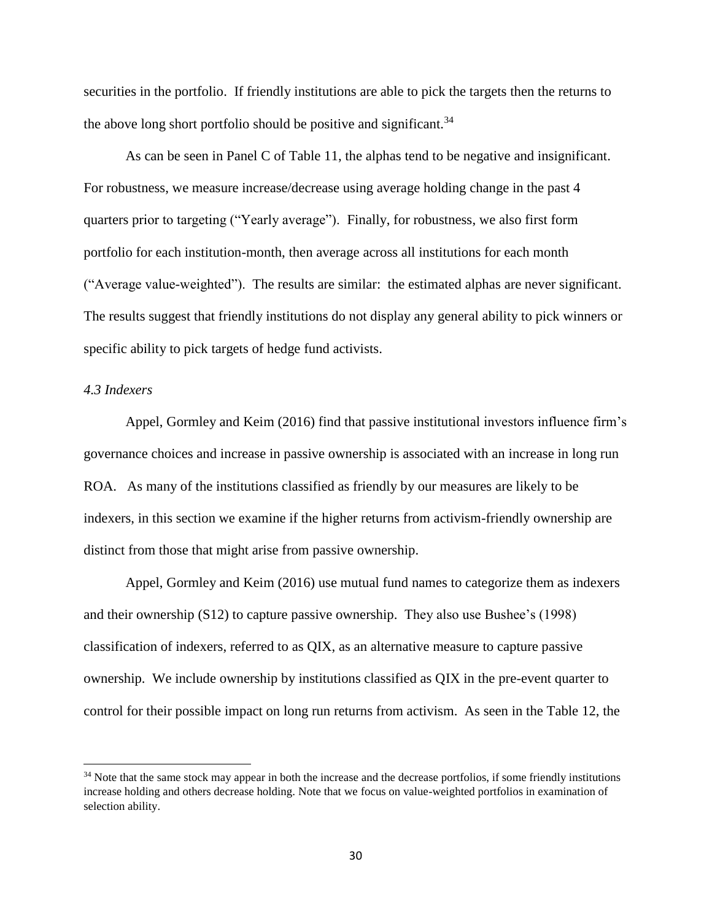securities in the portfolio. If friendly institutions are able to pick the targets then the returns to the above long short portfolio should be positive and significant.[34]

As can be seen in Panel C of Table 11, the alphas tend to be negative and insignificant. For robustness, we measure increase/decrease using average holding change in the past 4 quarters prior to targeting ("Yearly average"). Finally, for robustness, we also first form portfolio for each institution-month, then average across all institutions for each month ("Average value-weighted"). The results are similar: the estimated alphas are never significant. The results suggest that friendly institutions do not display any general ability to pick winners or specific ability to pick targets of hedge fund activists.

### *4.3 Indexers*

Appel, Gormley and Keim (2016) find that passive institutional investors influence firm's governance choices and increase in passive ownership is associated with an increase in long run ROA. As many of the institutions classified as friendly by our measures are likely to be indexers, in this section we examine if the higher returns from activism-friendly ownership are distinct from those that might arise from passive ownership.

Appel, Gormley and Keim (2016) use mutual fund names to categorize them as indexers and their ownership (S12) to capture passive ownership. They also use Bushee's (1998) classification of indexers, referred to as QIX, as an alternative measure to capture passive ownership. We include ownership by institutions classified as QIX in the pre-event quarter to control for their possible impact on long run returns from activism. As seen in the Table 12, the

[34] Note that the same stock may appear in both the increase and the decrease portfolios, if some friendly institutions increase holding and others decrease holding. Note that we focus on value-weighted portfolios in examination of selection ability.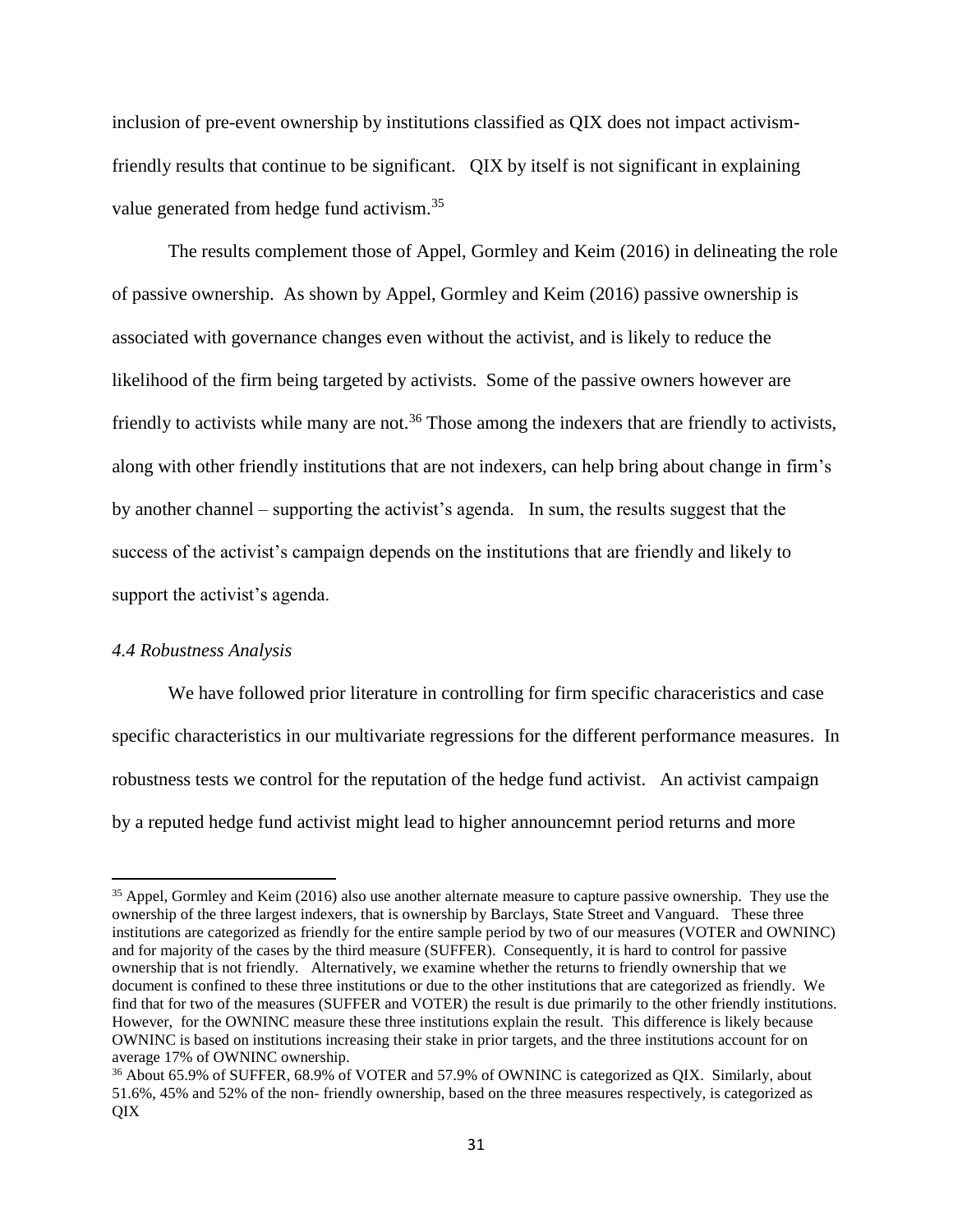inclusion of pre-event ownership by institutions classified as QIX does not impact activism-friendly results that continue to be significant. QIX by itself is not significant in explaining value generated from hedge fund activism.[35]

The results complement those of Appel, Gormley and Keim (2016) in delineating the role of passive ownership. As shown by Appel, Gormley and Keim (2016) passive ownership is associated with governance changes even without the activist, and is likely to reduce the likelihood of the firm being targeted by activists. Some of the passive owners however are friendly to activists while many are not.[36] Those among the indexers that are friendly to activists, along with other friendly institutions that are not indexers, can help bring about change in firm's by another channel – supporting the activist's agenda. In sum, the results suggest that the success of the activist's campaign depends on the institutions that are friendly and likely to support the activist's agenda.

### *4.4 Robustness Analysis*

We have followed prior literature in controlling for firm specific characeristics and case specific characteristics in our multivariate regressions for the different performance measures. In robustness tests we control for the reputation of the hedge fund activist. An activist campaign by a reputed hedge fund activist might lead to higher announcemnt period returns and more

---

[35] Appel, Gormley and Keim (2016) also use another alternate measure to capture passive ownership. They use the ownership of the three largest indexers, that is ownership by Barclays, State Street and Vanguard. These three institutions are categorized as friendly for the entire sample period by two of our measures (VOTER and OWNINC) and for majority of the cases by the third measure (SUFFER). Consequently, it is hard to control for passive ownership that is not friendly. Alternatively, we examine whether the returns to friendly ownership that we document is confined to these three institutions or due to the other institutions that are categorized as friendly. We find that for two of the measures (SUFFER and VOTER) the result is due primarily to the other friendly institutions. However, for the OWNINC measure these three institutions explain the result. This difference is likely because OWNINC is based on institutions increasing their stake in prior targets, and the three institutions account for on average 17% of OWNINC ownership.

[36] About 65.9% of SUFFER, 68.9% of VOTER and 57.9% of OWNINC is categorized as QIX. Similarly, about 51.6%, 45% and 52% of the non- friendly ownership, based on the three measures respectively, is categorized as QIX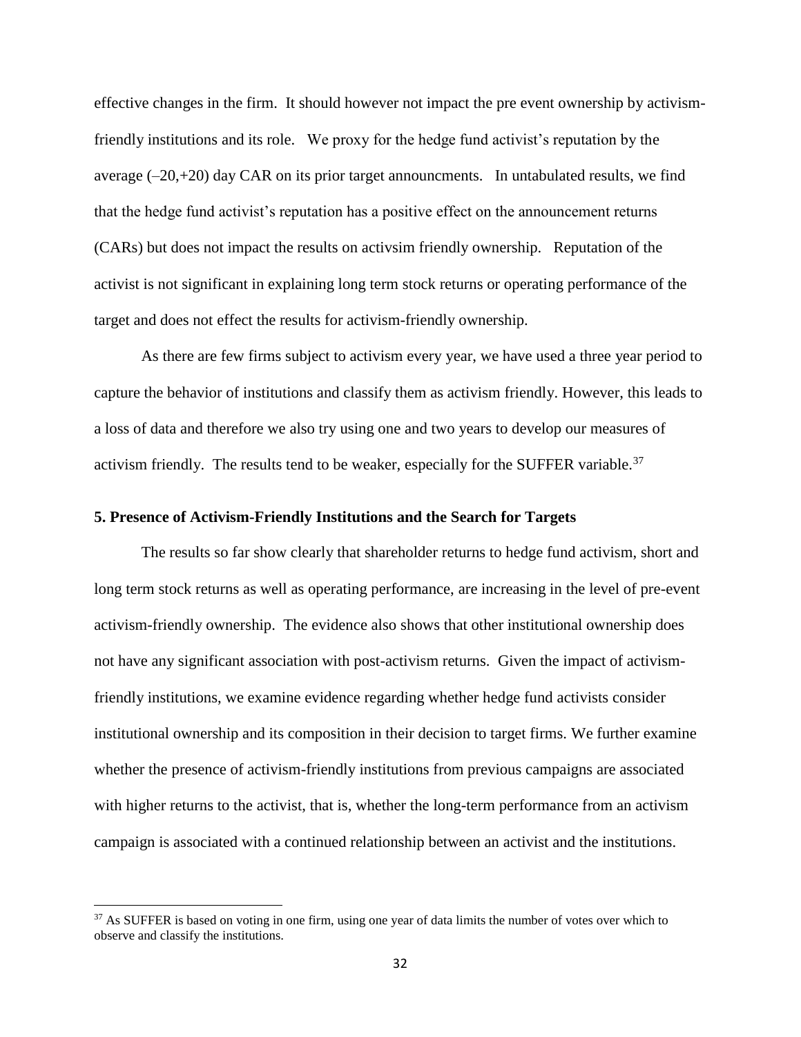effective changes in the firm. It should however not impact the pre event ownership by activism-friendly institutions and its role. We proxy for the hedge fund activist's reputation by the average (–20,+20) day CAR on its prior target announcments. In untabulated results, we find that the hedge fund activist's reputation has a positive effect on the announcement returns (CARs) but does not impact the results on activsim friendly ownership. Reputation of the activist is not significant in explaining long term stock returns or operating performance of the target and does not effect the results for activism-friendly ownership.

As there are few firms subject to activism every year, we have used a three year period to capture the behavior of institutions and classify them as activism friendly. However, this leads to a loss of data and therefore we also try using one and two years to develop our measures of activism friendly. The results tend to be weaker, especially for the SUFFER variable.[37]

## 5. Presence of Activism-Friendly Institutions and the Search for Targets

The results so far show clearly that shareholder returns to hedge fund activism, short and long term stock returns as well as operating performance, are increasing in the level of pre-event activism-friendly ownership. The evidence also shows that other institutional ownership does not have any significant association with post-activism returns. Given the impact of activism-friendly institutions, we examine evidence regarding whether hedge fund activists consider institutional ownership and its composition in their decision to target firms. We further examine whether the presence of activism-friendly institutions from previous campaigns are associated with higher returns to the activist, that is, whether the long-term performance from an activism campaign is associated with a continued relationship between an activist and the institutions.

---

[37] As SUFFER is based on voting in one firm, using one year of data limits the number of votes over which to observe and classify the institutions.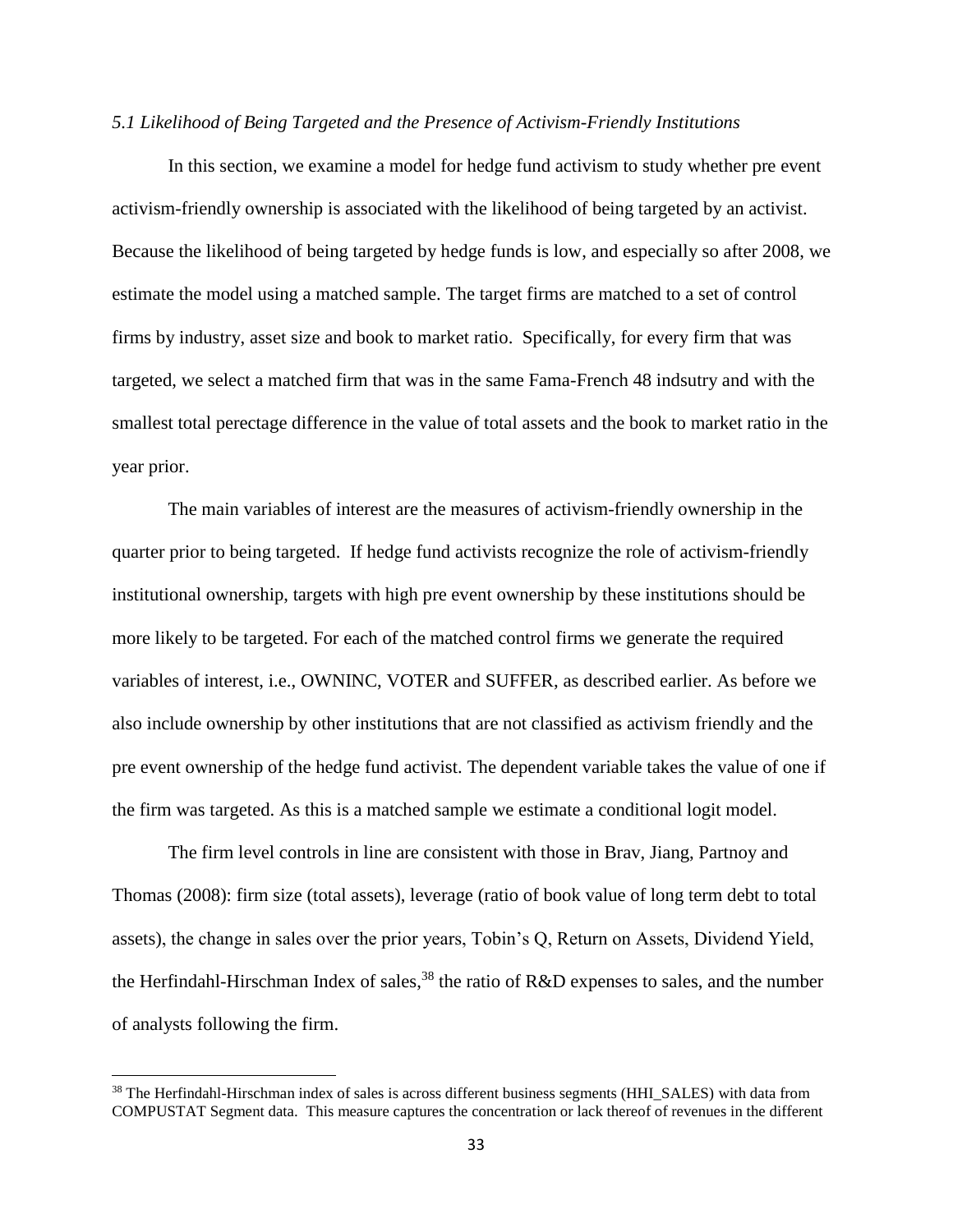### *5.1 Likelihood of Being Targeted and the Presence of Activism-Friendly Institutions*

In this section, we examine a model for hedge fund activism to study whether pre event activism-friendly ownership is associated with the likelihood of being targeted by an activist. Because the likelihood of being targeted by hedge funds is low, and especially so after 2008, we estimate the model using a matched sample. The target firms are matched to a set of control firms by industry, asset size and book to market ratio. Specifically, for every firm that was targeted, we select a matched firm that was in the same Fama-French 48 indsutry and with the smallest total perectage difference in the value of total assets and the book to market ratio in the year prior.

The main variables of interest are the measures of activism-friendly ownership in the quarter prior to being targeted. If hedge fund activists recognize the role of activism-friendly institutional ownership, targets with high pre event ownership by these institutions should be more likely to be targeted. For each of the matched control firms we generate the required variables of interest, i.e., OWNINC, VOTER and SUFFER, as described earlier. As before we also include ownership by other institutions that are not classified as activism friendly and the pre event ownership of the hedge fund activist. The dependent variable takes the value of one if the firm was targeted. As this is a matched sample we estimate a conditional logit model.

The firm level controls in line are consistent with those in Brav, Jiang, Partnoy and Thomas (2008): firm size (total assets), leverage (ratio of book value of long term debt to total assets), the change in sales over the prior years, Tobin's Q, Return on Assets, Dividend Yield, the Herfindahl-Hirschman Index of sales,[38] the ratio of R&D expenses to sales, and the number of analysts following the firm.

---

[38] The Herfindahl-Hirschman index of sales is across different business segments (HHI_SALES) with data from COMPUSTAT Segment data. This measure captures the concentration or lack thereof of revenues in the different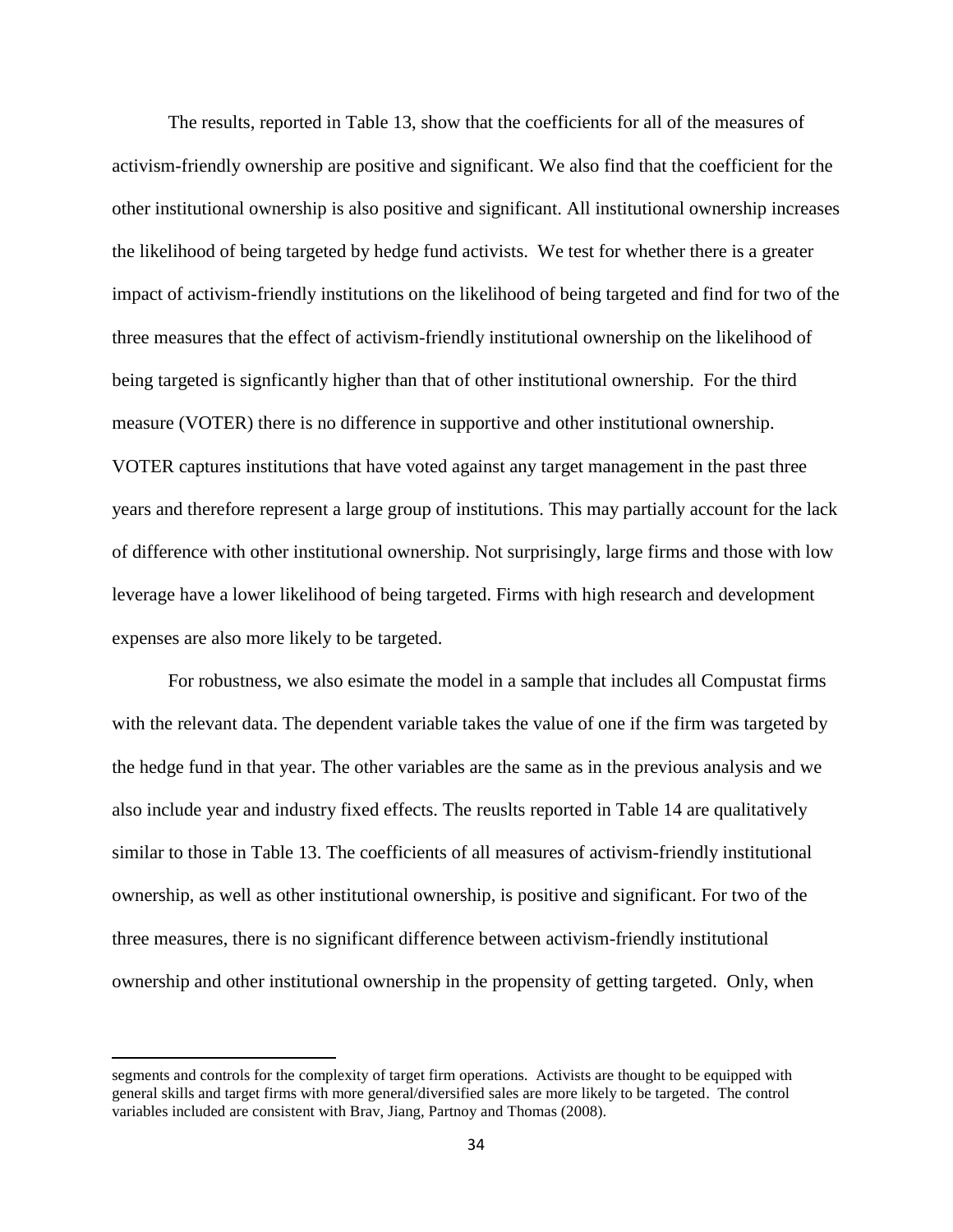The results, reported in Table 13, show that the coefficients for all of the measures of activism-friendly ownership are positive and significant. We also find that the coefficient for the other institutional ownership is also positive and significant. All institutional ownership increases the likelihood of being targeted by hedge fund activists. We test for whether there is a greater impact of activism-friendly institutions on the likelihood of being targeted and find for two of the three measures that the effect of activism-friendly institutional ownership on the likelihood of being targeted is signficantly higher than that of other institutional ownership. For the third measure (VOTER) there is no difference in supportive and other institutional ownership. VOTER captures institutions that have voted against any target management in the past three years and therefore represent a large group of institutions. This may partially account for the lack of difference with other institutional ownership. Not surprisingly, large firms and those with low leverage have a lower likelihood of being targeted. Firms with high research and development expenses are also more likely to be targeted.

For robustness, we also esimate the model in a sample that includes all Compustat firms with the relevant data. The dependent variable takes the value of one if the firm was targeted by the hedge fund in that year. The other variables are the same as in the previous analysis and we also include year and industry fixed effects. The reuslts reported in Table 14 are qualitatively similar to those in Table 13. The coefficients of all measures of activism-friendly institutional ownership, as well as other institutional ownership, is positive and significant. For two of the three measures, there is no significant difference between activism-friendly institutional ownership and other institutional ownership in the propensity of getting targeted. Only, when

---

segments and controls for the complexity of target firm operations. Activists are thought to be equipped with general skills and target firms with more general/diversified sales are more likely to be targeted. The control variables included are consistent with Brav, Jiang, Partnoy and Thomas (2008).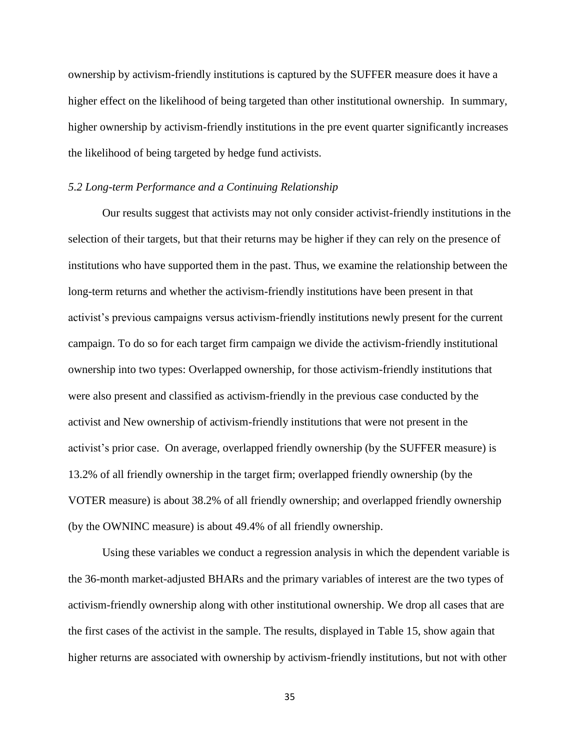ownership by activism-friendly institutions is captured by the SUFFER measure does it have a higher effect on the likelihood of being targeted than other institutional ownership. In summary, higher ownership by activism-friendly institutions in the pre event quarter significantly increases the likelihood of being targeted by hedge fund activists.

### *5.2 Long-term Performance and a Continuing Relationship*

Our results suggest that activists may not only consider activist-friendly institutions in the selection of their targets, but that their returns may be higher if they can rely on the presence of institutions who have supported them in the past. Thus, we examine the relationship between the long-term returns and whether the activism-friendly institutions have been present in that activist's previous campaigns versus activism-friendly institutions newly present for the current campaign. To do so for each target firm campaign we divide the activism-friendly institutional ownership into two types: Overlapped ownership, for those activism-friendly institutions that were also present and classified as activism-friendly in the previous case conducted by the activist and New ownership of activism-friendly institutions that were not present in the activist's prior case. On average, overlapped friendly ownership (by the SUFFER measure) is 13.2% of all friendly ownership in the target firm; overlapped friendly ownership (by the VOTER measure) is about 38.2% of all friendly ownership; and overlapped friendly ownership (by the OWNINC measure) is about 49.4% of all friendly ownership.

Using these variables we conduct a regression analysis in which the dependent variable is the 36-month market-adjusted BHARs and the primary variables of interest are the two types of activism-friendly ownership along with other institutional ownership. We drop all cases that are the first cases of the activist in the sample. The results, displayed in Table 15, show again that higher returns are associated with ownership by activism-friendly institutions, but not with other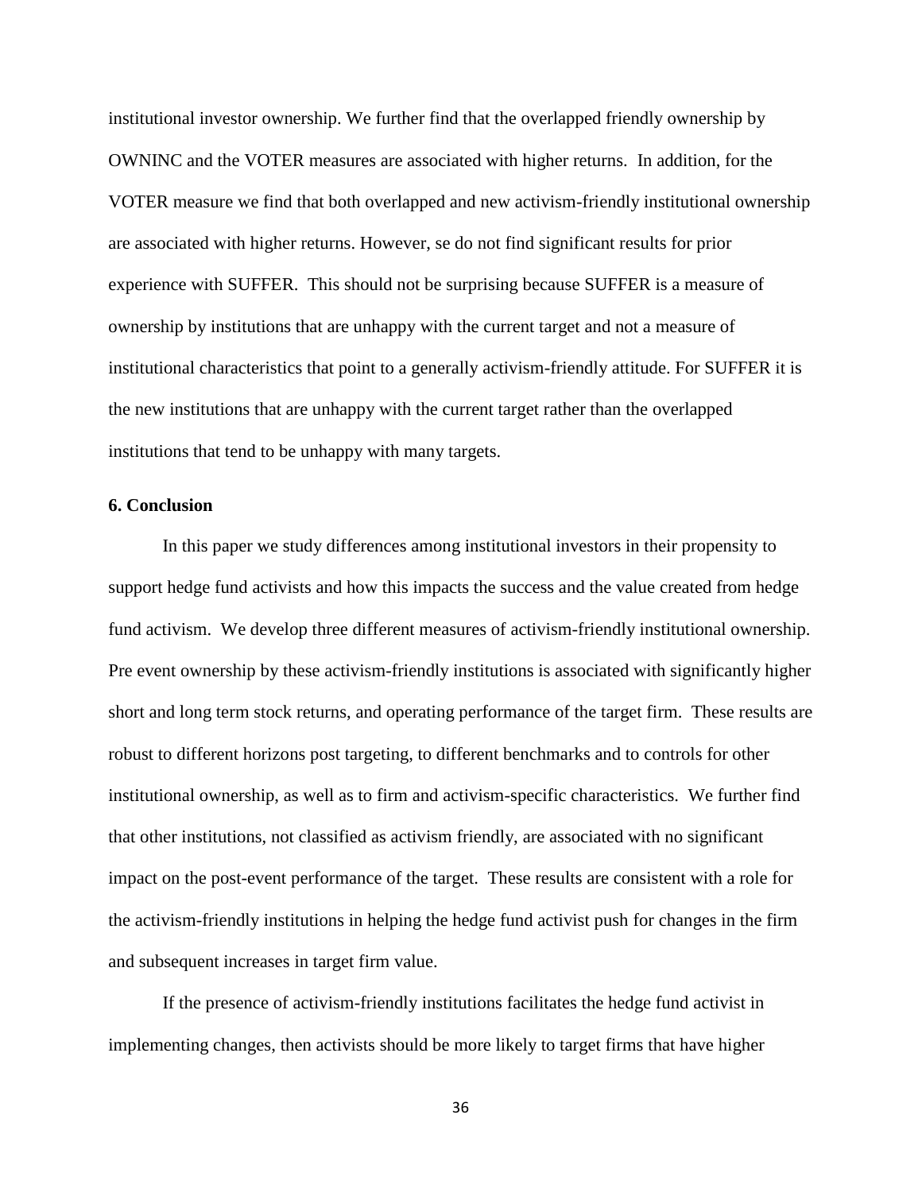institutional investor ownership. We further find that the overlapped friendly ownership by OWNINC and the VOTER measures are associated with higher returns. In addition, for the VOTER measure we find that both overlapped and new activism-friendly institutional ownership are associated with higher returns. However, se do not find significant results for prior experience with SUFFER. This should not be surprising because SUFFER is a measure of ownership by institutions that are unhappy with the current target and not a measure of institutional characteristics that point to a generally activism-friendly attitude. For SUFFER it is the new institutions that are unhappy with the current target rather than the overlapped institutions that tend to be unhappy with many targets.

## 6. Conclusion

In this paper we study differences among institutional investors in their propensity to support hedge fund activists and how this impacts the success and the value created from hedge fund activism. We develop three different measures of activism-friendly institutional ownership. Pre event ownership by these activism-friendly institutions is associated with significantly higher short and long term stock returns, and operating performance of the target firm. These results are robust to different horizons post targeting, to different benchmarks and to controls for other institutional ownership, as well as to firm and activism-specific characteristics. We further find that other institutions, not classified as activism friendly, are associated with no significant impact on the post-event performance of the target. These results are consistent with a role for the activism-friendly institutions in helping the hedge fund activist push for changes in the firm and subsequent increases in target firm value.

If the presence of activism-friendly institutions facilitates the hedge fund activist in implementing changes, then activists should be more likely to target firms that have higher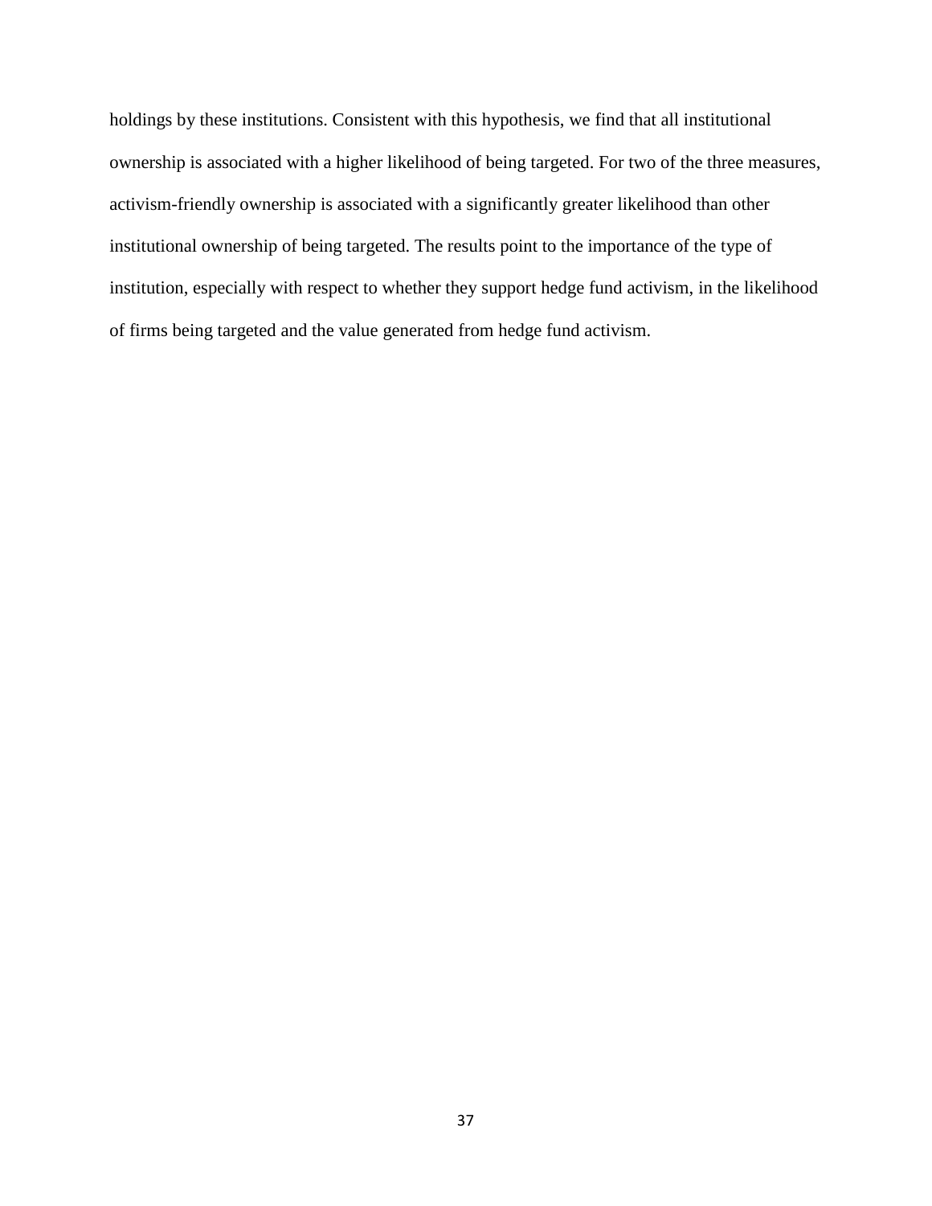holdings by these institutions. Consistent with this hypothesis, we find that all institutional ownership is associated with a higher likelihood of being targeted. For two of the three measures, activism-friendly ownership is associated with a significantly greater likelihood than other institutional ownership of being targeted. The results point to the importance of the type of institution, especially with respect to whether they support hedge fund activism, in the likelihood of firms being targeted and the value generated from hedge fund activism.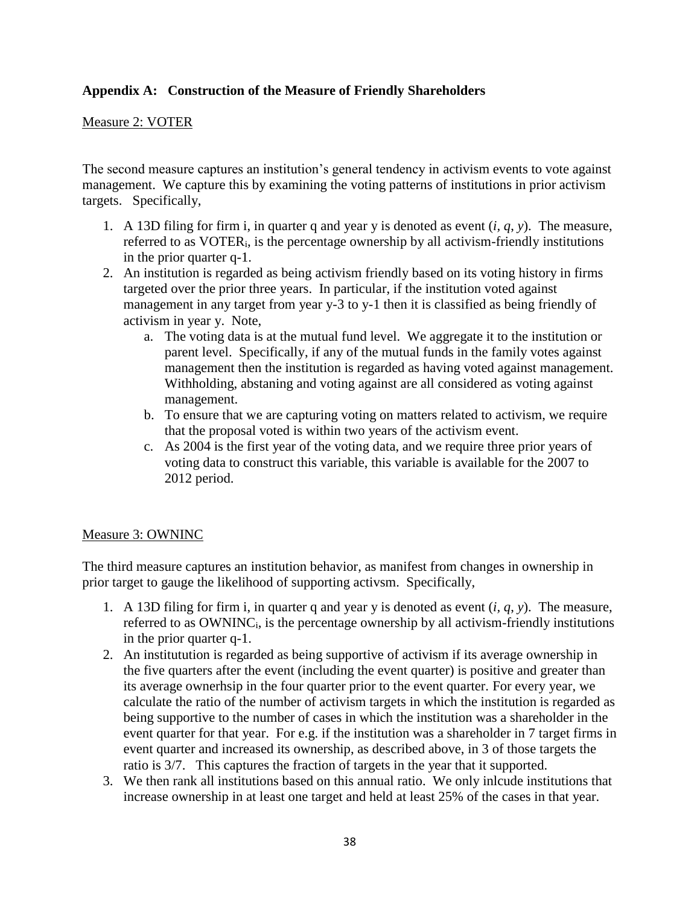### Appendix A: Construction of the Measure of Friendly Shareholders

Measure 2: VOTER

The second measure captures an institution's general tendency in activism events to vote against management. We capture this by examining the voting patterns of institutions in prior activism targets. Specifically,

1. A 13D filing for firm i, in quarter q and year y is denoted as event $(i, q, y)$. The measure, referred to as $VOTER_i$, is the percentage ownership by all activism-friendly institutions in the prior quarter q-1.
2. An institution is regarded as being activism friendly based on its voting history in firms targeted over the prior three years. In particular, if the institution voted against management in any target from year y-3 to y-1 then it is classified as being friendly of activism in year y. Note,
   a. The voting data is at the mutual fund level. We aggregate it to the institution or parent level. Specifically, if any of the mutual funds in the family votes against management then the institution is regarded as having voted against management. Withholding, abstaning and voting against are all considered as voting against management.
   b. To ensure that we are capturing voting on matters related to activism, we require that the proposal voted is within two years of the activism event.
   c. As 2004 is the first year of the voting data, and we require three prior years of voting data to construct this variable, this variable is available for the 2007 to 2012 period.

Measure 3: OWNINC

The third measure captures an institution behavior, as manifest from changes in ownership in prior target to gauge the likelihood of supporting activsm. Specifically,

1. A 13D filing for firm i, in quarter q and year y is denoted as event $(i, q, y)$. The measure, referred to as $OWNINC_i$, is the percentage ownership by all activism-friendly institutions in the prior quarter q-1.
2. An institutution is regarded as being supportive of activism if its average ownership in the five quarters after the event (including the event quarter) is positive and greater than its average ownerhsip in the four quarter prior to the event quarter. For every year, we calculate the ratio of the number of activism targets in which the institution is regarded as being supportive to the number of cases in which the institution was a shareholder in the event quarter for that year. For e.g. if the institution was a shareholder in 7 target firms in event quarter and increased its ownership, as described above, in 3 of those targets the ratio is 3/7. This captures the fraction of targets in the year that it supported.
3. We then rank all institutions based on this annual ratio. We only inlcude institutions that increase ownership in at least one target and held at least 25% of the cases in that year.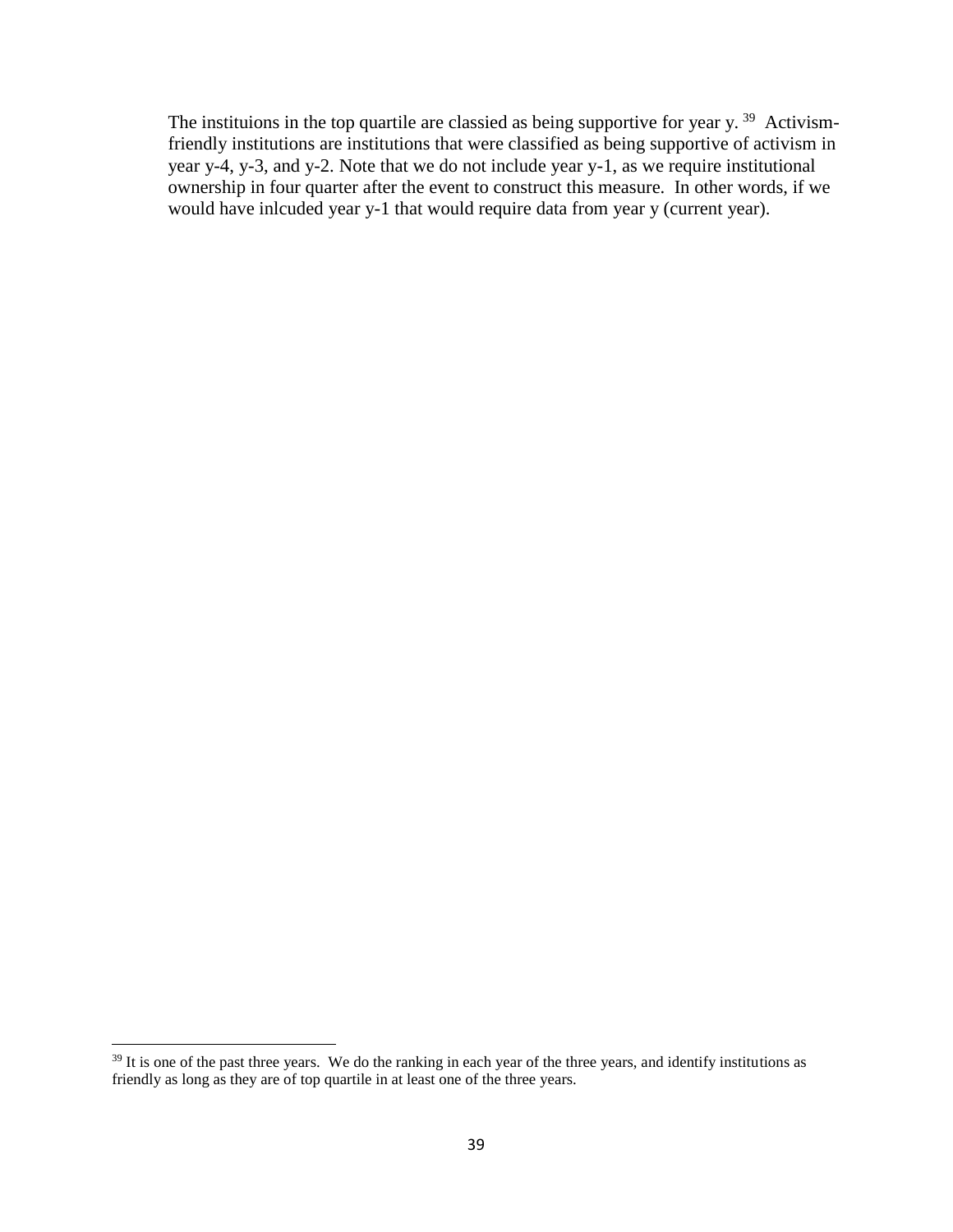The instituions in the top quartile are classied as being supportive for year y. [39] Activism-friendly institutions are institutions that were classified as being supportive of activism in year y-4, y-3, and y-2. Note that we do not include year y-1, as we require institutional ownership in four quarter after the event to construct this measure. In other words, if we would have inlcuded year y-1 that would require data from year y (current year).

[39] It is one of the past three years. We do the ranking in each year of the three years, and identify institutions as friendly as long as they are of top quartile in at least one of the three years.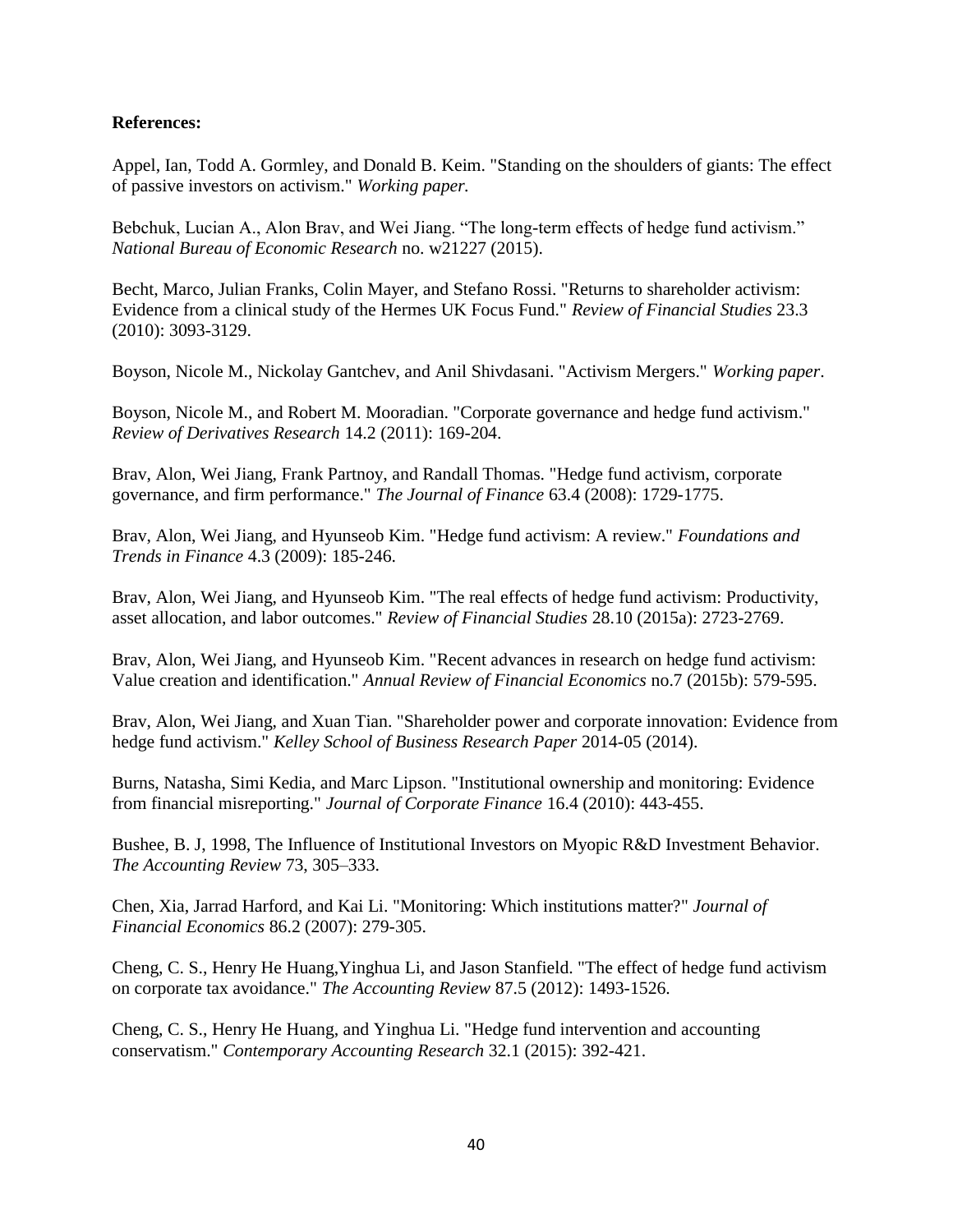**References:**

Appel, Ian, Todd A. Gormley, and Donald B. Keim. "Standing on the shoulders of giants: The effect of passive investors on activism." *Working paper.*

Bebchuk, Lucian A., Alon Brav, and Wei Jiang. "The long-term effects of hedge fund activism." *National Bureau of Economic Research* no. w21227 (2015).

Becht, Marco, Julian Franks, Colin Mayer, and Stefano Rossi. "Returns to shareholder activism: Evidence from a clinical study of the Hermes UK Focus Fund." *Review of Financial Studies* 23.3 (2010): 3093-3129.

Boyson, Nicole M., Nickolay Gantchev, and Anil Shivdasani. "Activism Mergers." *Working paper*.

Boyson, Nicole M., and Robert M. Mooradian. "Corporate governance and hedge fund activism." *Review of Derivatives Research* 14.2 (2011): 169-204.

Brav, Alon, Wei Jiang, Frank Partnoy, and Randall Thomas. "Hedge fund activism, corporate governance, and firm performance." *The Journal of Finance* 63.4 (2008): 1729-1775.

Brav, Alon, Wei Jiang, and Hyunseob Kim. "Hedge fund activism: A review." *Foundations and Trends in Finance* 4.3 (2009): 185-246.

Brav, Alon, Wei Jiang, and Hyunseob Kim. "The real effects of hedge fund activism: Productivity, asset allocation, and labor outcomes." *Review of Financial Studies* 28.10 (2015a): 2723-2769.

Brav, Alon, Wei Jiang, and Hyunseob Kim. "Recent advances in research on hedge fund activism: Value creation and identification." *Annual Review of Financial Economics* no.7 (2015b): 579-595.

Brav, Alon, Wei Jiang, and Xuan Tian. "Shareholder power and corporate innovation: Evidence from hedge fund activism." *Kelley School of Business Research Paper* 2014-05 (2014).

Burns, Natasha, Simi Kedia, and Marc Lipson. "Institutional ownership and monitoring: Evidence from financial misreporting." *Journal of Corporate Finance* 16.4 (2010): 443-455.

Bushee, B. J, 1998, The Influence of Institutional Investors on Myopic R&D Investment Behavior. *The Accounting Review* 73, 305–333.

Chen, Xia, Jarrad Harford, and Kai Li. "Monitoring: Which institutions matter?" *Journal of Financial Economics* 86.2 (2007): 279-305.

Cheng, C. S., Henry He Huang,Yinghua Li, and Jason Stanfield. "The effect of hedge fund activism on corporate tax avoidance." *The Accounting Review* 87.5 (2012): 1493-1526.

Cheng, C. S., Henry He Huang, and Yinghua Li. "Hedge fund intervention and accounting conservatism." *Contemporary Accounting Research* 32.1 (2015): 392-421.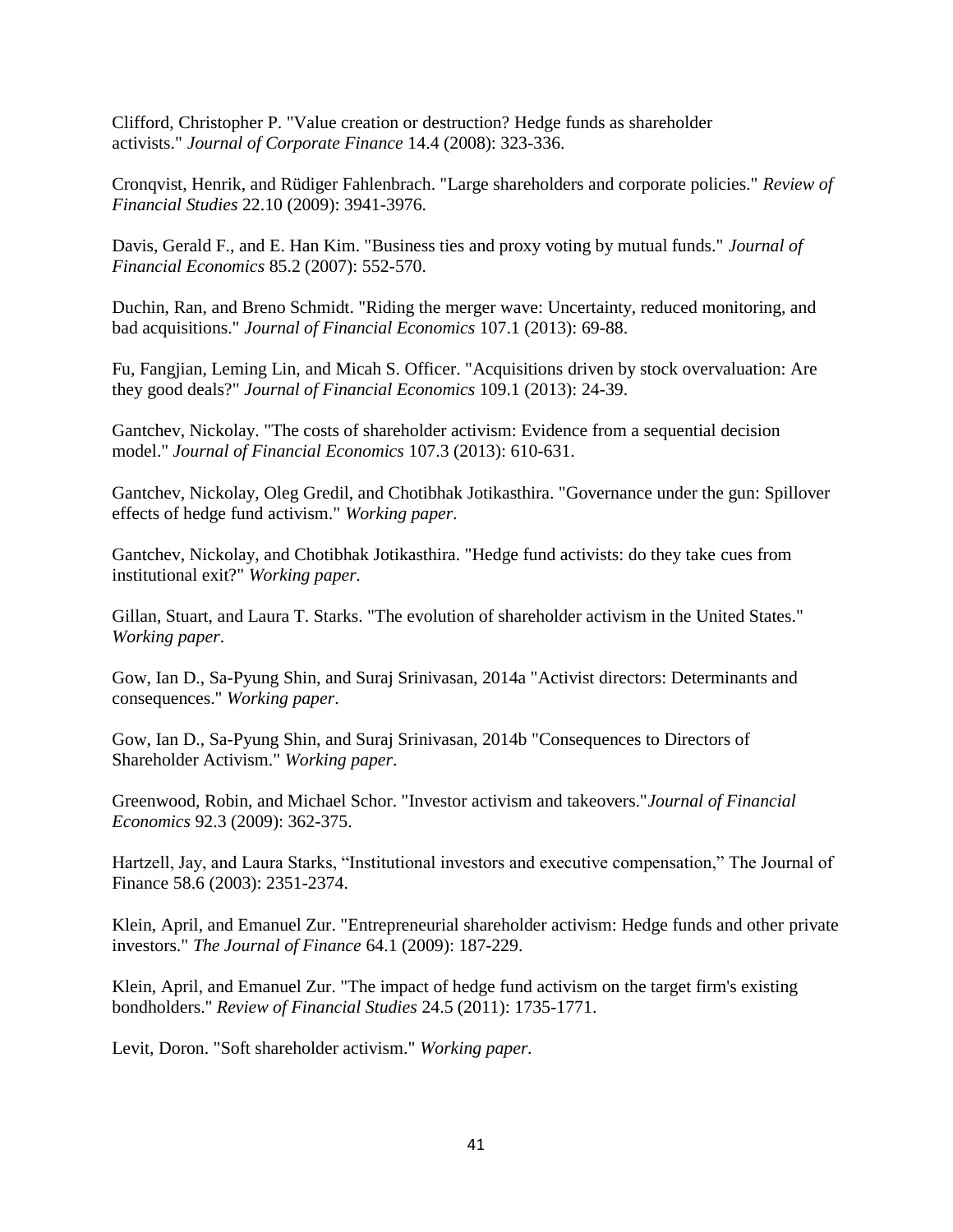Clifford, Christopher P. "Value creation or destruction? Hedge funds as shareholder activists." *Journal of Corporate Finance* 14.4 (2008): 323-336.

Cronqvist, Henrik, and Rüdiger Fahlenbrach. "Large shareholders and corporate policies." *Review of Financial Studies* 22.10 (2009): 3941-3976.

Davis, Gerald F., and E. Han Kim. "Business ties and proxy voting by mutual funds." *Journal of Financial Economics* 85.2 (2007): 552-570.

Duchin, Ran, and Breno Schmidt. "Riding the merger wave: Uncertainty, reduced monitoring, and bad acquisitions." *Journal of Financial Economics* 107.1 (2013): 69-88.

Fu, Fangjian, Leming Lin, and Micah S. Officer. "Acquisitions driven by stock overvaluation: Are they good deals?" *Journal of Financial Economics* 109.1 (2013): 24-39.

Gantchev, Nickolay. "The costs of shareholder activism: Evidence from a sequential decision model." *Journal of Financial Economics* 107.3 (2013): 610-631.

Gantchev, Nickolay, Oleg Gredil, and Chotibhak Jotikasthira. "Governance under the gun: Spillover effects of hedge fund activism." *Working paper*.

Gantchev, Nickolay, and Chotibhak Jotikasthira. "Hedge fund activists: do they take cues from institutional exit?" *Working paper.*

Gillan, Stuart, and Laura T. Starks. "The evolution of shareholder activism in the United States." *Working paper*.

Gow, Ian D., Sa-Pyung Shin, and Suraj Srinivasan, 2014a "Activist directors: Determinants and consequences." *Working paper*.

Gow, Ian D., Sa-Pyung Shin, and Suraj Srinivasan, 2014b "Consequences to Directors of Shareholder Activism." *Working paper*.

Greenwood, Robin, and Michael Schor. "Investor activism and takeovers."*Journal of Financial Economics* 92.3 (2009): 362-375.

Hartzell, Jay, and Laura Starks, "Institutional investors and executive compensation," The Journal of Finance 58.6 (2003): 2351-2374.

Klein, April, and Emanuel Zur. "Entrepreneurial shareholder activism: Hedge funds and other private investors." *The Journal of Finance* 64.1 (2009): 187-229.

Klein, April, and Emanuel Zur. "The impact of hedge fund activism on the target firm's existing bondholders." *Review of Financial Studies* 24.5 (2011): 1735-1771.

Levit, Doron. "Soft shareholder activism." *Working paper.*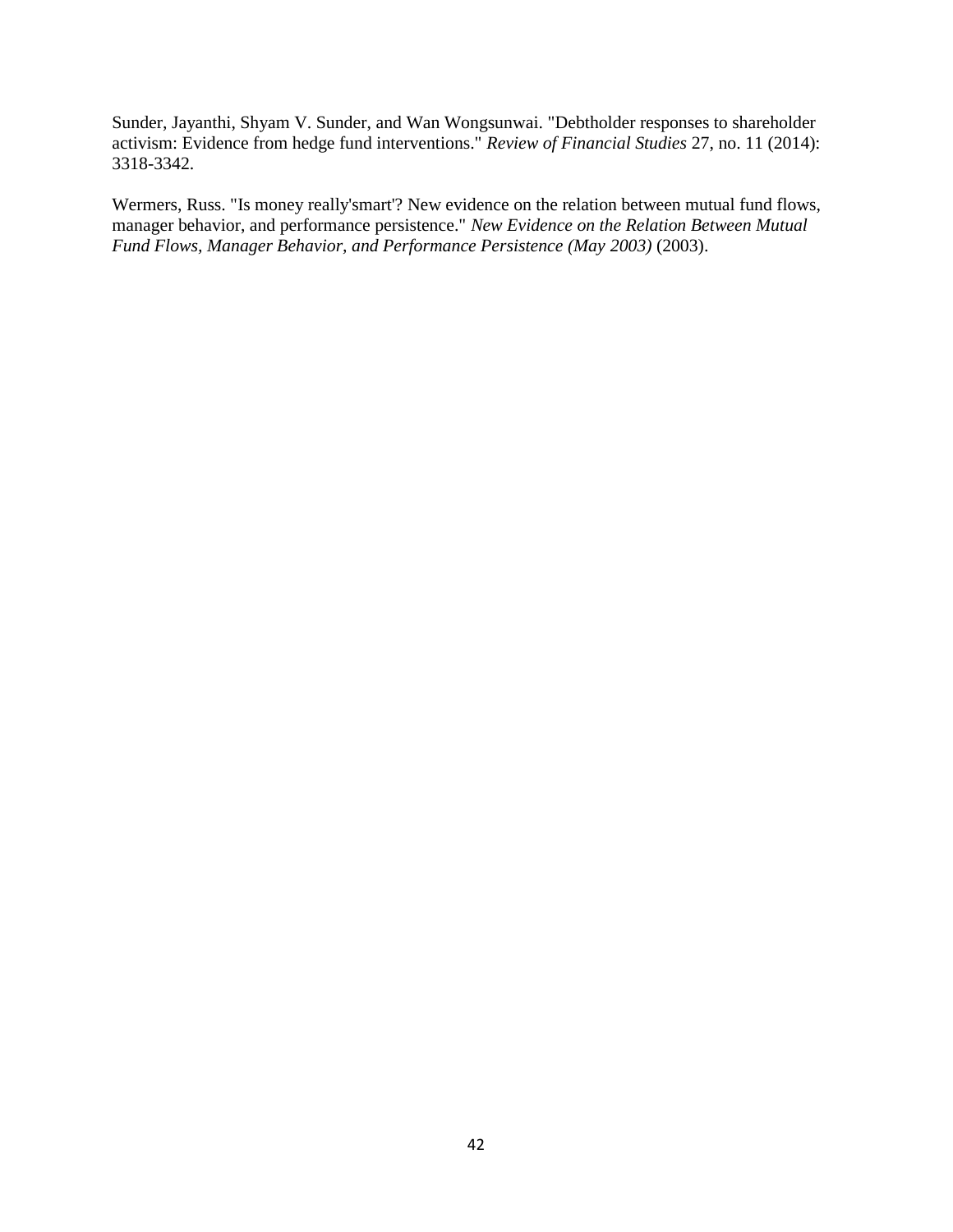Sunder, Jayanthi, Shyam V. Sunder, and Wan Wongsunwai. "Debtholder responses to shareholder activism: Evidence from hedge fund interventions." *Review of Financial Studies* 27, no. 11 (2014): 3318-3342.

Wermers, Russ. "Is money really'smart'? New evidence on the relation between mutual fund flows, manager behavior, and performance persistence." *New Evidence on the Relation Between Mutual Fund Flows, Manager Behavior, and Performance Persistence (May 2003)* (2003).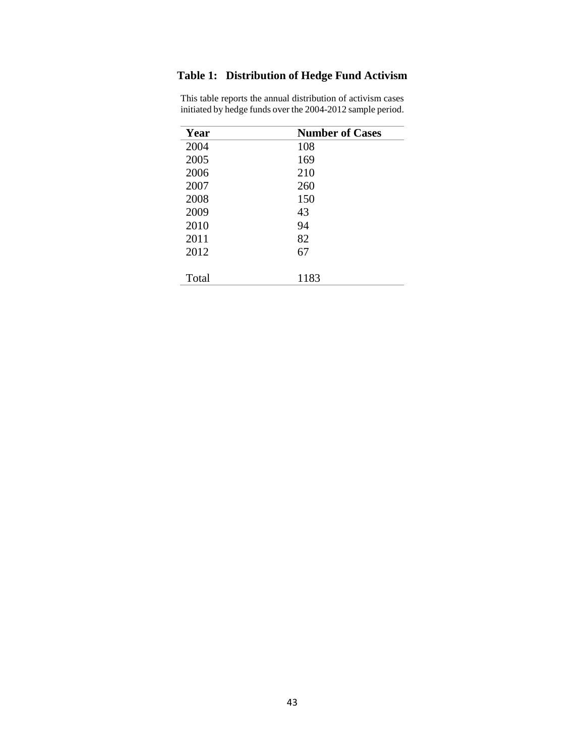# Table 1: Distribution of Hedge Fund Activism

This table reports the annual distribution of activism cases initiated by hedge funds over the 2004-2012 sample period.

| Year | Number of Cases |
|---|---|
| 2004 | 108 |
| 2005 | 169 |
| 2006 | 210 |
| 2007 | 260 |
| 2008 | 150 |
| 2009 | 43 |
| 2010 | 94 |
| 2011 | 82 |
| 2012 | 67 |
| Total | 1183 |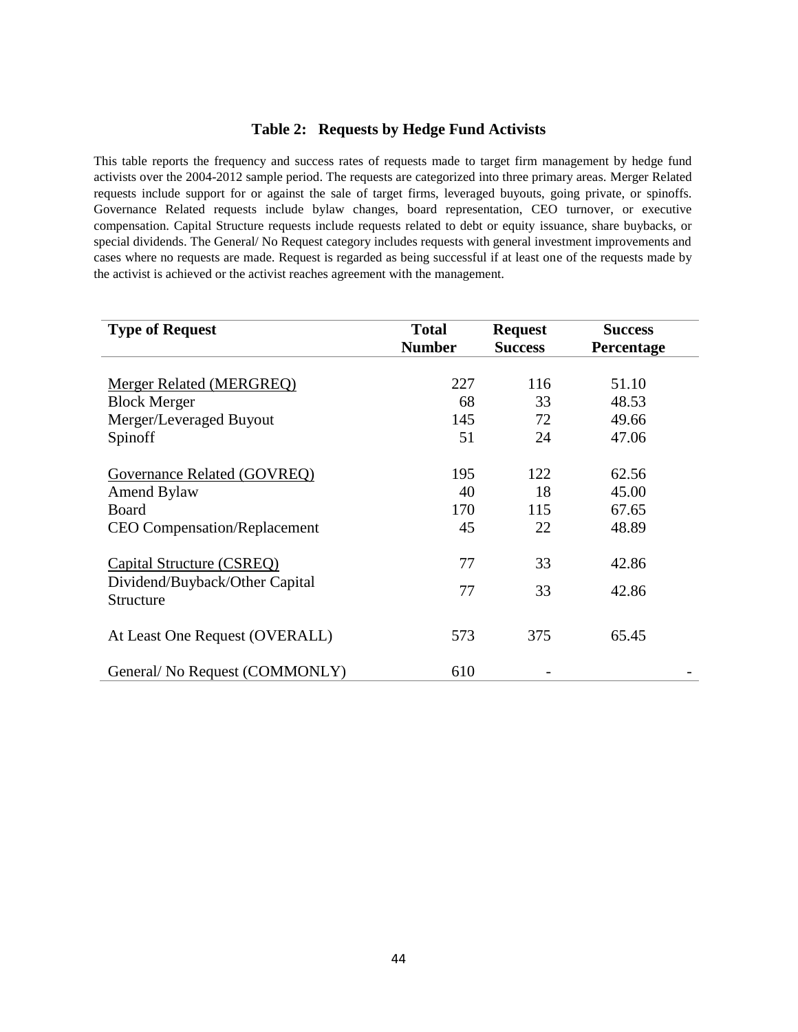# Table 2: Requests by Hedge Fund Activists

This table reports the frequency and success rates of requests made to target firm management by hedge fund activists over the 2004-2012 sample period. The requests are categorized into three primary areas. Merger Related requests include support for or against the sale of target firms, leveraged buyouts, going private, or spinoffs. Governance Related requests include bylaw changes, board representation, CEO turnover, or executive compensation. Capital Structure requests include requests related to debt or equity issuance, share buybacks, or special dividends. The General/ No Request category includes requests with general investment improvements and cases where no requests are made. Request is regarded as being successful if at least one of the requests made by the activist is achieved or the activist reaches agreement with the management.

| Type of Request | Total Number | Request Success | Success Percentage |
|---|---|---|---|
| Merger Related (MERGREQ) | 227 | 116 | 51.10 |
| Block Merger | 68 | 33 | 48.53 |
| Merger/Leveraged Buyout | 145 | 72 | 49.66 |
| Spinoff | 51 | 24 | 47.06 |
| Governance Related (GOVREQ) | 195 | 122 | 62.56 |
| Amend Bylaw | 40 | 18 | 45.00 |
| Board | 170 | 115 | 67.65 |
| CEO Compensation/Replacement | 45 | 22 | 48.89 |
| Capital Structure (CSREQ) | 77 | 33 | 42.86 |
| Dividend/Buyback/Other Capital Structure | 77 | 33 | 42.86 |
| At Least One Request (OVERALL) | 573 | 375 | 65.45 |
| General/ No Request (COMMONLY) | 610 | - | - |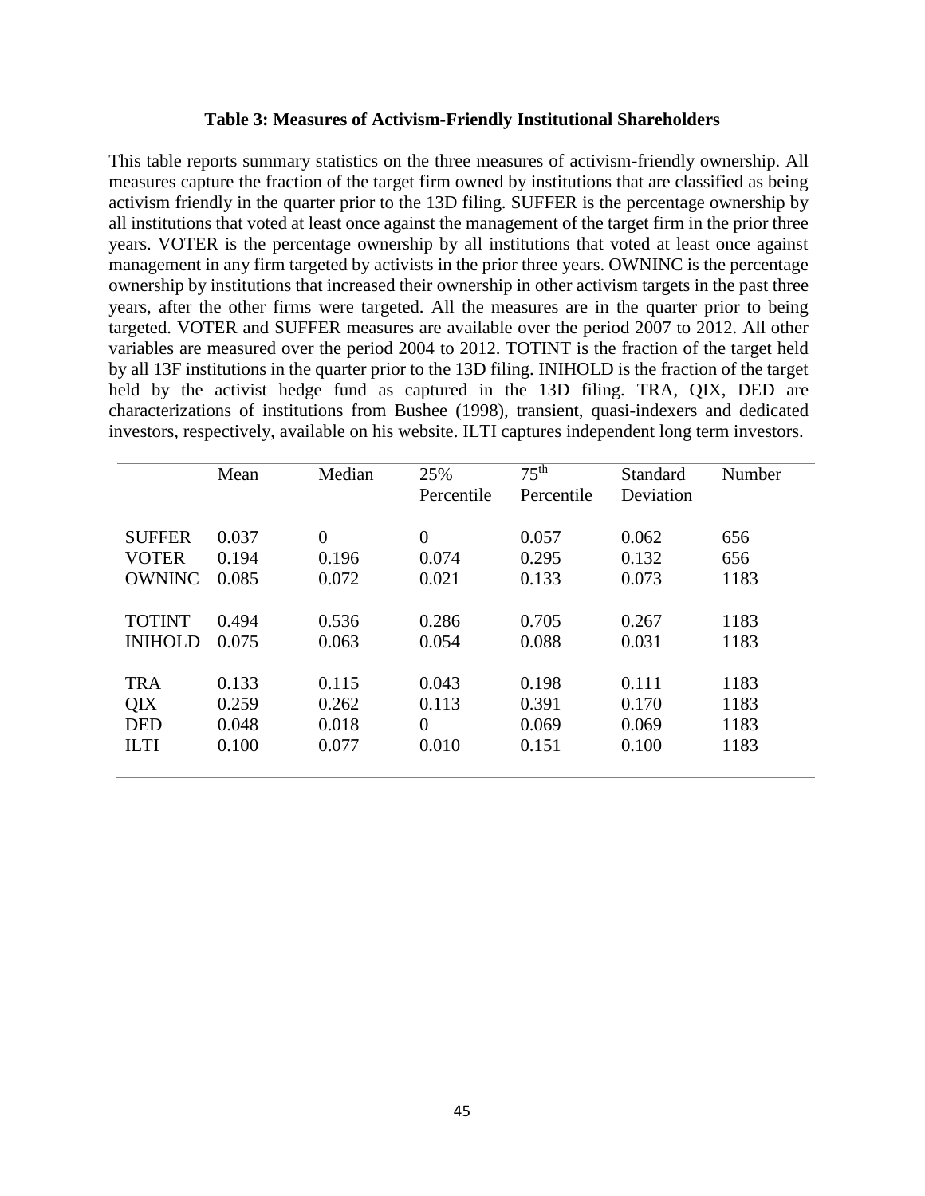### Table 3: Measures of Activism-Friendly Institutional Shareholders

This table reports summary statistics on the three measures of activism-friendly ownership. All measures capture the fraction of the target firm owned by institutions that are classified as being activism friendly in the quarter prior to the 13D filing. SUFFER is the percentage ownership by all institutions that voted at least once against the management of the target firm in the prior three years. VOTER is the percentage ownership by all institutions that voted at least once against management in any firm targeted by activists in the prior three years. OWNINC is the percentage ownership by institutions that increased their ownership in other activism targets in the past three years, after the other firms were targeted. All the measures are in the quarter prior to being targeted. VOTER and SUFFER measures are available over the period 2007 to 2012. All other variables are measured over the period 2004 to 2012. TOTINT is the fraction of the target held by all 13F institutions in the quarter prior to the 13D filing. INIHOLD is the fraction of the target held by the activist hedge fund as captured in the 13D filing. TRA, QIX, DED are characterizations of institutions from Bushee (1998), transient, quasi-indexers and dedicated investors, respectively, available on his website. ILTI captures independent long term investors.

| | Mean | Median | 25% Percentile | 75th Percentile | Standard Deviation | Number |
|---|---|---|---|---|---|---|
| SUFFER | 0.037 | 0 | 0 | 0.057 | 0.062 | 656 |
| VOTER | 0.194 | 0.196 | 0.074 | 0.295 | 0.132 | 656 |
| OWNINC | 0.085 | 0.072 | 0.021 | 0.133 | 0.073 | 1183 |
| TOTINT | 0.494 | 0.536 | 0.286 | 0.705 | 0.267 | 1183 |
| INIHOLD | 0.075 | 0.063 | 0.054 | 0.088 | 0.031 | 1183 |
| TRA | 0.133 | 0.115 | 0.043 | 0.198 | 0.111 | 1183 |
| QIX | 0.259 | 0.262 | 0.113 | 0.391 | 0.170 | 1183 |
| DED | 0.048 | 0.018 | 0 | 0.069 | 0.069 | 1183 |
| ILTI | 0.100 | 0.077 | 0.010 | 0.151 | 0.100 | 1183 |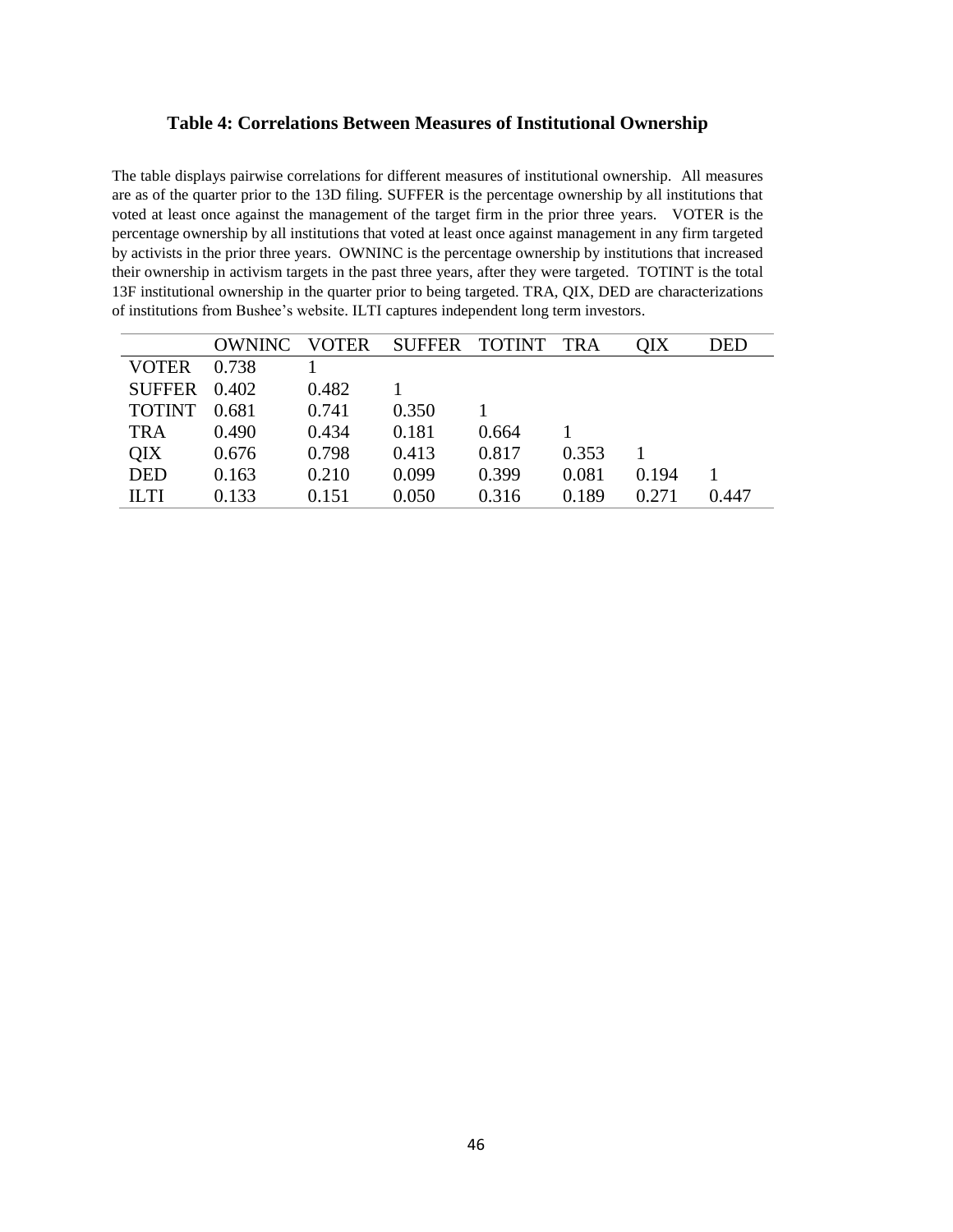## Table 4: Correlations Between Measures of Institutional Ownership

The table displays pairwise correlations for different measures of institutional ownership. All measures are as of the quarter prior to the 13D filing. SUFFER is the percentage ownership by all institutions that voted at least once against the management of the target firm in the prior three years. VOTER is the percentage ownership by all institutions that voted at least once against management in any firm targeted by activists in the prior three years. OWNINC is the percentage ownership by institutions that increased their ownership in activism targets in the past three years, after they were targeted. TOTINT is the total 13F institutional ownership in the quarter prior to being targeted. TRA, QIX, DED are characterizations of institutions from Bushee's website. ILTI captures independent long term investors.

| | OWNINC | VOTER | SUFFER | TOTINT | TRA | QIX | DED |
|---|---|---|---|---|---|---|---|
| VOTER | 0.738 | 1 | | | | | |
| SUFFER | 0.402 | 0.482 | 1 | | | | |
| TOTINT | 0.681 | 0.741 | 0.350 | 1 | | | |
| TRA | 0.490 | 0.434 | 0.181 | 0.664 | 1 | | |
| QIX | 0.676 | 0.798 | 0.413 | 0.817 | 0.353 | 1 | |
| DED | 0.163 | 0.210 | 0.099 | 0.399 | 0.081 | 0.194 | 1 |
| ILTI | 0.133 | 0.151 | 0.050 | 0.316 | 0.189 | 0.271 | 0.447 |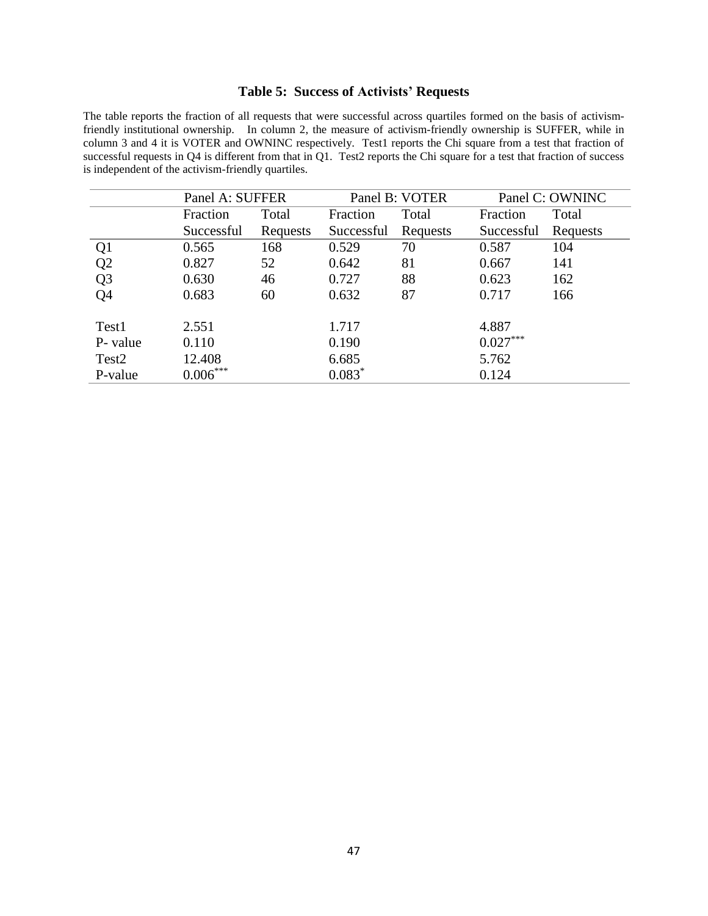### Table 5: Success of Activists' Requests

The table reports the fraction of all requests that were successful across quartiles formed on the basis of activism-friendly institutional ownership. In column 2, the measure of activism-friendly ownership is SUFFER, while in column 3 and 4 it is VOTER and OWNINC respectively. Test1 reports the Chi square from a test that fraction of successful requests in Q4 is different from that in Q1. Test2 reports the Chi square for a test that fraction of success is independent of the activism-friendly quartiles.

| | Panel A: SUFFER | | Panel B: VOTER | | Panel C: OWNINC | |
|---|---|---|---|---|---|---|
| | Fraction Successful | Total Requests | Fraction Successful | Total Requests | Fraction Successful | Total Requests |
| Q1 | 0.565 | 168 | 0.529 | 70 | 0.587 | 104 |
| Q2 | 0.827 | 52 | 0.642 | 81 | 0.667 | 141 |
| Q3 | 0.630 | 46 | 0.727 | 88 | 0.623 | 162 |
| Q4 | 0.683 | 60 | 0.632 | 87 | 0.717 | 166 |
| | | | | | | |
| Test1 | 2.551 | | 1.717 | | 4.887 | |
| P- value | 0.110 | | 0.190 | | 0.027*** | |
| Test2 | 12.408 | | 6.685 | | 5.762 | |
| P-value | 0.006*** | | 0.083* | | 0.124 | |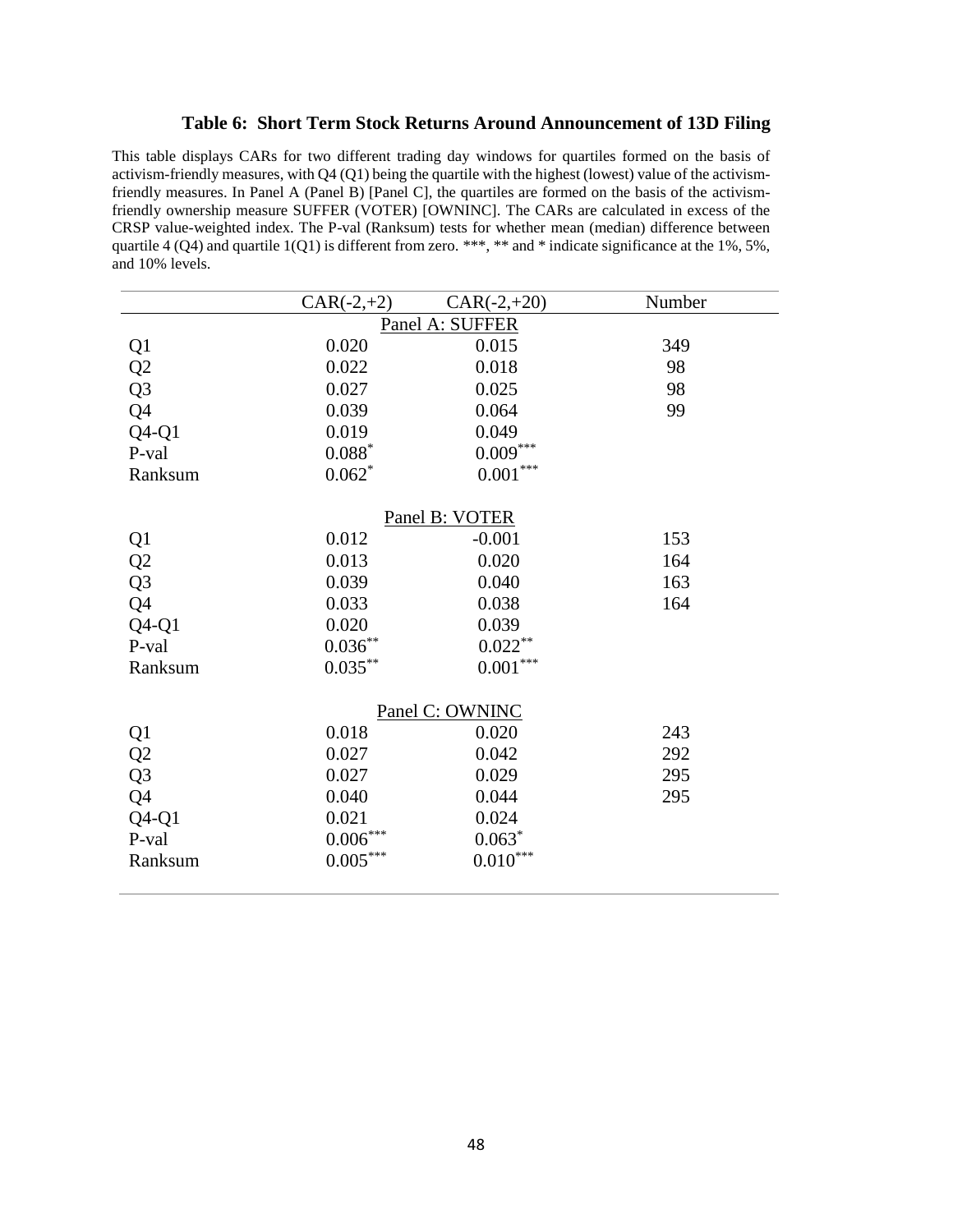### Table 6: Short Term Stock Returns Around Announcement of 13D Filing

This table displays CARs for two different trading day windows for quartiles formed on the basis of activism-friendly measures, with Q4 (Q1) being the quartile with the highest (lowest) value of the activism-friendly measures. In Panel A (Panel B) [Panel C], the quartiles are formed on the basis of the activism-friendly ownership measure SUFFER (VOTER) [OWNINC]. The CARs are calculated in excess of the CRSP value-weighted index. The P-val (Ranksum) tests for whether mean (median) difference between quartile 4 (Q4) and quartile 1(Q1) is different from zero. ***, ** and * indicate significance at the 1%, 5%, and 10% levels.

| | CAR(-2,+2) | CAR(-2,+20) | Number |
|---|---|---|---|
| | Panel A: SUFFER | | |
| Q1 | 0.020 | 0.015 | 349 |
| Q2 | 0.022 | 0.018 | 98 |
| Q3 | 0.027 | 0.025 | 98 |
| Q4 | 0.039 | 0.064 | 99 |
| Q4-Q1 | 0.019 | 0.049 | |
| P-val | 0.088* | 0.009*** | |
| Ranksum | 0.062* | 0.001*** | |
| | Panel B: VOTER | | |
| Q1 | 0.012 | -0.001 | 153 |
| Q2 | 0.013 | 0.020 | 164 |
| Q3 | 0.039 | 0.040 | 163 |
| Q4 | 0.033 | 0.038 | 164 |
| Q4-Q1 | 0.020 | 0.039 | |
| P-val | 0.036** | 0.022** | |
| Ranksum | 0.035** | 0.001*** | |
| | Panel C: OWNINC | | |
| Q1 | 0.018 | 0.020 | 243 |
| Q2 | 0.027 | 0.042 | 292 |
| Q3 | 0.027 | 0.029 | 295 |
| Q4 | 0.040 | 0.044 | 295 |
| Q4-Q1 | 0.021 | 0.024 | |
| P-val | 0.006*** | 0.063* | |
| Ranksum | 0.005*** | 0.010*** | |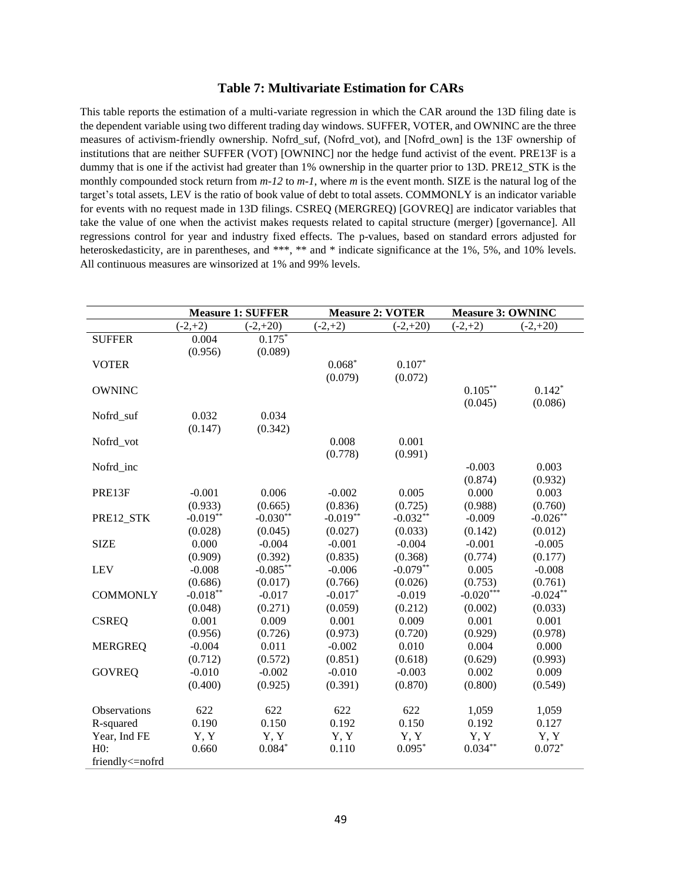### Table 7: Multivariate Estimation for CARs

This table reports the estimation of a multi-variate regression in which the CAR around the 13D filing date is the dependent variable using two different trading day windows. SUFFER, VOTER, and OWNINC are the three measures of activism-friendly ownership. Nofrd_suf, (Nofrd_vot), and [Nofrd_own] is the 13F ownership of institutions that are neither SUFFER (VOT) [OWNINC] nor the hedge fund activist of the event. PRE13F is a dummy that is one if the activist had greater than 1% ownership in the quarter prior to 13D. PRE12_STK is the monthly compounded stock return from *m-12* to *m-1*, where *m* is the event month. SIZE is the natural log of the target's total assets, LEV is the ratio of book value of debt to total assets. COMMONLY is an indicator variable for events with no request made in 13D filings. CSREQ (MERGREQ) [GOVREQ] are indicator variables that take the value of one when the activist makes requests related to capital structure (merger) [governance]. All regressions control for year and industry fixed effects. The p-values, based on standard errors adjusted for heteroskedasticity, are in parentheses, and ***, ** and * indicate significance at the 1%, 5%, and 10% levels. All continuous measures are winsorized at 1% and 99% levels.

| | **Measure 1: SUFFER** | | **Measure 2: VOTER** | | **Measure 3: OWNINC** | |
|---|---|---|---|---|---|---|
| | (-2,+2) | (-2,+20) | (-2,+2) | (-2,+20) | (-2,+2) | (-2,+20) |
| SUFFER | 0.004 | 0.175* | | | | |
| | (0.956) | (0.089) | | | | |
| VOTER | | | 0.068* | 0.107* | | |
| | | | (0.079) | (0.072) | | |
| OWNINC | | | | | 0.105** | 0.142* |
| | | | | | (0.045) | (0.086) |
| Nofrd_suf | 0.032 | 0.034 | | | | |
| | (0.147) | (0.342) | | | | |
| Nofrd_vot | | | 0.008 | 0.001 | | |
| | | | (0.778) | (0.991) | | |
| Nofrd_inc | | | | | -0.003 | 0.003 |
| | | | | | (0.874) | (0.932) |
| PRE13F | -0.001 | 0.006 | -0.002 | 0.005 | 0.000 | 0.003 |
| | (0.933) | (0.665) | (0.836) | (0.725) | (0.988) | (0.760) |
| PRE12_STK | -0.019** | -0.030** | -0.019** | -0.032** | -0.009 | -0.026** |
| | (0.028) | (0.045) | (0.027) | (0.033) | (0.142) | (0.012) |
| SIZE | 0.000 | -0.004 | -0.001 | -0.004 | -0.001 | -0.005 |
| | (0.909) | (0.392) | (0.835) | (0.368) | (0.774) | (0.177) |
| LEV | -0.008 | -0.085** | -0.006 | -0.079** | 0.005 | -0.008 |
| | (0.686) | (0.017) | (0.766) | (0.026) | (0.753) | (0.761) |
| COMMONLY | -0.018** | -0.017 | -0.017* | -0.019 | -0.020*** | -0.024** |
| | (0.048) | (0.271) | (0.059) | (0.212) | (0.002) | (0.033) |
| CSREQ | 0.001 | 0.009 | 0.001 | 0.009 | 0.001 | 0.001 |
| | (0.956) | (0.726) | (0.973) | (0.720) | (0.929) | (0.978) |
| MERGREQ | -0.004 | 0.011 | -0.002 | 0.010 | 0.004 | 0.000 |
| | (0.712) | (0.572) | (0.851) | (0.618) | (0.629) | (0.993) |
| GOVREQ | -0.010 | -0.002 | -0.010 | -0.003 | 0.002 | 0.009 |
| | (0.400) | (0.925) | (0.391) | (0.870) | (0.800) | (0.549) |
| Observations | 622 | 622 | 622 | 622 | 1,059 | 1,059 |
| R-squared | 0.190 | 0.150 | 0.192 | 0.150 | 0.192 | 0.127 |
| Year, Ind FE | Y, Y | Y, Y | Y, Y | Y, Y | Y, Y | Y, Y |
| H0: friendly<=nofrd | 0.660 | 0.084* | 0.110 | 0.095* | 0.034** | 0.072* |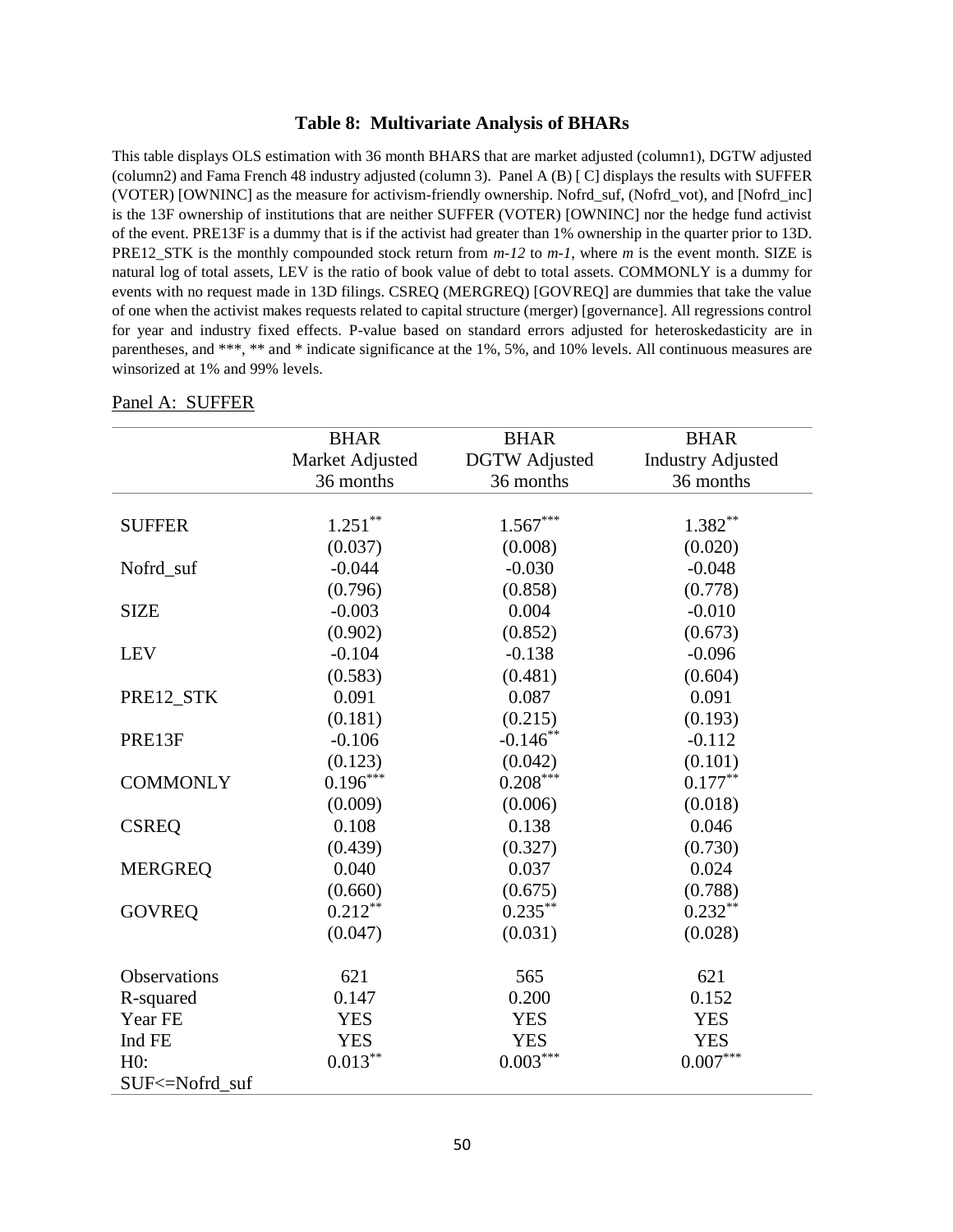### Table 8: Multivariate Analysis of BHARs

This table displays OLS estimation with 36 month BHARS that are market adjusted (column1), DGTW adjusted (column2) and Fama French 48 industry adjusted (column 3). Panel A (B) [ C] displays the results with SUFFER (VOTER) [OWNINC] as the measure for activism-friendly ownership. Nofrd_suf, (Nofrd_vot), and [Nofrd_inc] is the 13F ownership of institutions that are neither SUFFER (VOTER) [OWNINC] nor the hedge fund activist of the event. PRE13F is a dummy that is if the activist had greater than 1% ownership in the quarter prior to 13D. PRE12_STK is the monthly compounded stock return from *m-12* to *m-1*, where *m* is the event month. SIZE is natural log of total assets, LEV is the ratio of book value of debt to total assets. COMMONLY is a dummy for events with no request made in 13D filings. CSREQ (MERGREQ) [GOVREQ] are dummies that take the value of one when the activist makes requests related to capital structure (merger) [governance]. All regressions control for year and industry fixed effects. P-value based on standard errors adjusted for heteroskedasticity are in parentheses, and ***, ** and * indicate significance at the 1%, 5%, and 10% levels. All continuous measures are winsorized at 1% and 99% levels.

Panel A: SUFFER

| | BHAR Market Adjusted 36 months | BHAR DGTW Adjusted 36 months | BHAR Industry Adjusted 36 months |
|---|---|---|---|
| SUFFER | 1.251** | 1.567*** | 1.382** |
| | (0.037) | (0.008) | (0.020) |
| Nofrd_suf | -0.044 | -0.030 | -0.048 |
| | (0.796) | (0.858) | (0.778) |
| SIZE | -0.003 | 0.004 | -0.010 |
| | (0.902) | (0.852) | (0.673) |
| LEV | -0.104 | -0.138 | -0.096 |
| | (0.583) | (0.481) | (0.604) |
| PRE12_STK | 0.091 | 0.087 | 0.091 |
| | (0.181) | (0.215) | (0.193) |
| PRE13F | -0.106 | -0.146** | -0.112 |
| | (0.123) | (0.042) | (0.101) |
| COMMONLY | 0.196*** | 0.208*** | 0.177** |
| | (0.009) | (0.006) | (0.018) |
| CSREQ | 0.108 | 0.138 | 0.046 |
| | (0.439) | (0.327) | (0.730) |
| MERGREQ | 0.040 | 0.037 | 0.024 |
| | (0.660) | (0.675) | (0.788) |
| GOVREQ | 0.212** | 0.235** | 0.232** |
| | (0.047) | (0.031) | (0.028) |
| Observations | 621 | 565 | 621 |
| R-squared | 0.147 | 0.200 | 0.152 |
| Year FE | YES | YES | YES |
| Ind FE | YES | YES | YES |
| H0: SUF<=Nofrd_suf | 0.013** | 0.003*** | 0.007*** |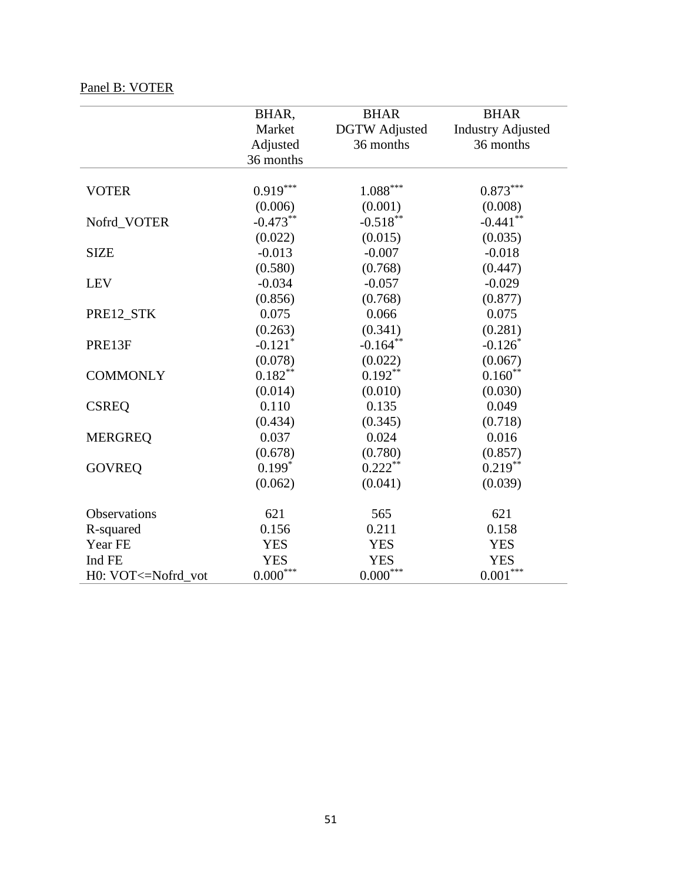Panel B: VOTER

| | BHAR, Market Adjusted 36 months | BHAR DGTW Adjusted 36 months | BHAR Industry Adjusted 36 months |
|---|---|---|---|
| VOTER | 0.919*** | 1.088*** | 0.873*** |
| | (0.006) | (0.001) | (0.008) |
| Nofrd_VOTER | -0.473** | -0.518** | -0.441** |
| | (0.022) | (0.015) | (0.035) |
| SIZE | -0.013 | -0.007 | -0.018 |
| | (0.580) | (0.768) | (0.447) |
| LEV | -0.034 | -0.057 | -0.029 |
| | (0.856) | (0.768) | (0.877) |
| PRE12_STK | 0.075 | 0.066 | 0.075 |
| | (0.263) | (0.341) | (0.281) |
| PRE13F | -0.121* | -0.164** | -0.126* |
| | (0.078) | (0.022) | (0.067) |
| COMMONLY | 0.182** | 0.192** | 0.160** |
| | (0.014) | (0.010) | (0.030) |
| CSREQ | 0.110 | 0.135 | 0.049 |
| | (0.434) | (0.345) | (0.718) |
| MERGREQ | 0.037 | 0.024 | 0.016 |
| | (0.678) | (0.780) | (0.857) |
| GOVREQ | 0.199* | 0.222** | 0.219** |
| | (0.062) | (0.041) | (0.039) |
| Observations | 621 | 565 | 621 |
| R-squared | 0.156 | 0.211 | 0.158 |
| Year FE | YES | YES | YES |
| Ind FE | YES | YES | YES |
| H0: VOT<=Nofrd_vot | 0.000*** | 0.000*** | 0.001*** |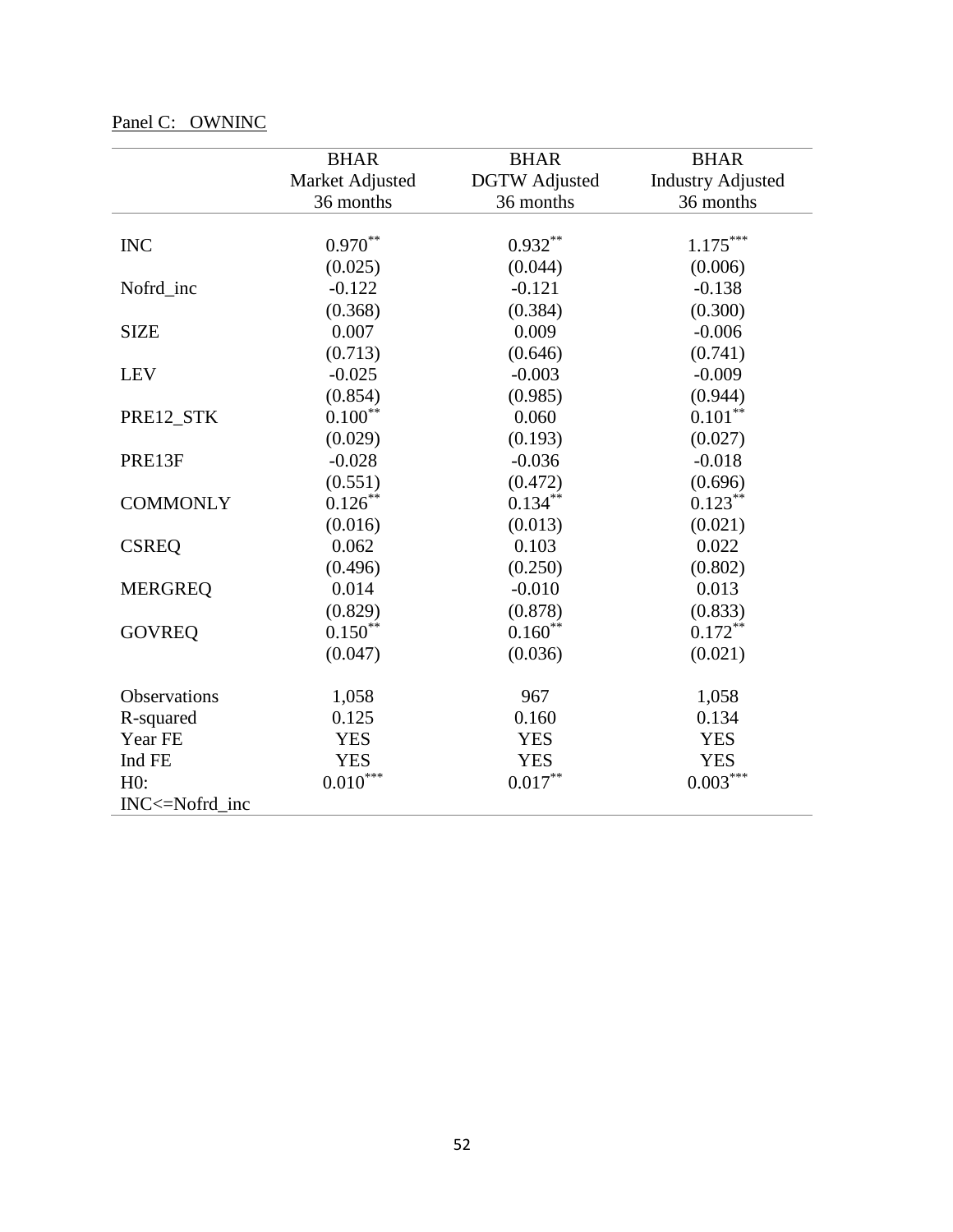Panel C: OWNINC

| | BHAR Market Adjusted 36 months | BHAR DGTW Adjusted 36 months | BHAR Industry Adjusted 36 months |
|---|---|---|---|
| INC | 0.970** | 0.932** | 1.175*** |
| | (0.025) | (0.044) | (0.006) |
| Nofrd_inc | -0.122 | -0.121 | -0.138 |
| | (0.368) | (0.384) | (0.300) |
| SIZE | 0.007 | 0.009 | -0.006 |
| | (0.713) | (0.646) | (0.741) |
| LEV | -0.025 | -0.003 | -0.009 |
| | (0.854) | (0.985) | (0.944) |
| PRE12_STK | 0.100** | 0.060 | 0.101** |
| | (0.029) | (0.193) | (0.027) |
| PRE13F | -0.028 | -0.036 | -0.018 |
| | (0.551) | (0.472) | (0.696) |
| COMMONLY | 0.126** | 0.134** | 0.123** |
| | (0.016) | (0.013) | (0.021) |
| CSREQ | 0.062 | 0.103 | 0.022 |
| | (0.496) | (0.250) | (0.802) |
| MERGREQ | 0.014 | -0.010 | 0.013 |
| | (0.829) | (0.878) | (0.833) |
| GOVREQ | 0.150** | 0.160** | 0.172** |
| | (0.047) | (0.036) | (0.021) |
| Observations | 1,058 | 967 | 1,058 |
| R-squared | 0.125 | 0.160 | 0.134 |
| Year FE | YES | YES | YES |
| Ind FE | YES | YES | YES |
| H0: INC<=Nofrd_inc | 0.010*** | 0.017** | 0.003*** |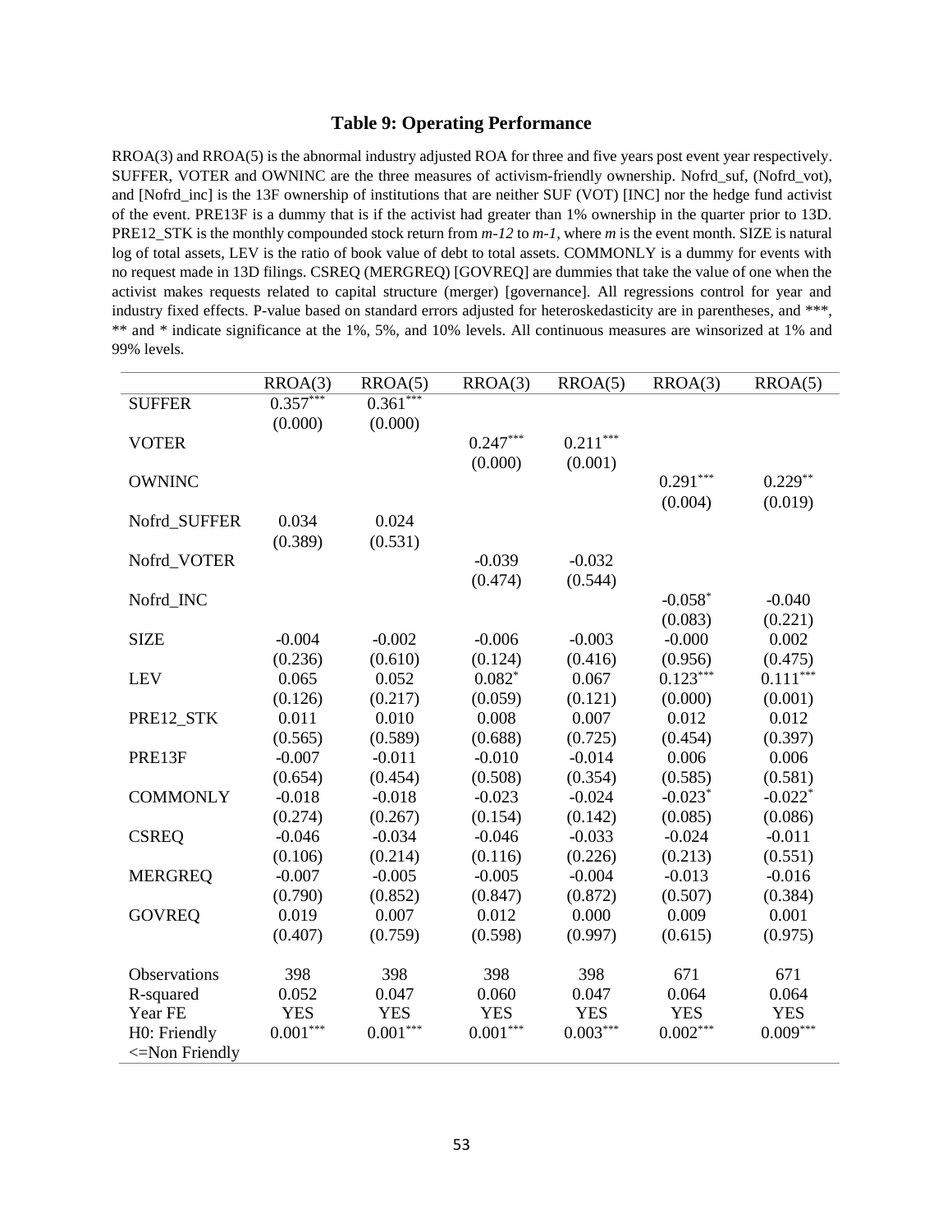### Table 9: Operating Performance

RROA(3) and RROA(5) is the abnormal industry adjusted ROA for three and five years post event year respectively. SUFFER, VOTER and OWNINC are the three measures of activism-friendly ownership. Nofrd_suf, (Nofrd_vot), and [Nofrd_inc] is the 13F ownership of institutions that are neither SUF (VOT) [INC] nor the hedge fund activist of the event. PRE13F is a dummy that is if the activist had greater than 1% ownership in the quarter prior to 13D. PRE12_STK is the monthly compounded stock return from *m-12* to *m-1*, where *m* is the event month. SIZE is natural log of total assets, LEV is the ratio of book value of debt to total assets. COMMONLY is a dummy for events with no request made in 13D filings. CSREQ (MERGREQ) [GOVREQ] are dummies that take the value of one when the activist makes requests related to capital structure (merger) [governance]. All regressions control for year and industry fixed effects. P-value based on standard errors adjusted for heteroskedasticity are in parentheses, and ***, ** and * indicate significance at the 1%, 5%, and 10% levels. All continuous measures are winsorized at 1% and 99% levels.

| | RROA(3) | RROA(5) | RROA(3) | RROA(5) | RROA(3) | RROA(5) |
|---|---|---|---|---|---|---|
| SUFFER | 0.357*** | 0.361*** | | | | |
| | (0.000) | (0.000) | | | | |
| VOTER | | | 0.247*** | 0.211*** | | |
| | | | (0.000) | (0.001) | | |
| OWNINC | | | | | 0.291*** | 0.229** |
| | | | | | (0.004) | (0.019) |
| Nofrd_SUFFER | 0.034 | 0.024 | | | | |
| | (0.389) | (0.531) | | | | |
| Nofrd_VOTER | | | -0.039 | -0.032 | | |
| | | | (0.474) | (0.544) | | |
| Nofrd_INC | | | | | -0.058* | -0.040 |
| | | | | | (0.083) | (0.221) |
| SIZE | -0.004 | -0.002 | -0.006 | -0.003 | -0.000 | 0.002 |
| | (0.236) | (0.610) | (0.124) | (0.416) | (0.956) | (0.475) |
| LEV | 0.065 | 0.052 | 0.082* | 0.067 | 0.123*** | 0.111*** |
| | (0.126) | (0.217) | (0.059) | (0.121) | (0.000) | (0.001) |
| PRE12_STK | 0.011 | 0.010 | 0.008 | 0.007 | 0.012 | 0.012 |
| | (0.565) | (0.589) | (0.688) | (0.725) | (0.454) | (0.397) |
| PRE13F | -0.007 | -0.011 | -0.010 | -0.014 | 0.006 | 0.006 |
| | (0.654) | (0.454) | (0.508) | (0.354) | (0.585) | (0.581) |
| COMMONLY | -0.018 | -0.018 | -0.023 | -0.024 | -0.023* | -0.022* |
| | (0.274) | (0.267) | (0.154) | (0.142) | (0.085) | (0.086) |
| CSREQ | -0.046 | -0.034 | -0.046 | -0.033 | -0.024 | -0.011 |
| | (0.106) | (0.214) | (0.116) | (0.226) | (0.213) | (0.551) |
| MERGREQ | -0.007 | -0.005 | -0.005 | -0.004 | -0.013 | -0.016 |
| | (0.790) | (0.852) | (0.847) | (0.872) | (0.507) | (0.384) |
| GOVREQ | 0.019 | 0.007 | 0.012 | 0.000 | 0.009 | 0.001 |
| | (0.407) | (0.759) | (0.598) | (0.997) | (0.615) | (0.975) |
| Observations | 398 | 398 | 398 | 398 | 671 | 671 |
| R-squared | 0.052 | 0.047 | 0.060 | 0.047 | 0.064 | 0.064 |
| Year FE | YES | YES | YES | YES | YES | YES |
| H0: Friendly <=Non Friendly | 0.001*** | 0.001*** | 0.001*** | 0.003*** | 0.002*** | 0.009*** |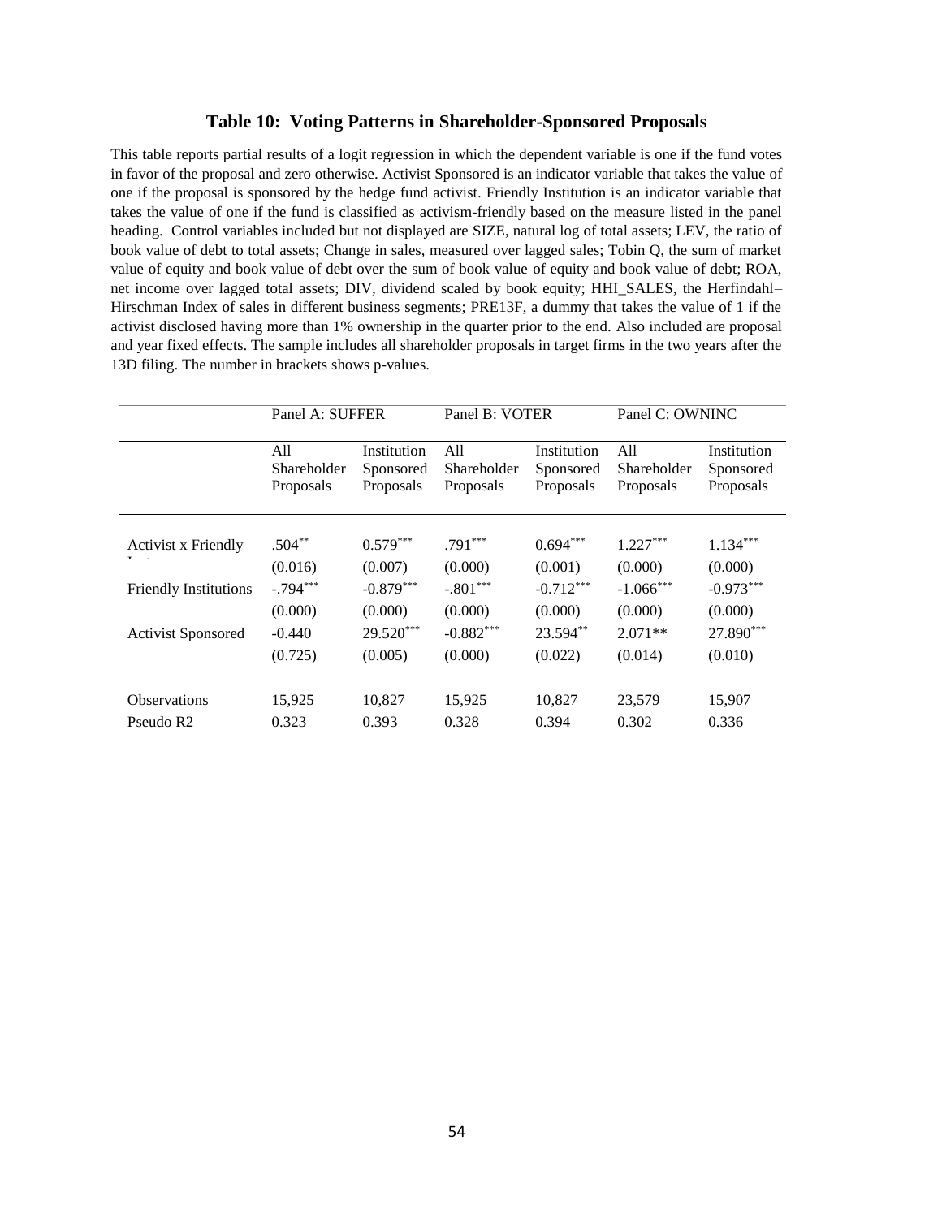### Table 10: Voting Patterns in Shareholder-Sponsored Proposals

This table reports partial results of a logit regression in which the dependent variable is one if the fund votes in favor of the proposal and zero otherwise. Activist Sponsored is an indicator variable that takes the value of one if the proposal is sponsored by the hedge fund activist. Friendly Institution is an indicator variable that takes the value of one if the fund is classified as activism-friendly based on the measure listed in the panel heading. Control variables included but not displayed are SIZE, natural log of total assets; LEV, the ratio of book value of debt to total assets; Change in sales, measured over lagged sales; Tobin Q, the sum of market value of equity and book value of debt over the sum of book value of equity and book value of debt; ROA, net income over lagged total assets; DIV, dividend scaled by book equity; HHI_SALES, the Herfindahl–Hirschman Index of sales in different business segments; PRE13F, a dummy that takes the value of 1 if the activist disclosed having more than 1% ownership in the quarter prior to the end. Also included are proposal and year fixed effects. The sample includes all shareholder proposals in target firms in the two years after the 13D filing. The number in brackets shows p-values.

| | Panel A: SUFFER | | Panel B: VOTER | | Panel C: OWNINC | |
|---|---|---|---|---|---|---|
| | All Shareholder Proposals | Institution Sponsored Proposals | All Shareholder Proposals | Institution Sponsored Proposals | All Shareholder Proposals | Institution Sponsored Proposals |
| Activist x Friendly Inst | .504** | 0.579*** | .791*** | 0.694*** | 1.227*** | 1.134*** |
| | (0.016) | (0.007) | (0.000) | (0.001) | (0.000) | (0.000) |
| Friendly Institutions | -.794*** | -0.879*** | -.801*** | -0.712*** | -1.066*** | -0.973*** |
| | (0.000) | (0.000) | (0.000) | (0.000) | (0.000) | (0.000) |
| Activist Sponsored | -0.440 | 29.520*** | -0.882*** | 23.594** | 2.071** | 27.890*** |
| | (0.725) | (0.005) | (0.000) | (0.022) | (0.014) | (0.010) |
| Observations | 15,925 | 10,827 | 15,925 | 10,827 | 23,579 | 15,907 |
| Pseudo R2 | 0.323 | 0.393 | 0.328 | 0.394 | 0.302 | 0.336 |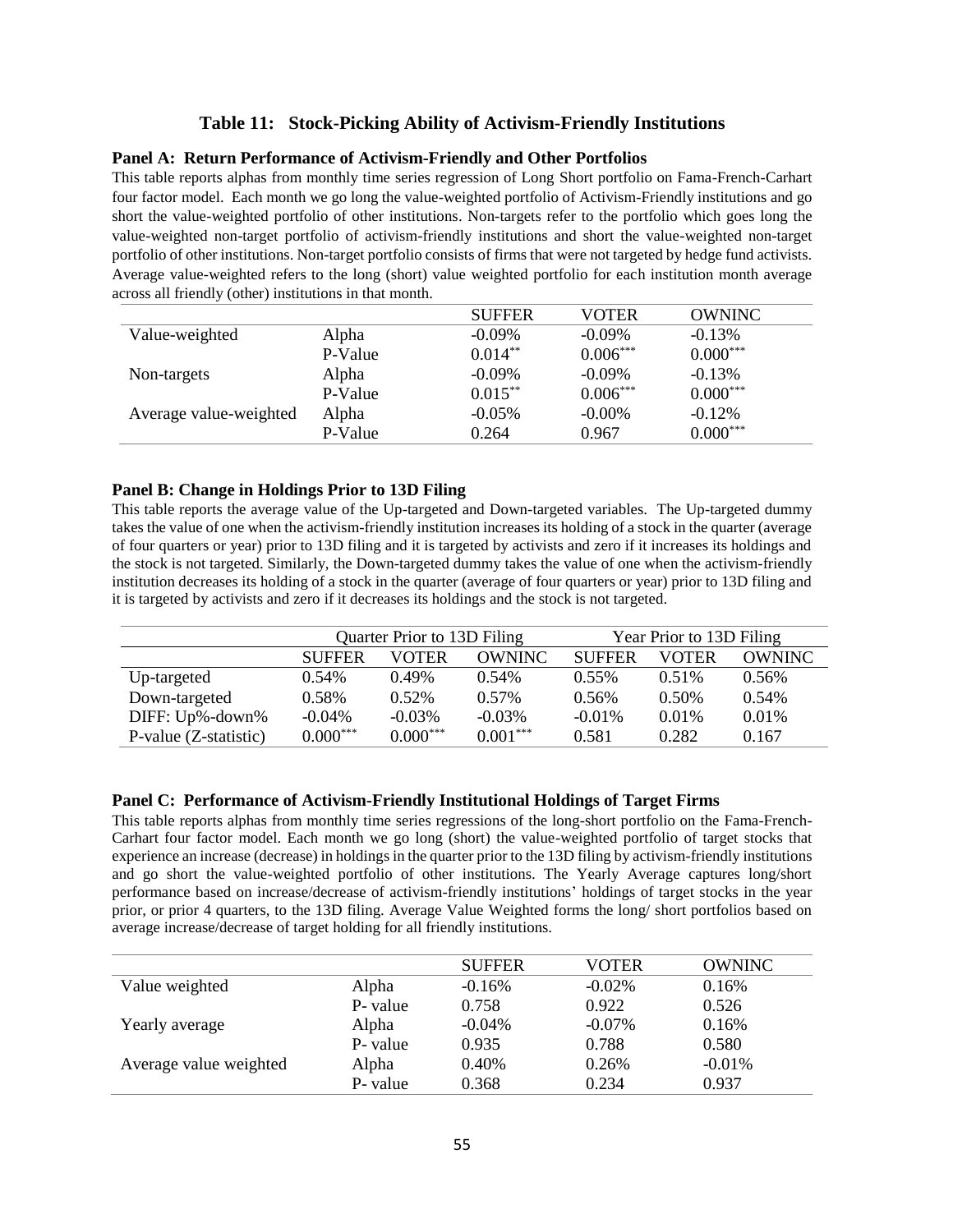## Table 11: Stock-Picking Ability of Activism-Friendly Institutions

### Panel A: Return Performance of Activism-Friendly and Other Portfolios

This table reports alphas from monthly time series regression of Long Short portfolio on Fama-French-Carhart four factor model. Each month we go long the value-weighted portfolio of Activism-Friendly institutions and go short the value-weighted portfolio of other institutions. Non-targets refer to the portfolio which goes long the value-weighted non-target portfolio of activism-friendly institutions and short the value-weighted non-target portfolio of other institutions. Non-target portfolio consists of firms that were not targeted by hedge fund activists. Average value-weighted refers to the long (short) value weighted portfolio for each institution month average across all friendly (other) institutions in that month.

| | | SUFFER | VOTER | OWNINC |
|---|---|---|---|---|
| Value-weighted | Alpha | -0.09% | -0.09% | -0.13% |
| | P-Value | 0.014** | 0.006*** | 0.000*** |
| Non-targets | Alpha | -0.09% | -0.09% | -0.13% |
| | P-Value | 0.015** | 0.006*** | 0.000*** |
| Average value-weighted | Alpha | -0.05% | -0.00% | -0.12% |
| | P-Value | 0.264 | 0.967 | 0.000*** |

### Panel B: Change in Holdings Prior to 13D Filing

This table reports the average value of the Up-targeted and Down-targeted variables. The Up-targeted dummy takes the value of one when the activism-friendly institution increases its holding of a stock in the quarter (average of four quarters or year) prior to 13D filing and it is targeted by activists and zero if it increases its holdings and the stock is not targeted. Similarly, the Down-targeted dummy takes the value of one when the activism-friendly institution decreases its holding of a stock in the quarter (average of four quarters or year) prior to 13D filing and it is targeted by activists and zero if it decreases its holdings and the stock is not targeted.

| | Quarter Prior to 13D Filing | | | Year Prior to 13D Filing | | |
|---|---|---|---|---|---|---|
| | SUFFER | VOTER | OWNINC | SUFFER | VOTER | OWNINC |
| Up-targeted | 0.54% | 0.49% | 0.54% | 0.55% | 0.51% | 0.56% |
| Down-targeted | 0.58% | 0.52% | 0.57% | 0.56% | 0.50% | 0.54% |
| DIFF: Up%-down% | -0.04% | -0.03% | -0.03% | -0.01% | 0.01% | 0.01% |
| P-value (Z-statistic) | 0.000*** | 0.000*** | 0.001*** | 0.581 | 0.282 | 0.167 |

### Panel C: Performance of Activism-Friendly Institutional Holdings of Target Firms

This table reports alphas from monthly time series regressions of the long-short portfolio on the Fama-French-Carhart four factor model. Each month we go long (short) the value-weighted portfolio of target stocks that experience an increase (decrease) in holdings in the quarter prior to the 13D filing by activism-friendly institutions and go short the value-weighted portfolio of other institutions. The Yearly Average captures long/short performance based on increase/decrease of activism-friendly institutions' holdings of target stocks in the year prior, or prior 4 quarters, to the 13D filing. Average Value Weighted forms the long/ short portfolios based on average increase/decrease of target holding for all friendly institutions.

| | | SUFFER | VOTER | OWNINC |
|---|---|---|---|---|
| Value weighted | Alpha | -0.16% | -0.02% | 0.16% |
| | P- value | 0.758 | 0.922 | 0.526 |
| Yearly average | Alpha | -0.04% | -0.07% | 0.16% |
| | P- value | 0.935 | 0.788 | 0.580 |
| Average value weighted | Alpha | 0.40% | 0.26% | -0.01% |
| | P- value | 0.368 | 0.234 | 0.937 |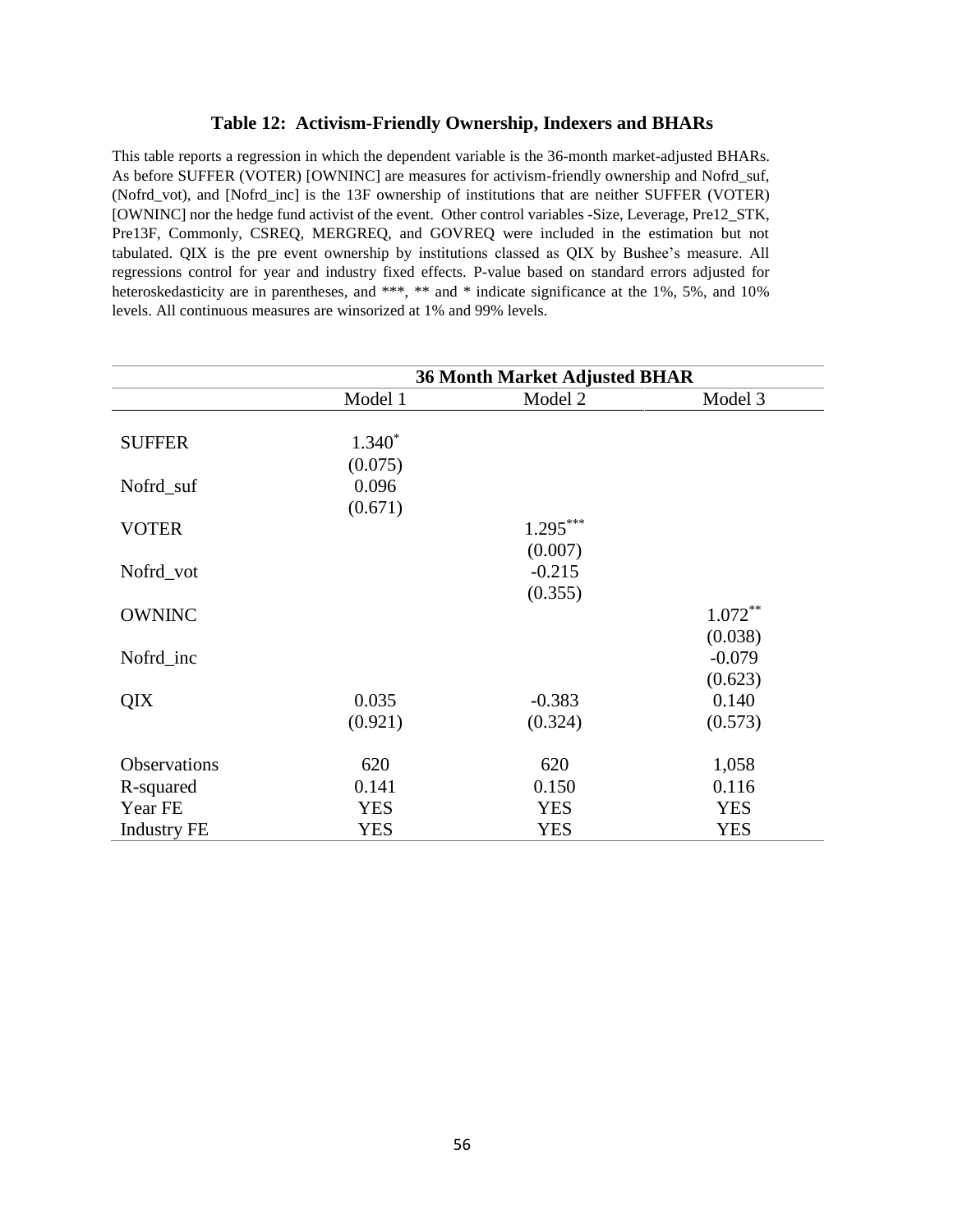### Table 12: Activism-Friendly Ownership, Indexers and BHARs

This table reports a regression in which the dependent variable is the 36-month market-adjusted BHARs. As before SUFFER (VOTER) [OWNINC] are measures for activism-friendly ownership and Nofrd_suf, (Nofrd_vot), and [Nofrd_inc] is the 13F ownership of institutions that are neither SUFFER (VOTER) [OWNINC] nor the hedge fund activist of the event. Other control variables -Size, Leverage, Pre12_STK, Pre13F, Commonly, CSREQ, MERGREQ, and GOVREQ were included in the estimation but not tabulated. QIX is the pre event ownership by institutions classed as QIX by Bushee's measure. All regressions control for year and industry fixed effects. P-value based on standard errors adjusted for heteroskedasticity are in parentheses, and ***, ** and * indicate significance at the 1%, 5%, and 10% levels. All continuous measures are winsorized at 1% and 99% levels.

| | 36 Month Market Adjusted BHAR | | |
|---|---|---|---|
| | Model 1 | Model 2 | Model 3 |
| SUFFER | 1.340* | | |
| | (0.075) | | |
| Nofrd_suf | 0.096 | | |
| | (0.671) | | |
| VOTER | | 1.295*** | |
| | | (0.007) | |
| Nofrd_vot | | -0.215 | |
| | | (0.355) | |
| OWNINC | | | 1.072** |
| | | | (0.038) |
| Nofrd_inc | | | -0.079 |
| | | | (0.623) |
| QIX | 0.035 | -0.383 | 0.140 |
| | (0.921) | (0.324) | (0.573) |
| Observations | 620 | 620 | 1,058 |
| R-squared | 0.141 | 0.150 | 0.116 |
| Year FE | YES | YES | YES |
| Industry FE | YES | YES | YES |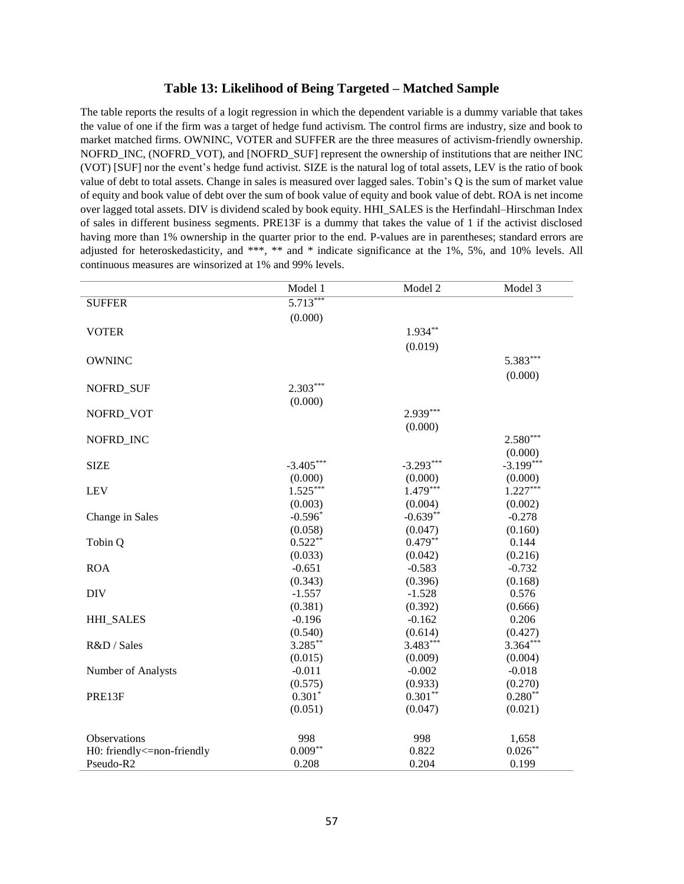### Table 13: Likelihood of Being Targeted – Matched Sample

The table reports the results of a logit regression in which the dependent variable is a dummy variable that takes the value of one if the firm was a target of hedge fund activism. The control firms are industry, size and book to market matched firms. OWNINC, VOTER and SUFFER are the three measures of activism-friendly ownership. NOFRD_INC, (NOFRD_VOT), and [NOFRD_SUF] represent the ownership of institutions that are neither INC (VOT) [SUF] nor the event's hedge fund activist. SIZE is the natural log of total assets, LEV is the ratio of book value of debt to total assets. Change in sales is measured over lagged sales. Tobin's Q is the sum of market value of equity and book value of debt over the sum of book value of equity and book value of debt. ROA is net income over lagged total assets. DIV is dividend scaled by book equity. HHI_SALES is the Herfindahl–Hirschman Index of sales in different business segments. PRE13F is a dummy that takes the value of 1 if the activist disclosed having more than 1% ownership in the quarter prior to the end. P-values are in parentheses; standard errors are adjusted for heteroskedasticity, and ***, ** and * indicate significance at the 1%, 5%, and 10% levels. All continuous measures are winsorized at 1% and 99% levels.

| | Model 1 | Model 2 | Model 3 |
|---|---|---|---|
| SUFFER | 5.713*** | | |
| | (0.000) | | |
| VOTER | | 1.934** | |
| | | (0.019) | |
| OWNINC | | | 5.383*** |
| | | | (0.000) |
| NOFRD_SUF | 2.303*** | | |
| | (0.000) | | |
| NOFRD_VOT | | 2.939*** | |
| | | (0.000) | |
| NOFRD_INC | | | 2.580*** |
| | | | (0.000) |
| SIZE | -3.405*** | -3.293*** | -3.199*** |
| | (0.000) | (0.000) | (0.000) |
| LEV | 1.525*** | 1.479*** | 1.227*** |
| | (0.003) | (0.004) | (0.002) |
| Change in Sales | -0.596* | -0.639** | -0.278 |
| | (0.058) | (0.047) | (0.160) |
| Tobin Q | 0.522** | 0.479** | 0.144 |
| | (0.033) | (0.042) | (0.216) |
| ROA | -0.651 | -0.583 | -0.732 |
| | (0.343) | (0.396) | (0.168) |
| DIV | -1.557 | -1.528 | 0.576 |
| | (0.381) | (0.392) | (0.666) |
| HHI_SALES | -0.196 | -0.162 | 0.206 |
| | (0.540) | (0.614) | (0.427) |
| R&D / Sales | 3.285** | 3.483*** | 3.364*** |
| | (0.015) | (0.009) | (0.004) |
| Number of Analysts | -0.011 | -0.002 | -0.018 |
| | (0.575) | (0.933) | (0.270) |
| PRE13F | 0.301* | 0.301** | 0.280** |
| | (0.051) | (0.047) | (0.021) |
| Observations | 998 | 998 | 1,658 |
| H0: friendly<=non-friendly | 0.009** | 0.822 | 0.026** |
| Pseudo-R2 | 0.208 | 0.204 | 0.199 |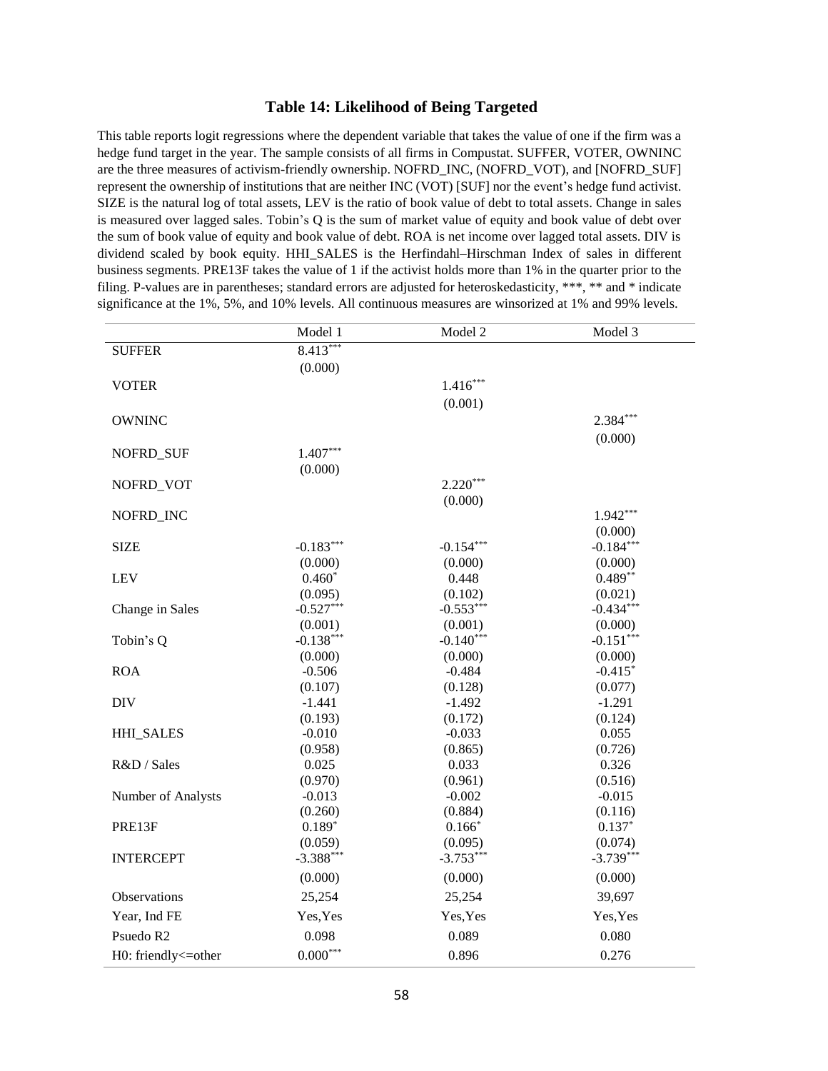### Table 14: Likelihood of Being Targeted

This table reports logit regressions where the dependent variable that takes the value of one if the firm was a hedge fund target in the year. The sample consists of all firms in Compustat. SUFFER, VOTER, OWNINC are the three measures of activism-friendly ownership. NOFRD_INC, (NOFRD_VOT), and [NOFRD_SUF] represent the ownership of institutions that are neither INC (VOT) [SUF] nor the event's hedge fund activist. SIZE is the natural log of total assets, LEV is the ratio of book value of debt to total assets. Change in sales is measured over lagged sales. Tobin's Q is the sum of market value of equity and book value of debt over the sum of book value of equity and book value of debt. ROA is net income over lagged total assets. DIV is dividend scaled by book equity. HHI_SALES is the Herfindahl–Hirschman Index of sales in different business segments. PRE13F takes the value of 1 if the activist holds more than 1% in the quarter prior to the filing. P-values are in parentheses; standard errors are adjusted for heteroskedasticity, \*\*\*, \*\* and \* indicate significance at the 1%, 5%, and 10% levels. All continuous measures are winsorized at 1% and 99% levels.

| | Model 1 | Model 2 | Model 3 |
|---|---|---|---|
| SUFFER | 8.413*** | | |
| | (0.000) | | |
| VOTER | | 1.416*** | |
| | | (0.001) | |
| OWNINC | | | 2.384*** |
| | | | (0.000) |
| NOFRD_SUF | 1.407*** | | |
| | (0.000) | | |
| NOFRD_VOT | | 2.220*** | |
| | | (0.000) | |
| NOFRD_INC | | | 1.942*** |
| | | | (0.000) |
| SIZE | -0.183*** | -0.154*** | -0.184*** |
| | (0.000) | (0.000) | (0.000) |
| LEV | 0.460* | 0.448 | 0.489** |
| | (0.095) | (0.102) | (0.021) |
| Change in Sales | -0.527*** | -0.553*** | -0.434*** |
| | (0.001) | (0.001) | (0.000) |
| Tobin's Q | -0.138*** | -0.140*** | -0.151*** |
| | (0.000) | (0.000) | (0.000) |
| ROA | -0.506 | -0.484 | -0.415* |
| | (0.107) | (0.128) | (0.077) |
| DIV | -1.441 | -1.492 | -1.291 |
| | (0.193) | (0.172) | (0.124) |
| HHI_SALES | -0.010 | -0.033 | 0.055 |
| | (0.958) | (0.865) | (0.726) |
| R&D / Sales | 0.025 | 0.033 | 0.326 |
| | (0.970) | (0.961) | (0.516) |
| Number of Analysts | -0.013 | -0.002 | -0.015 |
| | (0.260) | (0.884) | (0.116) |
| PRE13F | 0.189* | 0.166* | 0.137* |
| | (0.059) | (0.095) | (0.074) |
| INTERCEPT | -3.388*** | -3.753*** | -3.739*** |
| | (0.000) | (0.000) | (0.000) |
| Observations | 25,254 | 25,254 | 39,697 |
| Year, Ind FE | Yes,Yes | Yes,Yes | Yes,Yes |
| Psuedo R2 | 0.098 | 0.089 | 0.080 |
| H0: friendly<=other | 0.000*** | 0.896 | 0.276 |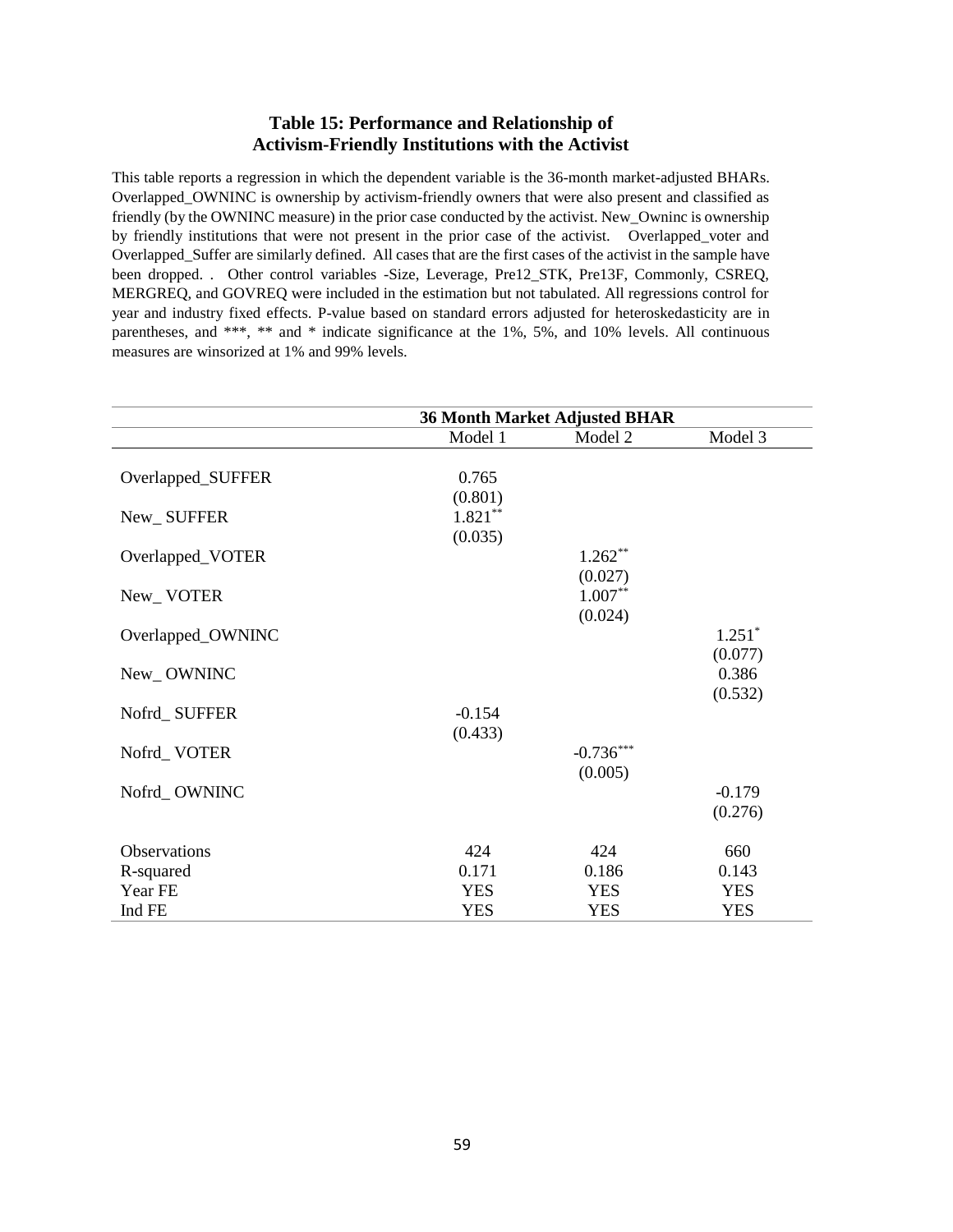### Table 15: Performance and Relationship of Activism-Friendly Institutions with the Activist

This table reports a regression in which the dependent variable is the 36-month market-adjusted BHARs. Overlapped_OWNINC is ownership by activism-friendly owners that were also present and classified as friendly (by the OWNINC measure) in the prior case conducted by the activist. New_Owninc is ownership by friendly institutions that were not present in the prior case of the activist. Overlapped_voter and Overlapped_Suffer are similarly defined. All cases that are the first cases of the activist in the sample have been dropped. . Other control variables -Size, Leverage, Pre12_STK, Pre13F, Commonly, CSREQ, MERGREQ, and GOVREQ were included in the estimation but not tabulated. All regressions control for year and industry fixed effects. P-value based on standard errors adjusted for heteroskedasticity are in parentheses, and ***, ** and * indicate significance at the 1%, 5%, and 10% levels. All continuous measures are winsorized at 1% and 99% levels.

| | 36 Month Market Adjusted BHAR | | |
|---|---|---|---|
| | Model 1 | Model 2 | Model 3 |
| Overlapped_SUFFER | 0.765 | | |
| | (0.801) | | |
| New_ SUFFER | 1.821** | | |
| | (0.035) | | |
| Overlapped_VOTER | | 1.262** | |
| | | (0.027) | |
| New_ VOTER | | 1.007** | |
| | | (0.024) | |
| Overlapped_OWNINC | | | 1.251* |
| | | | (0.077) |
| New_ OWNINC | | | 0.386 |
| | | | (0.532) |
| Nofrd_ SUFFER | -0.154 | | |
| | (0.433) | | |
| Nofrd_ VOTER | | -0.736*** | |
| | | (0.005) | |
| Nofrd_ OWNINC | | | -0.179 |
| | | | (0.276) |
| Observations | 424 | 424 | 660 |
| R-squared | 0.171 | 0.186 | 0.143 |
| Year FE | YES | YES | YES |
| Ind FE | YES | YES | YES |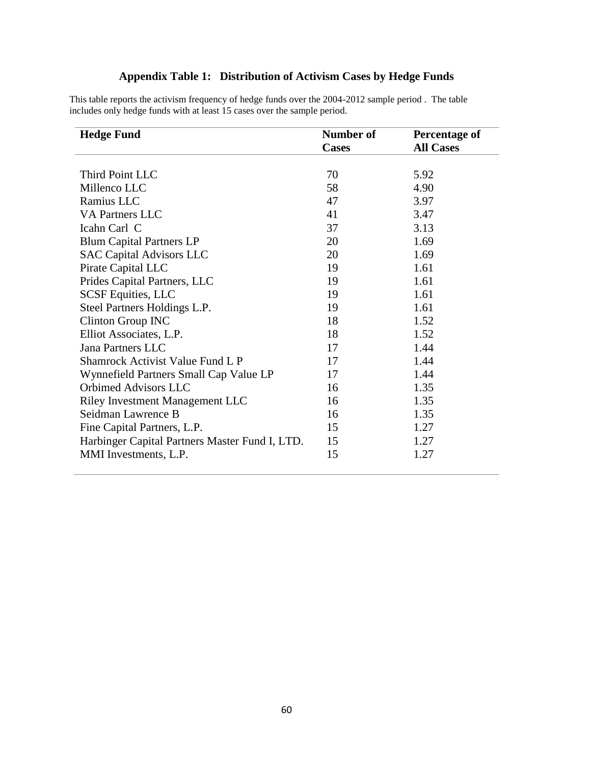# Appendix Table 1: Distribution of Activism Cases by Hedge Funds

This table reports the activism frequency of hedge funds over the 2004-2012 sample period . The table includes only hedge funds with at least 15 cases over the sample period.

| Hedge Fund | Number of Cases | Percentage of All Cases |
|---|---|---|
| Third Point LLC | 70 | 5.92 |
| Millenco LLC | 58 | 4.90 |
| Ramius LLC | 47 | 3.97 |
| VA Partners LLC | 41 | 3.47 |
| Icahn Carl C | 37 | 3.13 |
| Blum Capital Partners LP | 20 | 1.69 |
| SAC Capital Advisors LLC | 20 | 1.69 |
| Pirate Capital LLC | 19 | 1.61 |
| Prides Capital Partners, LLC | 19 | 1.61 |
| SCSF Equities, LLC | 19 | 1.61 |
| Steel Partners Holdings L.P. | 19 | 1.61 |
| Clinton Group INC | 18 | 1.52 |
| Elliot Associates, L.P. | 18 | 1.52 |
| Jana Partners LLC | 17 | 1.44 |
| Shamrock Activist Value Fund L P | 17 | 1.44 |
| Wynnefield Partners Small Cap Value LP | 17 | 1.44 |
| Orbimed Advisors LLC | 16 | 1.35 |
| Riley Investment Management LLC | 16 | 1.35 |
| Seidman Lawrence B | 16 | 1.35 |
| Fine Capital Partners, L.P. | 15 | 1.27 |
| Harbinger Capital Partners Master Fund I, LTD. | 15 | 1.27 |
| MMI Investments, L.P. | 15 | 1.27 |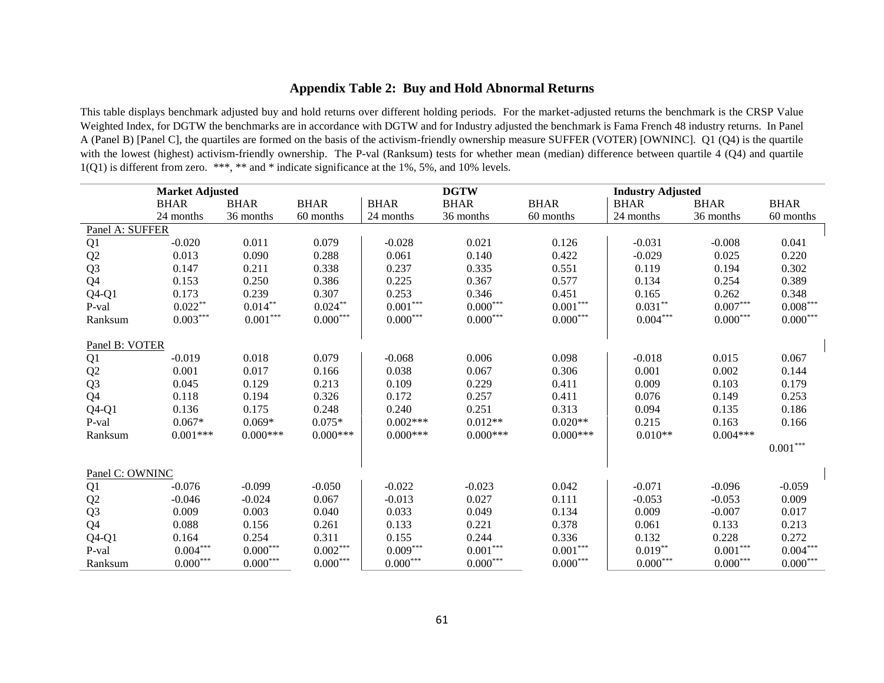# Appendix Table 2: Buy and Hold Abnormal Returns

This table displays benchmark adjusted buy and hold returns over different holding periods. For the market-adjusted returns the benchmark is the CRSP Value Weighted Index, for DGTW the benchmarks are in accordance with DGTW and for Industry adjusted the benchmark is Fama French 48 industry returns. In Panel A (Panel B) [Panel C], the quartiles are formed on the basis of the activism-friendly ownership measure SUFFER (VOTER) [OWNINC]. Q1 (Q4) is the quartile with the lowest (highest) activism-friendly ownership. The P-val (Ranksum) tests for whether mean (median) difference between quartile 4 (Q4) and quartile 1(Q1) is different from zero. ***, ** and * indicate significance at the 1%, 5%, and 10% levels.

| | **Market Adjusted** | | | **DGTW** | | | **Industry Adjusted** | | |
|---|---|---|---|---|---|---|---|---|---|
| | BHAR 24 months | BHAR 36 months | BHAR 60 months | BHAR 24 months | BHAR 36 months | BHAR 60 months | BHAR 24 months | BHAR 36 months | BHAR 60 months |
| Panel A: SUFFER | | | | | | | | | |
| Q1 | -0.020 | 0.011 | 0.079 | -0.028 | 0.021 | 0.126 | -0.031 | -0.008 | 0.041 |
| Q2 | 0.013 | 0.090 | 0.288 | 0.061 | 0.140 | 0.422 | -0.029 | 0.025 | 0.220 |
| Q3 | 0.147 | 0.211 | 0.338 | 0.237 | 0.335 | 0.551 | 0.119 | 0.194 | 0.302 |
| Q4 | 0.153 | 0.250 | 0.386 | 0.225 | 0.367 | 0.577 | 0.134 | 0.254 | 0.389 |
| Q4-Q1 | 0.173 | 0.239 | 0.307 | 0.253 | 0.346 | 0.451 | 0.165 | 0.262 | 0.348 |
| P-val | 0.022** | 0.014** | 0.024** | 0.001*** | 0.000*** | 0.001*** | 0.031** | 0.007*** | 0.008*** |
| Ranksum | 0.003*** | 0.001*** | 0.000*** | 0.000*** | 0.000*** | 0.000*** | 0.004*** | 0.000*** | 0.000*** |
| Panel B: VOTER | | | | | | | | | |
| Q1 | -0.019 | 0.018 | 0.079 | -0.068 | 0.006 | 0.098 | -0.018 | 0.015 | 0.067 |
| Q2 | 0.001 | 0.017 | 0.166 | 0.038 | 0.067 | 0.306 | 0.001 | 0.002 | 0.144 |
| Q3 | 0.045 | 0.129 | 0.213 | 0.109 | 0.229 | 0.411 | 0.009 | 0.103 | 0.179 |
| Q4 | 0.118 | 0.194 | 0.326 | 0.172 | 0.257 | 0.411 | 0.076 | 0.149 | 0.253 |
| Q4-Q1 | 0.136 | 0.175 | 0.248 | 0.240 | 0.251 | 0.313 | 0.094 | 0.135 | 0.186 |
| P-val | 0.067* | 0.069* | 0.075* | 0.002*** | 0.012** | 0.020** | 0.215 | 0.163 | 0.166 |
| Ranksum | 0.001*** | 0.000*** | 0.000*** | 0.000*** | 0.000*** | 0.000*** | 0.010** | 0.004*** | 0.001*** |
| Panel C: OWNINC | | | | | | | | | |
| Q1 | -0.076 | -0.099 | -0.050 | -0.022 | -0.023 | 0.042 | -0.071 | -0.096 | -0.059 |
| Q2 | -0.046 | -0.024 | 0.067 | -0.013 | 0.027 | 0.111 | -0.053 | -0.053 | 0.009 |
| Q3 | 0.009 | 0.003 | 0.040 | 0.033 | 0.049 | 0.134 | 0.009 | -0.007 | 0.017 |
| Q4 | 0.088 | 0.156 | 0.261 | 0.133 | 0.221 | 0.378 | 0.061 | 0.133 | 0.213 |
| Q4-Q1 | 0.164 | 0.254 | 0.311 | 0.155 | 0.244 | 0.336 | 0.132 | 0.228 | 0.272 |
| P-val | 0.004*** | 0.000*** | 0.002*** | 0.009*** | 0.001*** | 0.001*** | 0.019** | 0.001*** | 0.004*** |
| Ranksum | 0.000*** | 0.000*** | 0.000*** | 0.000*** | 0.000*** | 0.000*** | 0.000*** | 0.000*** | 0.000*** |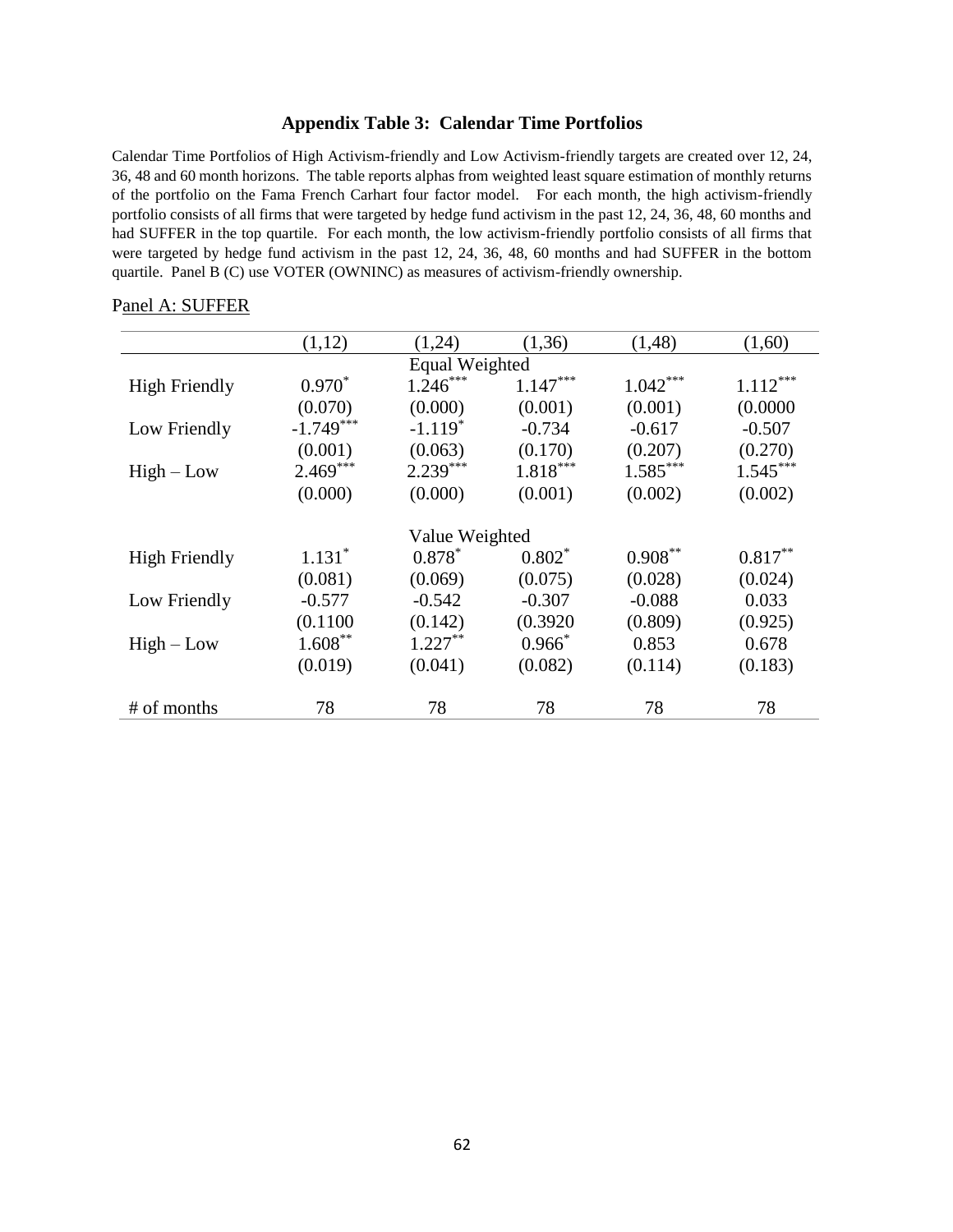## Appendix Table 3: Calendar Time Portfolios

Calendar Time Portfolios of High Activism-friendly and Low Activism-friendly targets are created over 12, 24, 36, 48 and 60 month horizons. The table reports alphas from weighted least square estimation of monthly returns of the portfolio on the Fama French Carhart four factor model. For each month, the high activism-friendly portfolio consists of all firms that were targeted by hedge fund activism in the past 12, 24, 36, 48, 60 months and had SUFFER in the top quartile. For each month, the low activism-friendly portfolio consists of all firms that were targeted by hedge fund activism in the past 12, 24, 36, 48, 60 months and had SUFFER in the bottom quartile. Panel B (C) use VOTER (OWNINC) as measures of activism-friendly ownership.

Panel A: SUFFER

| | (1,12) | (1,24) | (1,36) | (1,48) | (1,60) |
|---|---|---|---|---|---|
| | | Equal Weighted | | | |
| High Friendly | 0.970* | 1.246*** | 1.147*** | 1.042*** | 1.112*** |
| | (0.070) | (0.000) | (0.001) | (0.001) | (0.0000 |
| Low Friendly | -1.749*** | -1.119* | -0.734 | -0.617 | -0.507 |
| | (0.001) | (0.063) | (0.170) | (0.207) | (0.270) |
| High – Low | 2.469*** | 2.239*** | 1.818*** | 1.585*** | 1.545*** |
| | (0.000) | (0.000) | (0.001) | (0.002) | (0.002) |
| | | Value Weighted | | | |
| High Friendly | 1.131* | 0.878* | 0.802* | 0.908** | 0.817** |
| | (0.081) | (0.069) | (0.075) | (0.028) | (0.024) |
| Low Friendly | -0.577 | -0.542 | -0.307 | -0.088 | 0.033 |
| | (0.1100 | (0.142) | (0.3920 | (0.809) | (0.925) |
| High – Low | 1.608** | 1.227** | 0.966* | 0.853 | 0.678 |
| | (0.019) | (0.041) | (0.082) | (0.114) | (0.183) |
| # of months | 78 | 78 | 78 | 78 | 78 |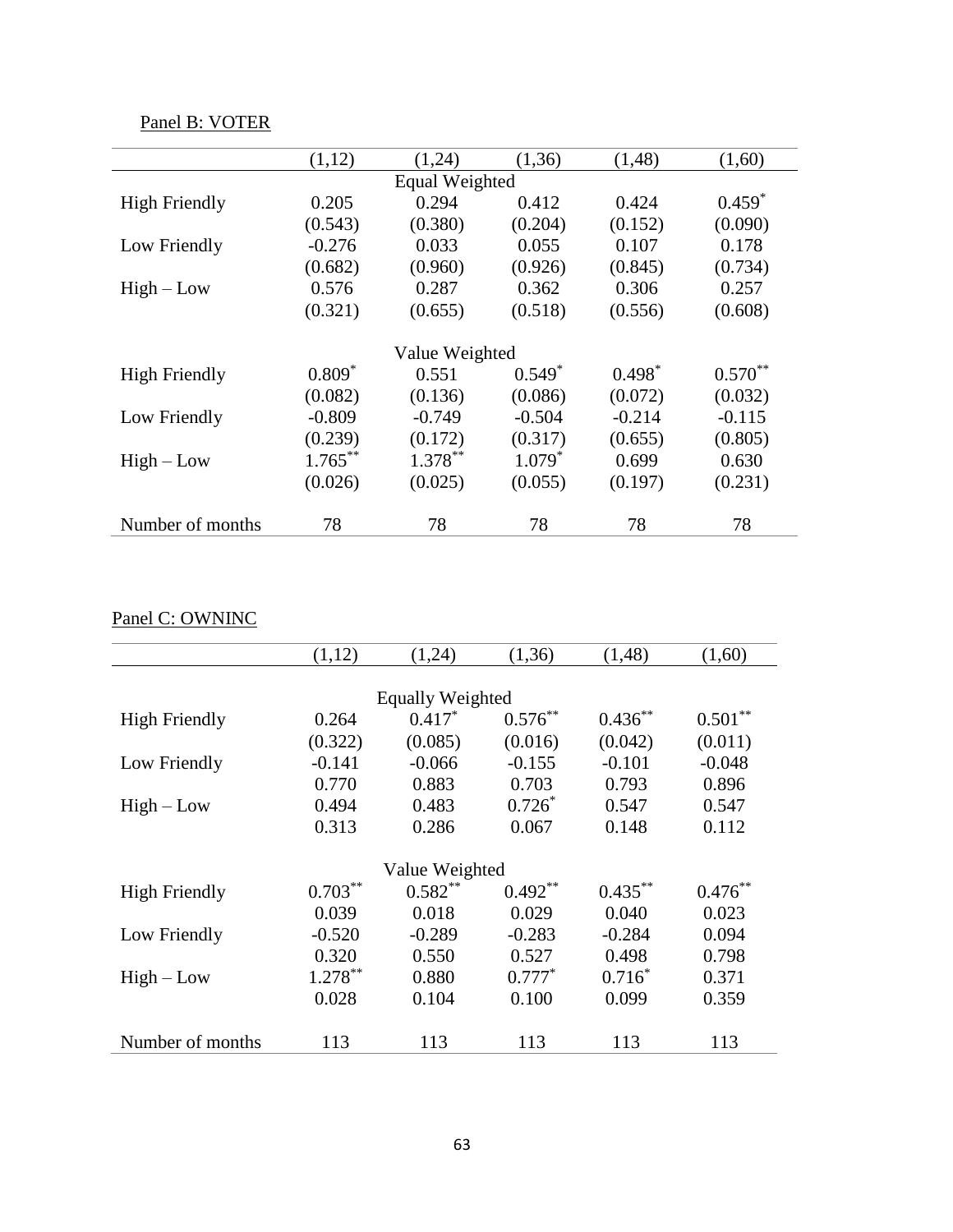Panel B: VOTER

| | (1,12) | (1,24) | (1,36) | (1,48) | (1,60) |
|---|---|---|---|---|---|
| | | Equal Weighted | | | |
| High Friendly | 0.205 | 0.294 | 0.412 | 0.424 | 0.459* |
| | (0.543) | (0.380) | (0.204) | (0.152) | (0.090) |
| Low Friendly | -0.276 | 0.033 | 0.055 | 0.107 | 0.178 |
| | (0.682) | (0.960) | (0.926) | (0.845) | (0.734) |
| High – Low | 0.576 | 0.287 | 0.362 | 0.306 | 0.257 |
| | (0.321) | (0.655) | (0.518) | (0.556) | (0.608) |
| | | Value Weighted | | | |
| High Friendly | 0.809* | 0.551 | 0.549* | 0.498* | 0.570** |
| | (0.082) | (0.136) | (0.086) | (0.072) | (0.032) |
| Low Friendly | -0.809 | -0.749 | -0.504 | -0.214 | -0.115 |
| | (0.239) | (0.172) | (0.317) | (0.655) | (0.805) |
| High – Low | 1.765** | 1.378** | 1.079* | 0.699 | 0.630 |
| | (0.026) | (0.025) | (0.055) | (0.197) | (0.231) |
| Number of months | 78 | 78 | 78 | 78 | 78 |

Panel C: OWNINC

| | (1,12) | (1,24) | (1,36) | (1,48) | (1,60) |
|---|---|---|---|---|---|
| | | Equally Weighted | | | |
| High Friendly | 0.264 | 0.417* | 0.576** | 0.436** | 0.501** |
| | (0.322) | (0.085) | (0.016) | (0.042) | (0.011) |
| Low Friendly | -0.141 | -0.066 | -0.155 | -0.101 | -0.048 |
| | 0.770 | 0.883 | 0.703 | 0.793 | 0.896 |
| High – Low | 0.494 | 0.483 | 0.726* | 0.547 | 0.547 |
| | 0.313 | 0.286 | 0.067 | 0.148 | 0.112 |
| | | Value Weighted | | | |
| High Friendly | 0.703** | 0.582** | 0.492** | 0.435** | 0.476** |
| | 0.039 | 0.018 | 0.029 | 0.040 | 0.023 |
| Low Friendly | -0.520 | -0.289 | -0.283 | -0.284 | 0.094 |
| | 0.320 | 0.550 | 0.527 | 0.498 | 0.798 |
| High – Low | 1.278** | 0.880 | 0.777* | 0.716* | 0.371 |
| | 0.028 | 0.104 | 0.100 | 0.099 | 0.359 |
| Number of months | 113 | 113 | 113 | 113 | 113 |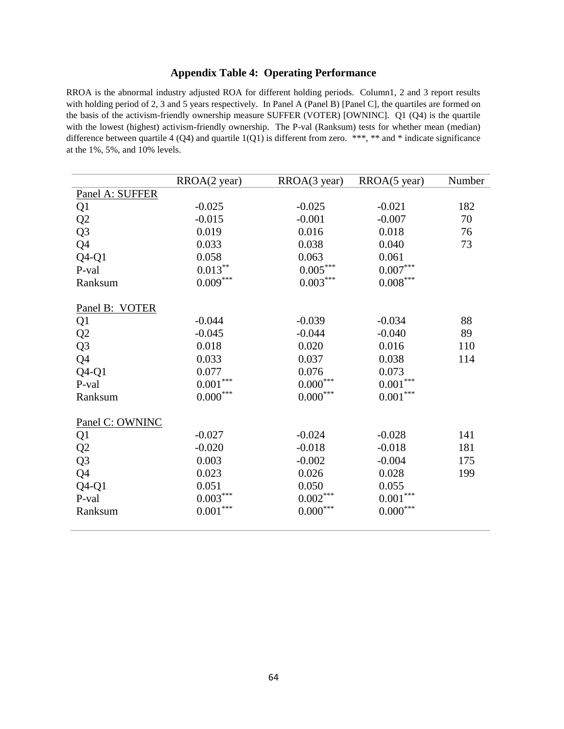## Appendix Table 4: Operating Performance

RROA is the abnormal industry adjusted ROA for different holding periods. Column1, 2 and 3 report results with holding period of 2, 3 and 5 years respectively. In Panel A (Panel B) [Panel C], the quartiles are formed on the basis of the activism-friendly ownership measure SUFFER (VOTER) [OWNINC]. Q1 (Q4) is the quartile with the lowest (highest) activism-friendly ownership. The P-val (Ranksum) tests for whether mean (median) difference between quartile 4 (Q4) and quartile 1(Q1) is different from zero. ***, ** and * indicate significance at the 1%, 5%, and 10% levels.

| | RROA(2 year) | RROA(3 year) | RROA(5 year) | Number |
|---|---|---|---|---|
| Panel A: SUFFER | | | | |
| Q1 | -0.025 | -0.025 | -0.021 | 182 |
| Q2 | -0.015 | -0.001 | -0.007 | 70 |
| Q3 | 0.019 | 0.016 | 0.018 | 76 |
| Q4 | 0.033 | 0.038 | 0.040 | 73 |
| Q4-Q1 | 0.058 | 0.063 | 0.061 | |
| P-val | 0.013** | 0.005*** | 0.007*** | |
| Ranksum | 0.009*** | 0.003*** | 0.008*** | |
| Panel B: VOTER | | | | |
| Q1 | -0.044 | -0.039 | -0.034 | 88 |
| Q2 | -0.045 | -0.044 | -0.040 | 89 |
| Q3 | 0.018 | 0.020 | 0.016 | 110 |
| Q4 | 0.033 | 0.037 | 0.038 | 114 |
| Q4-Q1 | 0.077 | 0.076 | 0.073 | |
| P-val | 0.001*** | 0.000*** | 0.001*** | |
| Ranksum | 0.000*** | 0.000*** | 0.001*** | |
| Panel C: OWNINC | | | | |
| Q1 | -0.027 | -0.024 | -0.028 | 141 |
| Q2 | -0.020 | -0.018 | -0.018 | 181 |
| Q3 | 0.003 | -0.002 | -0.004 | 175 |
| Q4 | 0.023 | 0.026 | 0.028 | 199 |
| Q4-Q1 | 0.051 | 0.050 | 0.055 | |
| P-val | 0.003*** | 0.002*** | 0.001*** | |
| Ranksum | 0.001*** | 0.000*** | 0.000*** | |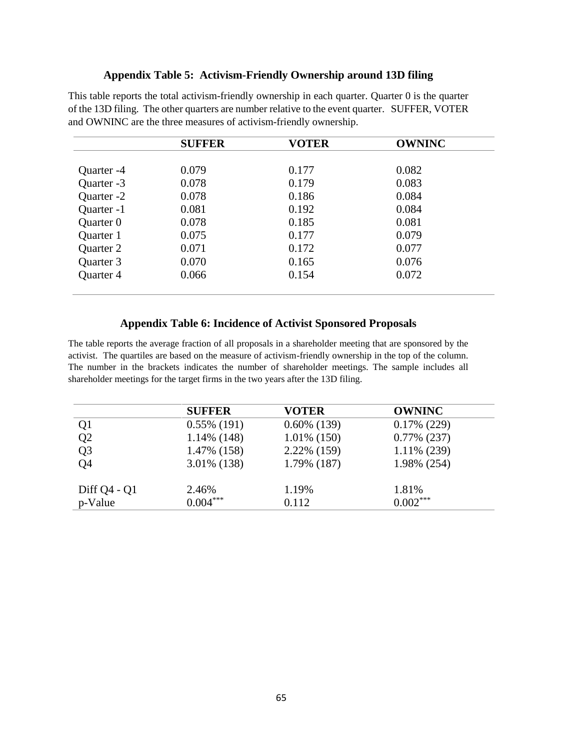## Appendix Table 5: Activism-Friendly Ownership around 13D filing

This table reports the total activism-friendly ownership in each quarter. Quarter 0 is the quarter of the 13D filing. The other quarters are number relative to the event quarter. SUFFER, VOTER and OWNINC are the three measures of activism-friendly ownership.

| | SUFFER | VOTER | OWNINC |
|---|---|---|---|
| Quarter -4 | 0.079 | 0.177 | 0.082 |
| Quarter -3 | 0.078 | 0.179 | 0.083 |
| Quarter -2 | 0.078 | 0.186 | 0.084 |
| Quarter -1 | 0.081 | 0.192 | 0.084 |
| Quarter 0 | 0.078 | 0.185 | 0.081 |
| Quarter 1 | 0.075 | 0.177 | 0.079 |
| Quarter 2 | 0.071 | 0.172 | 0.077 |
| Quarter 3 | 0.070 | 0.165 | 0.076 |
| Quarter 4 | 0.066 | 0.154 | 0.072 |

## Appendix Table 6: Incidence of Activist Sponsored Proposals

The table reports the average fraction of all proposals in a shareholder meeting that are sponsored by the activist. The quartiles are based on the measure of activism-friendly ownership in the top of the column. The number in the brackets indicates the number of shareholder meetings. The sample includes all shareholder meetings for the target firms in the two years after the 13D filing.

| | SUFFER | VOTER | OWNINC |
|---|---|---|---|
| Q1 | 0.55% (191) | 0.60% (139) | 0.17% (229) |
| Q2 | 1.14% (148) | 1.01% (150) | 0.77% (237) |
| Q3 | 1.47% (158) | 2.22% (159) | 1.11% (239) |
| Q4 | 3.01% (138) | 1.79% (187) | 1.98% (254) |
| | | | |
| Diff Q4 - Q1 | 2.46% | 1.19% | 1.81% |
| p-Value | 0.004*** | 0.112 | 0.002*** |